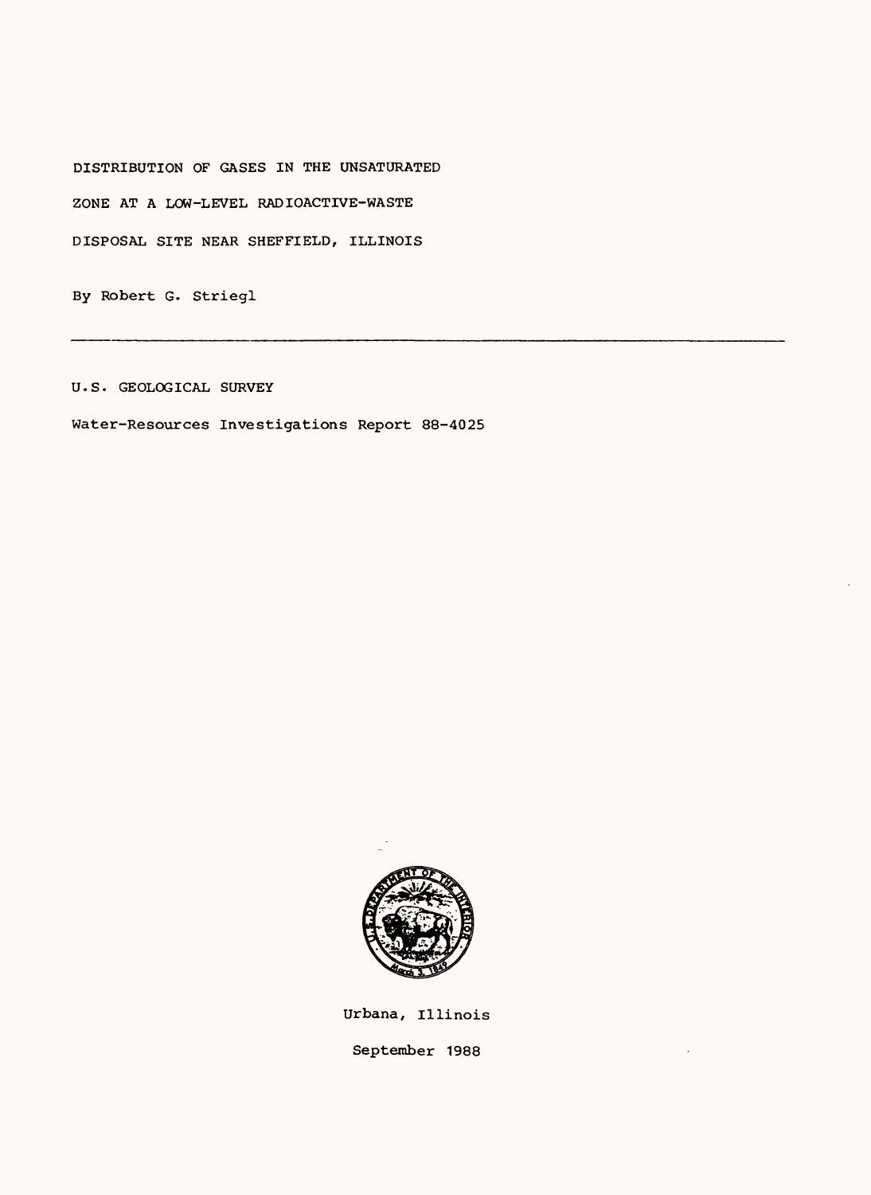# DISTRIBUTION OF GASES IN THE UNSATURATED ZONE AT A LOW-LEVEL RADIOACTIVE-WASTE DISPOSAL SITE NEAR SHEFFIELD, ILLINOIS

By Robert G. Striegl

---

U.S. GEOLOGICAL SURVEY

Water-Resources Investigations Report 88-4025

Urbana, Illinois

September 1988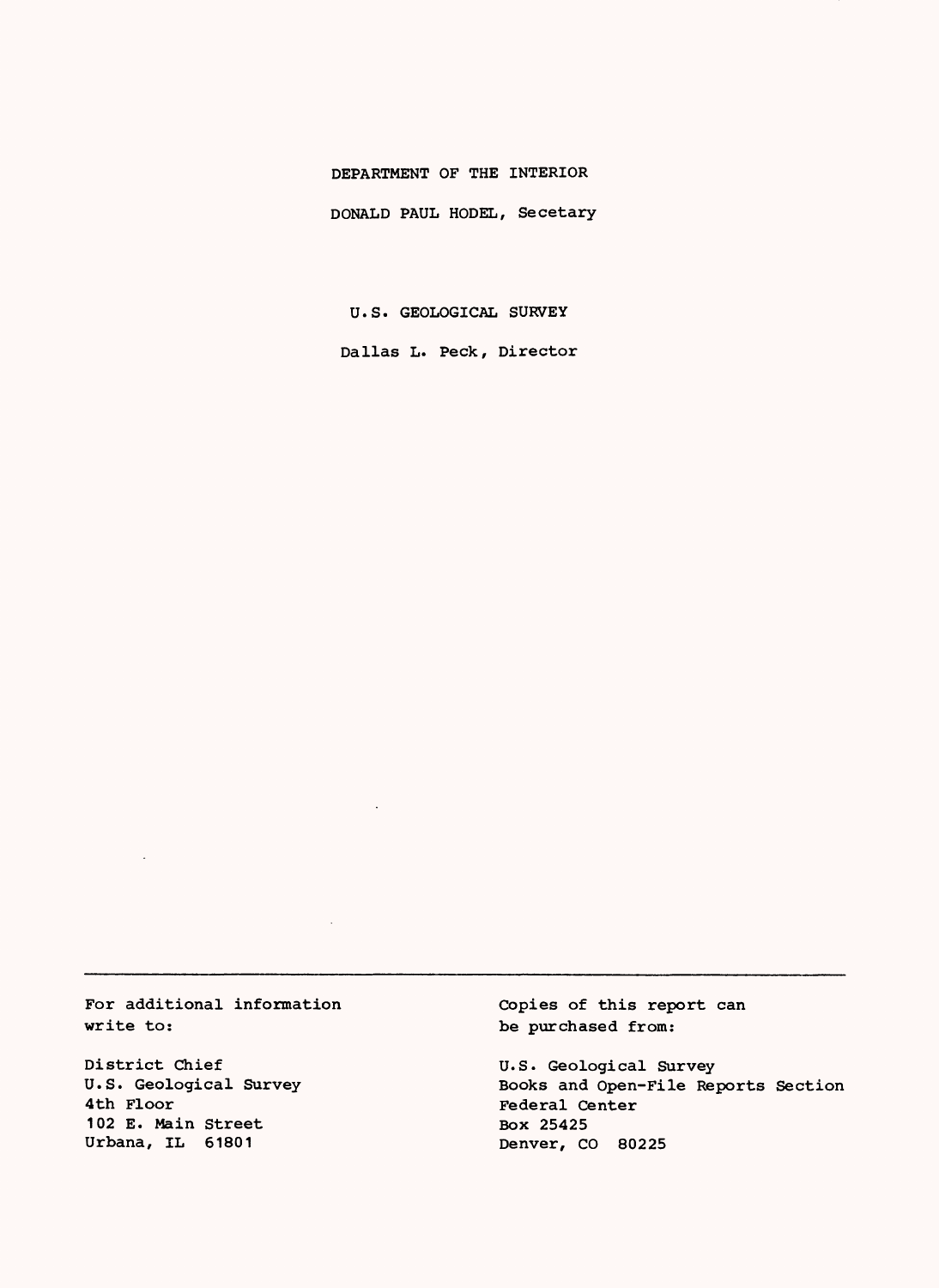DEPARTMENT OF THE INTERIOR

DONALD PAUL HODEL, Secetary

U.S. GEOLOGICAL SURVEY

Dallas L. Peck, Director

---

For additional information write to:

District Chief
U.S. Geological Survey
4th Floor
102 E. Main Street
Urbana, IL 61801

Copies of this report can be purchased from:

U.S. Geological Survey
Books and Open-File Reports Section
Federal Center
Box 25425
Denver, CO 80225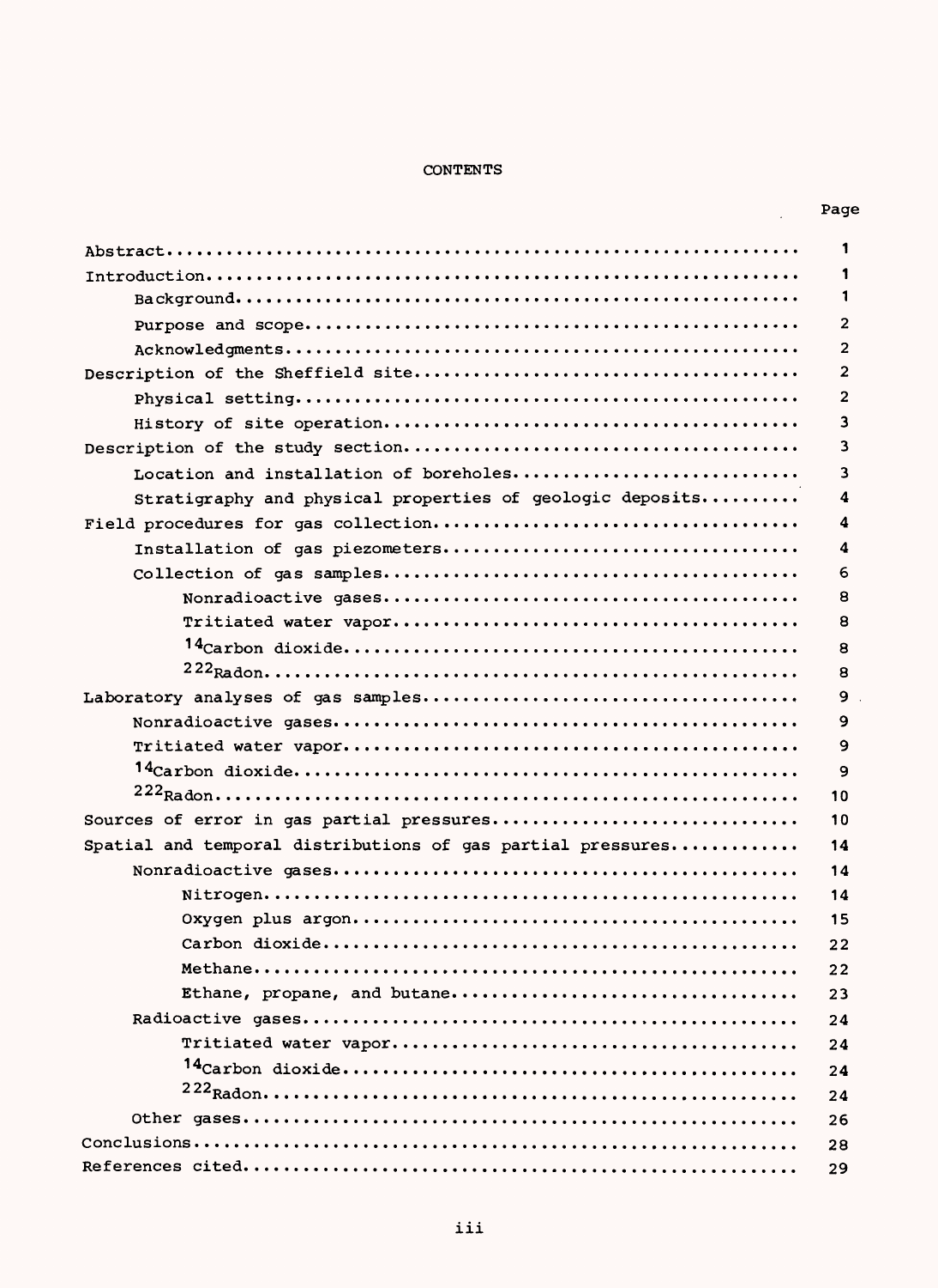# CONTENTS

| | Page |
|---|---|
| Abstract | 1 |
| Introduction | 1 |
| Background | 1 |
| Purpose and scope | 2 |
| Acknowledgments | 2 |
| Description of the Sheffield site | 2 |
| Physical setting | 2 |
| History of site operation | 3 |
| Description of the study section | 3 |
| Location and installation of boreholes | 3 |
| Stratigraphy and physical properties of geologic deposits | 4 |
| Field procedures for gas collection | 4 |
| Installation of gas piezometers | 4 |
| Collection of gas samples | 6 |
| Nonradioactive gases | 8 |
| Tritiated water vapor | 8 |
| $^{14}$Carbon dioxide | 8 |
| $^{222}$Radon | 8 |
| Laboratory analyses of gas samples | 9 |
| Nonradioactive gases | 9 |
| Tritiated water vapor | 9 |
| $^{14}$Carbon dioxide | 9 |
| $^{222}$Radon | 10 |
| Sources of error in gas partial pressures | 10 |
| Spatial and temporal distributions of gas partial pressures | 14 |
| Nonradioactive gases | 14 |
| Nitrogen | 14 |
| Oxygen plus argon | 15 |
| Carbon dioxide | 22 |
| Methane | 22 |
| Ethane, propane, and butane | 23 |
| Radioactive gases | 24 |
| Tritiated water vapor | 24 |
| $^{14}$Carbon dioxide | 24 |
| $^{222}$Radon | 24 |
| Other gases | 26 |
| Conclusions | 28 |
| References cited | 29 |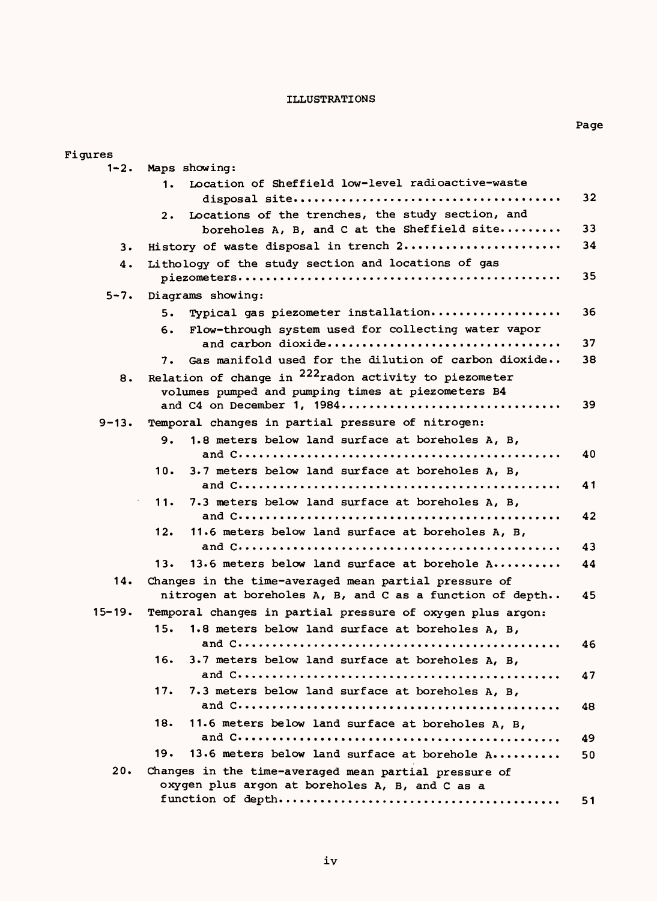# ILLUSTRATIONS

| Figures | | Page |
|---|---|---|
| 1-2. | Maps showing: | |
| | 1. Location of Sheffield low-level radioactive-waste disposal site | 32 |
| | 2. Locations of the trenches, the study section, and boreholes A, B, and C at the Sheffield site | 33 |
| 3. | History of waste disposal in trench 2 | 34 |
| 4. | Lithology of the study section and locations of gas piezometers | 35 |
| 5-7. | Diagrams showing: | |
| | 5. Typical gas piezometer installation | 36 |
| | 6. Flow-through system used for collecting water vapor and carbon dioxide | 37 |
| | 7. Gas manifold used for the dilution of carbon dioxide | 38 |
| 8. | Relation of change in $^{222}$radon activity to piezometer volumes pumped and pumping times at piezometers B4 and C4 on December 1, 1984 | 39 |
| 9-13. | Temporal changes in partial pressure of nitrogen: | |
| | 9. 1.8 meters below land surface at boreholes A, B, and C | 40 |
| | 10. 3.7 meters below land surface at boreholes A, B, and C | 41 |
| | 11. 7.3 meters below land surface at boreholes A, B, and C | 42 |
| | 12. 11.6 meters below land surface at boreholes A, B, and C | 43 |
| | 13. 13.6 meters below land surface at borehole A | 44 |
| 14. | Changes in the time-averaged mean partial pressure of nitrogen at boreholes A, B, and C as a function of depth | 45 |
| 15-19. | Temporal changes in partial pressure of oxygen plus argon: | |
| | 15. 1.8 meters below land surface at boreholes A, B, and C | 46 |
| | 16. 3.7 meters below land surface at boreholes A, B, and C | 47 |
| | 17. 7.3 meters below land surface at boreholes A, B, and C | 48 |
| | 18. 11.6 meters below land surface at boreholes A, B, and C | 49 |
| | 19. 13.6 meters below land surface at borehole A | 50 |
| 20. | Changes in the time-averaged mean partial pressure of oxygen plus argon at boreholes A, B, and C as a function of depth | 51 |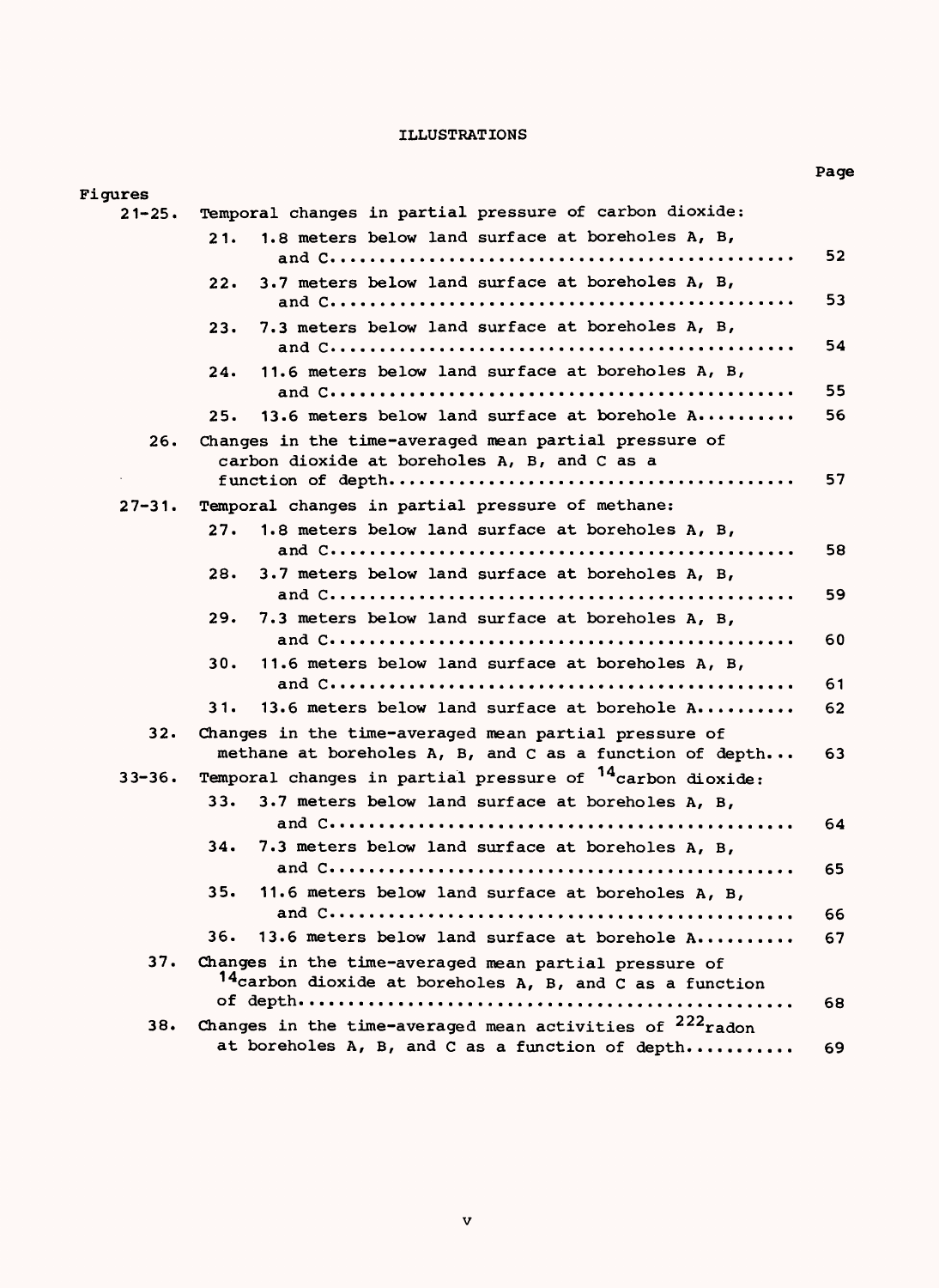# ILLUSTRATIONS

| Figures | | Page |
|---|---|---|
| 21-25. | Temporal changes in partial pressure of carbon dioxide: | |
| | 21. 1.8 meters below land surface at boreholes A, B, and C | 52 |
| | 22. 3.7 meters below land surface at boreholes A, B, and C | 53 |
| | 23. 7.3 meters below land surface at boreholes A, B, and C | 54 |
| | 24. 11.6 meters below land surface at boreholes A, B, and C | 55 |
| | 25. 13.6 meters below land surface at borehole A | 56 |
| 26. | Changes in the time-averaged mean partial pressure of carbon dioxide at boreholes A, B, and C as a function of depth | 57 |
| 27-31. | Temporal changes in partial pressure of methane: | |
| | 27. 1.8 meters below land surface at boreholes A, B, and C | 58 |
| | 28. 3.7 meters below land surface at boreholes A, B, and C | 59 |
| | 29. 7.3 meters below land surface at boreholes A, B, and C | 60 |
| | 30. 11.6 meters below land surface at boreholes A, B, and C | 61 |
| | 31. 13.6 meters below land surface at borehole A | 62 |
| 32. | Changes in the time-averaged mean partial pressure of methane at boreholes A, B, and C as a function of depth | 63 |
| 33-36. | Temporal changes in partial pressure of $^{14}$carbon dioxide: | |
| | 33. 3.7 meters below land surface at boreholes A, B, and C | 64 |
| | 34. 7.3 meters below land surface at boreholes A, B, and C | 65 |
| | 35. 11.6 meters below land surface at boreholes A, B, and C | 66 |
| | 36. 13.6 meters below land surface at borehole A | 67 |
| 37. | Changes in the time-averaged mean partial pressure of $^{14}$carbon dioxide at boreholes A, B, and C as a function of depth | 68 |
| 38. | Changes in the time-averaged mean activities of $^{222}$radon at boreholes A, B, and C as a function of depth | 69 |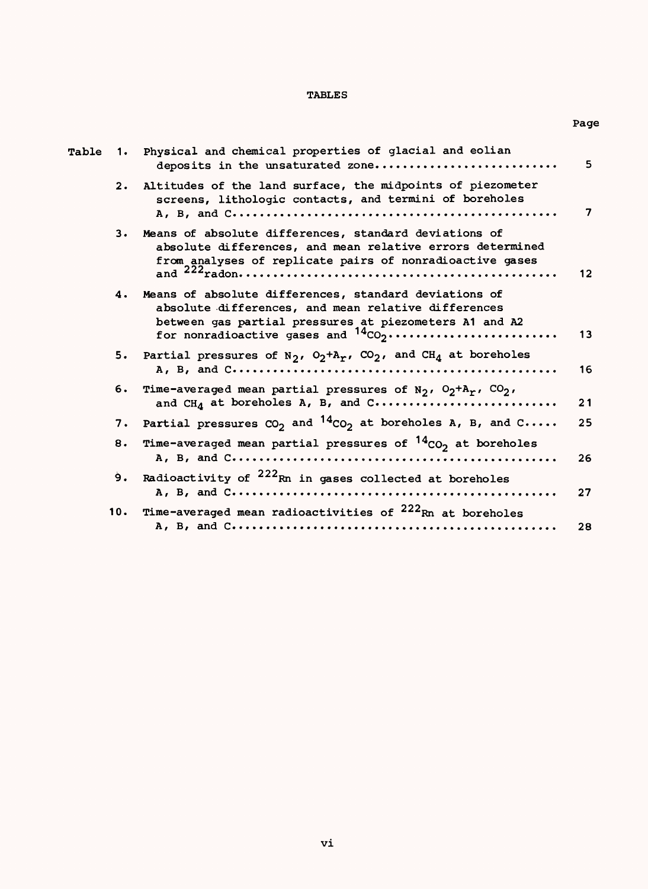# TABLES

| | | Page |
|---|---|---|
| Table 1. | Physical and chemical properties of glacial and eolian deposits in the unsaturated zone | 5 |
| 2. | Altitudes of the land surface, the midpoints of piezometer screens, lithologic contacts, and termini of boreholes A, B, and C | 7 |
| 3. | Means of absolute differences, standard deviations of absolute differences, and mean relative errors determined from analyses of replicate pairs of nonradioactive gases and $^{222}$radon | 12 |
| 4. | Means of absolute differences, standard deviations of absolute differences, and mean relative differences between gas partial pressures at piezometers A1 and A2 for nonradioactive gases and $^{14}CO_2$ | 13 |
| 5. | Partial pressures of $N_2$, $O_2$+$A_r$, $CO_2$, and $CH_4$ at boreholes A, B, and C | 16 |
| 6. | Time-averaged mean partial pressures of $N_2$, $O_2$+$A_r$, $CO_2$, and $CH_4$ at boreholes A, B, and C | 21 |
| 7. | Partial pressures $CO_2$ and $^{14}CO_2$ at boreholes A, B, and C | 25 |
| 8. | Time-averaged mean partial pressures of $^{14}CO_2$ at boreholes A, B, and C | 26 |
| 9. | Radioactivity of $^{222}Rn$ in gases collected at boreholes A, B, and C | 27 |
| 10. | Time-averaged mean radioactivities of $^{222}Rn$ at boreholes A, B, and C | 28 |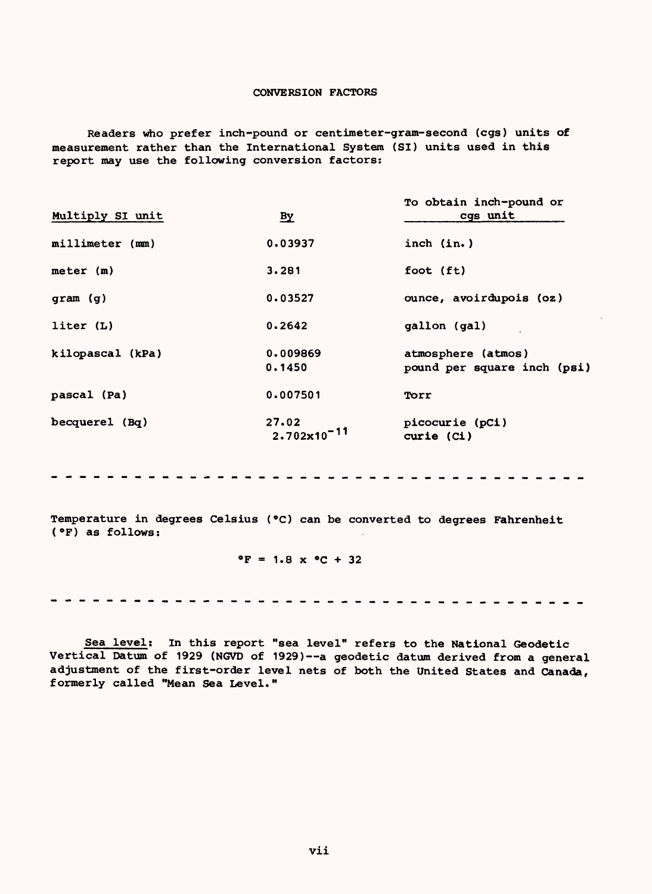# CONVERSION FACTORS

Readers who prefer inch-pound or centimeter-gram-second (cgs) units of measurement rather than the International System (SI) units used in this report may use the following conversion factors:

| Multiply SI unit | By | To obtain inch-pound or cgs unit |
|---|---|---|
| millimeter (mm) | 0.03937 | inch (in.) |
| meter (m) | 3.281 | foot (ft) |
| gram (g) | 0.03527 | ounce, avoirdupois (oz) |
| liter (L) | 0.2642 | gallon (gal) |
| kilopascal (kPa) | 0.009869 | atmosphere (atmos) |
| | 0.1450 | pound per square inch (psi) |
| pascal (Pa) | 0.007501 | Torr |
| becquerel (Bq) | 27.02 | picocurie (pCi) |
| | $2.702 \times 10^{-11}$ | curie (Ci) |

---

Temperature in degrees Celsius (°C) can be converted to degrees Fahrenheit (°F) as follows:

$$°F = 1.8 \times °C + 32$$

---

Sea level: In this report "sea level" refers to the National Geodetic Vertical Datum of 1929 (NGVD of 1929)--a geodetic datum derived from a general adjustment of the first-order level nets of both the United States and Canada, formerly called "Mean Sea Level."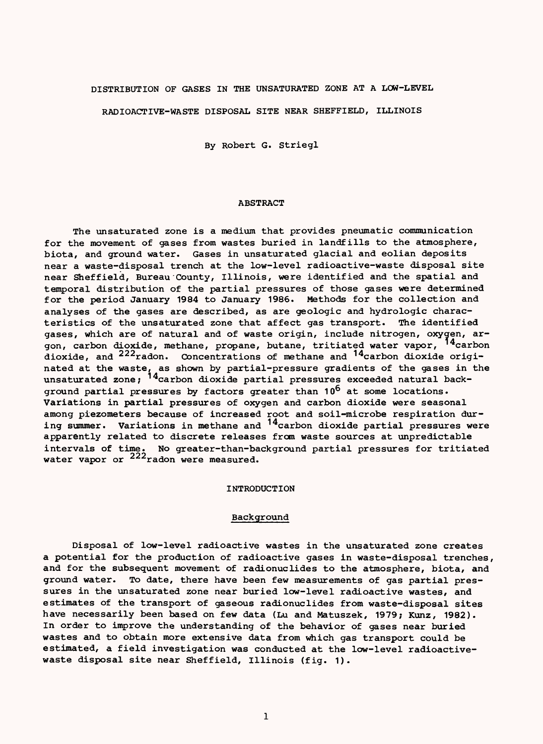# DISTRIBUTION OF GASES IN THE UNSATURATED ZONE AT A LOW-LEVEL RADIOACTIVE-WASTE DISPOSAL SITE NEAR SHEFFIELD, ILLINOIS

By Robert G. Striegl

## ABSTRACT

The unsaturated zone is a medium that provides pneumatic communication for the movement of gases from wastes buried in landfills to the atmosphere, biota, and ground water. Gases in unsaturated glacial and eolian deposits near a waste-disposal trench at the low-level radioactive-waste disposal site near Sheffield, Bureau County, Illinois, were identified and the spatial and temporal distribution of the partial pressures of those gases were determined for the period January 1984 to January 1986. Methods for the collection and analyses of the gases are described, as are geologic and hydrologic characteristics of the unsaturated zone that affect gas transport. The identified gases, which are of natural and of waste origin, include nitrogen, oxygen, argon, carbon dioxide, methane, propane, butane, tritiated water vapor, $^{14}$carbon dioxide, and $^{222}$radon. Concentrations of methane and $^{14}$carbon dioxide originated at the waste, as shown by partial-pressure gradients of the gases in the unsaturated zone; $^{14}$carbon dioxide partial pressures exceeded natural background partial pressures by factors greater than $10^6$ at some locations. Variations in partial pressures of oxygen and carbon dioxide were seasonal among piezometers because of increased root and soil-microbe respiration during summer. Variations in methane and $^{14}$carbon dioxide partial pressures were apparently related to discrete releases from waste sources at unpredictable intervals of time. No greater-than-background partial pressures for tritiated water vapor or $^{222}$radon were measured.

## INTRODUCTION

### Background

Disposal of low-level radioactive wastes in the unsaturated zone creates a potential for the production of radioactive gases in waste-disposal trenches, and for the subsequent movement of radionuclides to the atmosphere, biota, and ground water. To date, there have been few measurements of gas partial pressures in the unsaturated zone near buried low-level radioactive wastes, and estimates of the transport of gaseous radionuclides from waste-disposal sites have necessarily been based on few data (Lu and Matuszek, 1979; Kunz, 1982). In order to improve the understanding of the behavior of gases near buried wastes and to obtain more extensive data from which gas transport could be estimated, a field investigation was conducted at the low-level radioactive-waste disposal site near Sheffield, Illinois (fig. 1).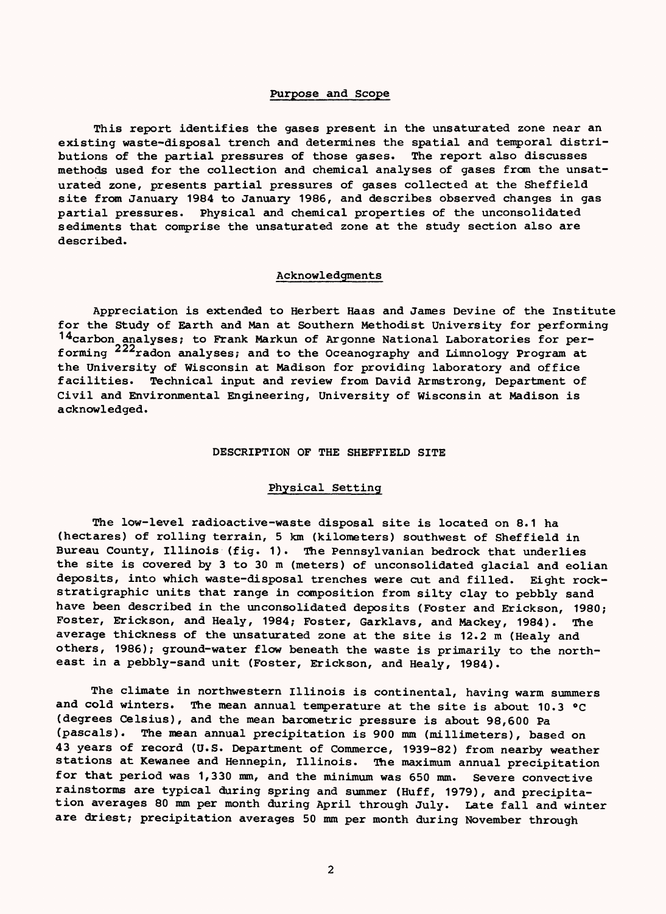## Purpose and Scope

This report identifies the gases present in the unsaturated zone near an existing waste-disposal trench and determines the spatial and temporal distributions of the partial pressures of those gases. The report also discusses methods used for the collection and chemical analyses of gases from the unsaturated zone, presents partial pressures of gases collected at the Sheffield site from January 1984 to January 1986, and describes observed changes in gas partial pressures. Physical and chemical properties of the unconsolidated sediments that comprise the unsaturated zone at the study section also are described.

## Acknowledgments

Appreciation is extended to Herbert Haas and James Devine of the Institute for the Study of Earth and Man at Southern Methodist University for performing $^{14}$carbon analyses; to Frank Markun of Argonne National Laboratories for performing $^{222}$radon analyses; and to the Oceanography and Limnology Program at the University of Wisconsin at Madison for providing laboratory and office facilities. Technical input and review from David Armstrong, Department of Civil and Environmental Engineering, University of Wisconsin at Madison is acknowledged.

# DESCRIPTION OF THE SHEFFIELD SITE

## Physical Setting

The low-level radioactive-waste disposal site is located on 8.1 ha (hectares) of rolling terrain, 5 km (kilometers) southwest of Sheffield in Bureau County, Illinois (fig. 1). The Pennsylvanian bedrock that underlies the site is covered by 3 to 30 m (meters) of unconsolidated glacial and eolian deposits, into which waste-disposal trenches were cut and filled. Eight rock-stratigraphic units that range in composition from silty clay to pebbly sand have been described in the unconsolidated deposits (Foster and Erickson, 1980; Foster, Erickson, and Healy, 1984; Foster, Garklavs, and Mackey, 1984). The average thickness of the unsaturated zone at the site is 12.2 m (Healy and others, 1986); ground-water flow beneath the waste is primarily to the northeast in a pebbly-sand unit (Foster, Erickson, and Healy, 1984).

The climate in northwestern Illinois is continental, having warm summers and cold winters. The mean annual temperature at the site is about 10.3 °C (degrees Celsius), and the mean barometric pressure is about 98,600 Pa (pascals). The mean annual precipitation is 900 mm (millimeters), based on 43 years of record (U.S. Department of Commerce, 1939-82) from nearby weather stations at Kewanee and Hennepin, Illinois. The maximum annual precipitation for that period was 1,330 mm, and the minimum was 650 mm. Severe convective rainstorms are typical during spring and summer (Huff, 1979), and precipitation averages 80 mm per month during April through July. Late fall and winter are driest; precipitation averages 50 mm per month during November through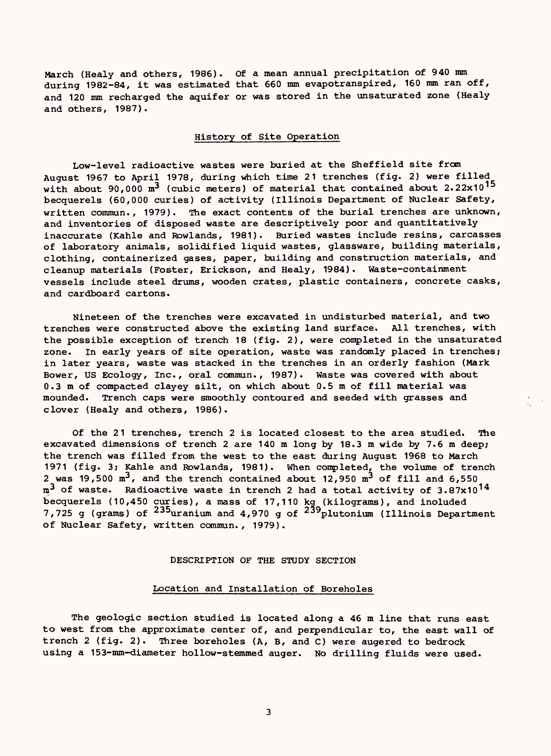March (Healy and others, 1986). Of a mean annual precipitation of 940 mm during 1982-84, it was estimated that 660 mm evapotranspired, 160 mm ran off, and 120 mm recharged the aquifer or was stored in the unsaturated zone (Healy and others, 1987).

## History of Site Operation

Low-level radioactive wastes were buried at the Sheffield site from August 1967 to April 1978, during which time 21 trenches (fig. 2) were filled with about 90,000 $m^3$ (cubic meters) of material that contained about $2.22 \times 10^{15}$ becquerels (60,000 curies) of activity (Illinois Department of Nuclear Safety, written commun., 1979). The exact contents of the burial trenches are unknown, and inventories of disposed waste are descriptively poor and quantitatively inaccurate (Kahle and Rowlands, 1981). Buried wastes include resins, carcasses of laboratory animals, solidified liquid wastes, glassware, building materials, clothing, containerized gases, paper, building and construction materials, and cleanup materials (Foster, Erickson, and Healy, 1984). Waste-containment vessels include steel drums, wooden crates, plastic containers, concrete casks, and cardboard cartons.

Nineteen of the trenches were excavated in undisturbed material, and two trenches were constructed above the existing land surface. All trenches, with the possible exception of trench 18 (fig. 2), were completed in the unsaturated zone. In early years of site operation, waste was randomly placed in trenches; in later years, waste was stacked in the trenches in an orderly fashion (Mark Bower, US Ecology, Inc., oral commun., 1987). Waste was covered with about 0.3 m of compacted clayey silt, on which about 0.5 m of fill material was mounded. Trench caps were smoothly contoured and seeded with grasses and clover (Healy and others, 1986).

Of the 21 trenches, trench 2 is located closest to the area studied. The excavated dimensions of trench 2 are 140 m long by 18.3 m wide by 7.6 m deep; the trench was filled from the west to the east during August 1968 to March 1971 (fig. 3; Kahle and Rowlands, 1981). When completed, the volume of trench 2 was 19,500 $m^3$, and the trench contained about 12,950 $m^3$ of fill and 6,550 $m^3$ of waste. Radioactive waste in trench 2 had a total activity of $3.87 \times 10^{14}$ becquerels (10,450 curies), a mass of 17,110 kg (kilograms), and included 7,725 g (grams) of $^{235}$uranium and 4,970 g of $^{239}$plutonium (Illinois Department of Nuclear Safety, written commun., 1979).

# DESCRIPTION OF THE STUDY SECTION

## Location and Installation of Boreholes

The geologic section studied is located along a 46 m line that runs east to west from the approximate center of, and perpendicular to, the east wall of trench 2 (fig. 2). Three boreholes (A, B, and C) were augered to bedrock using a 153-mm-diameter hollow-stemmed auger. No drilling fluids were used.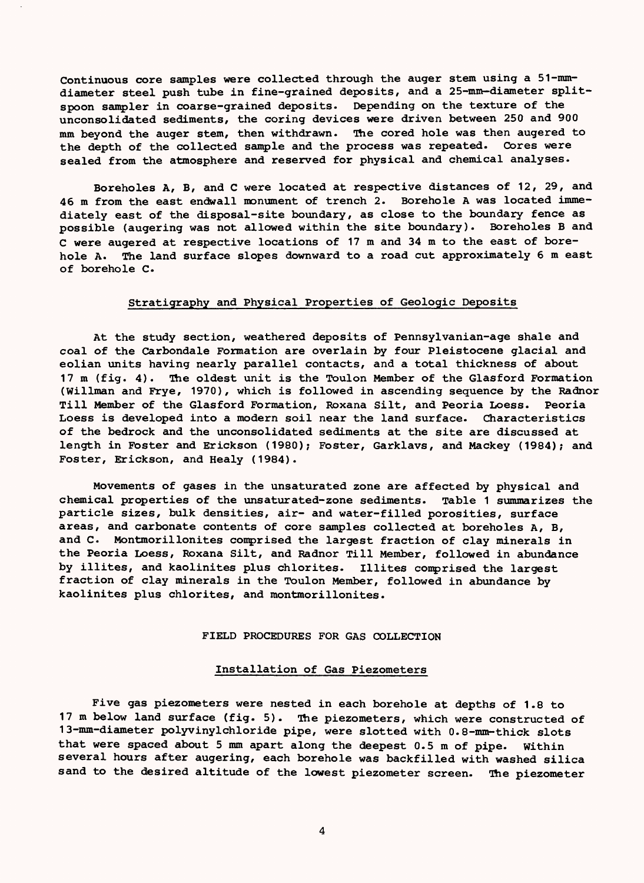Continuous core samples were collected through the auger stem using a 51-mm-diameter steel push tube in fine-grained deposits, and a 25-mm-diameter split-spoon sampler in coarse-grained deposits. Depending on the texture of the unconsolidated sediments, the coring devices were driven between 250 and 900 mm beyond the auger stem, then withdrawn. The cored hole was then augered to the depth of the collected sample and the process was repeated. Cores were sealed from the atmosphere and reserved for physical and chemical analyses.

Boreholes A, B, and C were located at respective distances of 12, 29, and 46 m from the east endwall monument of trench 2. Borehole A was located immediately east of the disposal-site boundary, as close to the boundary fence as possible (augering was not allowed within the site boundary). Boreholes B and C were augered at respective locations of 17 m and 34 m to the east of borehole A. The land surface slopes downward to a road cut approximately 6 m east of borehole C.

### Stratigraphy and Physical Properties of Geologic Deposits

At the study section, weathered deposits of Pennsylvanian-age shale and coal of the Carbondale Formation are overlain by four Pleistocene glacial and eolian units having nearly parallel contacts, and a total thickness of about 17 m (fig. 4). The oldest unit is the Toulon Member of the Glasford Formation (Willman and Frye, 1970), which is followed in ascending sequence by the Radnor Till Member of the Glasford Formation, Roxana Silt, and Peoria Loess. Peoria Loess is developed into a modern soil near the land surface. Characteristics of the bedrock and the unconsolidated sediments at the site are discussed at length in Foster and Erickson (1980); Foster, Garklavs, and Mackey (1984); and Foster, Erickson, and Healy (1984).

Movements of gases in the unsaturated zone are affected by physical and chemical properties of the unsaturated-zone sediments. Table 1 summarizes the particle sizes, bulk densities, air- and water-filled porosities, surface areas, and carbonate contents of core samples collected at boreholes A, B, and C. Montmorillonites comprised the largest fraction of clay minerals in the Peoria Loess, Roxana Silt, and Radnor Till Member, followed in abundance by illites, and kaolinites plus chlorites. Illites comprised the largest fraction of clay minerals in the Toulon Member, followed in abundance by kaolinites plus chlorites, and montmorillonites.

## FIELD PROCEDURES FOR GAS COLLECTION

### Installation of Gas Piezometers

Five gas piezometers were nested in each borehole at depths of 1.8 to 17 m below land surface (fig. 5). The piezometers, which were constructed of 13-mm-diameter polyvinylchloride pipe, were slotted with 0.8-mm-thick slots that were spaced about 5 mm apart along the deepest 0.5 m of pipe. Within several hours after augering, each borehole was backfilled with washed silica sand to the desired altitude of the lowest piezometer screen. The piezometer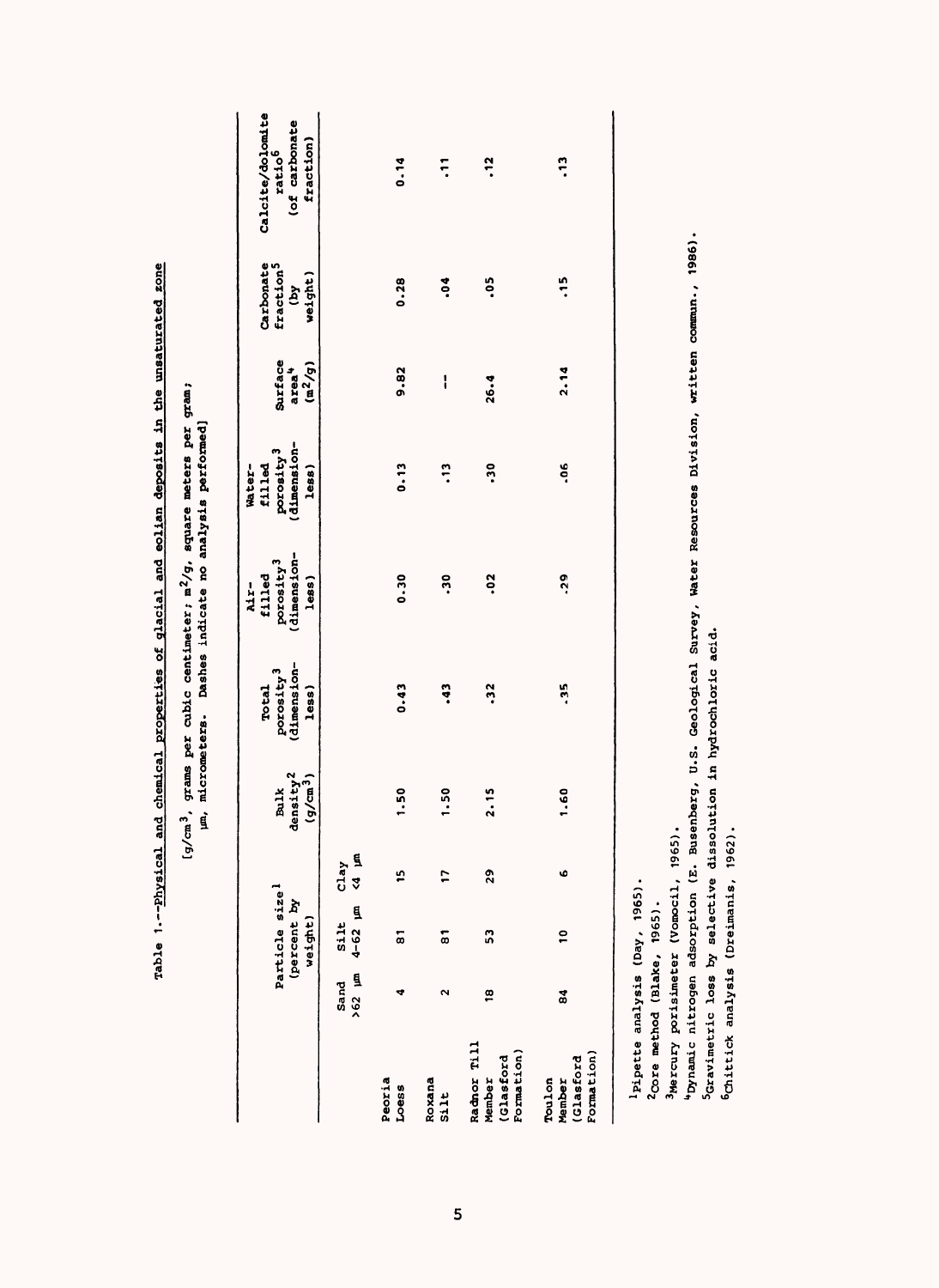Table 1.--Physical and chemical properties of glacial and eolian deposits in the unsaturated zone

[g/cm³, grams per cubic centimeter; m²/g, square meters per gram; μm, micrometers. Dashes indicate no analysis performed]

| | Particle size[1] (percent by weight) | | | Bulk density[2] (g/cm³) | Total porosity[3] (dimensionless) | Air-filled porosity[3] (dimensionless) | Water-filled porosity[3] (dimensionless) | Surface area[4] (m²/g) | Carbonate fraction[5] (by weight) | Calcite/dolomite ratio[6] (of carbonate fraction) |
|---|---|---|---|---|---|---|---|---|---|---|
| | Sand >62 μm | Silt 4-62 μm | Clay <4 μm | | | | | | | |
| Peoria Loess | 4 | 81 | 15 | 1.50 | 0.43 | 0.30 | 0.13 | 9.82 | 0.28 | 0.14 |
| Roxana Silt | 2 | 81 | 17 | 1.50 | .43 | .30 | .13 | -- | .04 | .11 |
| Radnor Till Member (Glasford Formation) | 18 | 53 | 29 | 2.15 | .32 | .02 | .30 | 26.4 | .05 | .12 |
| Toulon Member (Glasford Formation) | 84 | 10 | 6 | 1.60 | .35 | .29 | .06 | 2.14 | .15 | .13 |

[1]Pipette analysis (Day, 1965).
[2]Core method (Blake, 1965).
[3]Mercury porisimeter (Vomocil, 1965).
[4]Dynamic nitrogen adsorption (E. Busenberg, U.S. Geological Survey, Water Resources Division, written commun., 1986).
[5]Gravimetric loss by selective dissolution in hydrochloric acid.
[6]Chittick analysis (Dreimanis, 1962).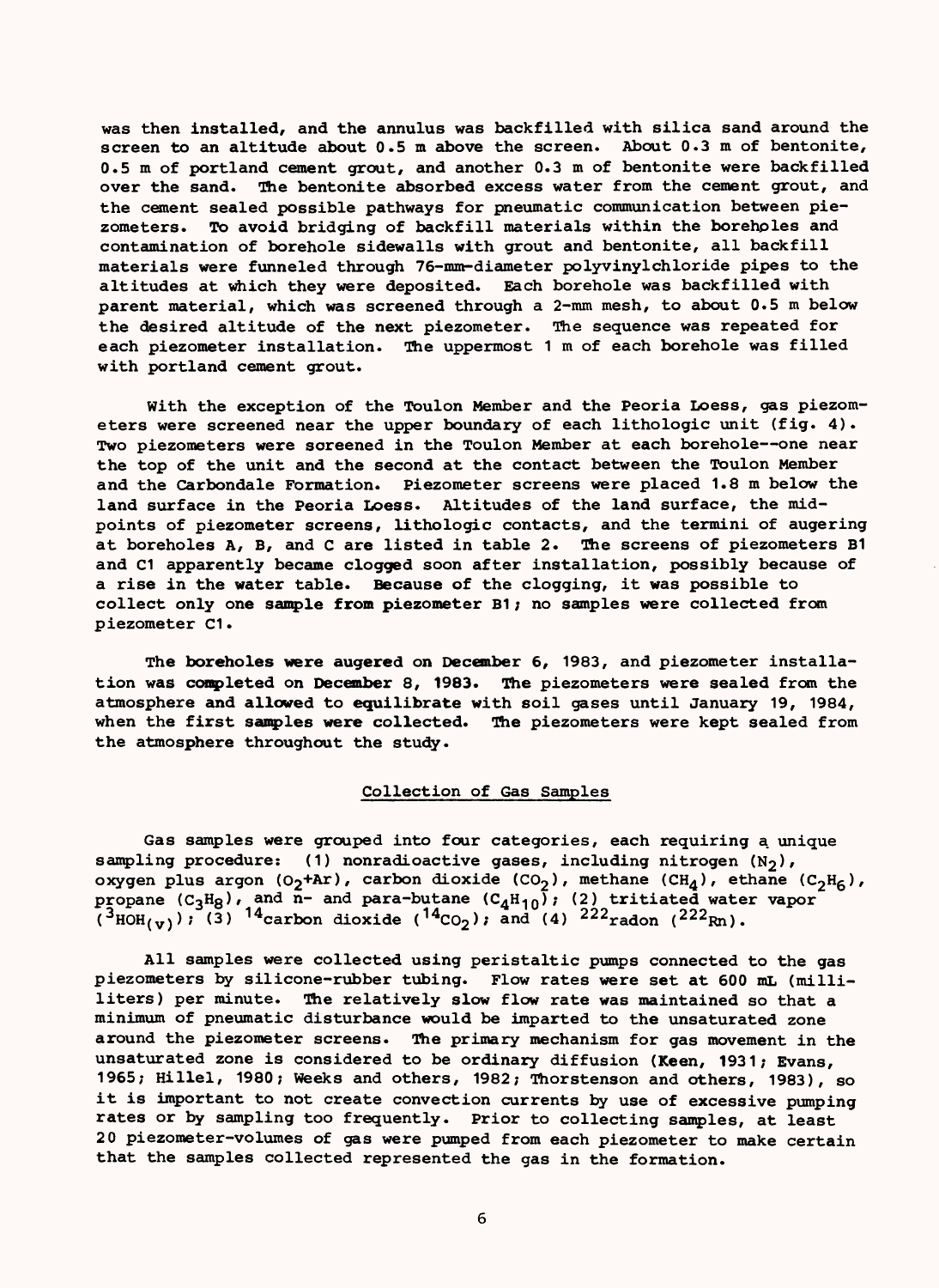was then installed, and the annulus was backfilled with silica sand around the screen to an altitude about 0.5 m above the screen. About 0.3 m of bentonite, 0.5 m of portland cement grout, and another 0.3 m of bentonite were backfilled over the sand. The bentonite absorbed excess water from the cement grout, and the cement sealed possible pathways for pneumatic communication between piezometers. To avoid bridging of backfill materials within the boreholes and contamination of borehole sidewalls with grout and bentonite, all backfill materials were funneled through 76-mm-diameter polyvinylchloride pipes to the altitudes at which they were deposited. Each borehole was backfilled with parent material, which was screened through a 2-mm mesh, to about 0.5 m below the desired altitude of the next piezometer. The sequence was repeated for each piezometer installation. The uppermost 1 m of each borehole was filled with portland cement grout.

With the exception of the Toulon Member and the Peoria Loess, gas piezometers were screened near the upper boundary of each lithologic unit (fig. 4). Two piezometers were screened in the Toulon Member at each borehole--one near the top of the unit and the second at the contact between the Toulon Member and the Carbondale Formation. Piezometer screens were placed 1.8 m below the land surface in the Peoria Loess. Altitudes of the land surface, the midpoints of piezometer screens, lithologic contacts, and the termini of augering at boreholes A, B, and C are listed in table 2. The screens of piezometers B1 and C1 apparently became clogged soon after installation, possibly because of a rise in the water table. Because of the clogging, it was possible to collect only one sample from piezometer B1; no samples were collected from piezometer C1.

The boreholes were augered on December 6, 1983, and piezometer installation was completed on December 8, 1983. The piezometers were sealed from the atmosphere and allowed to equilibrate with soil gases until January 19, 1984, when the first samples were collected. The piezometers were kept sealed from the atmosphere throughout the study.

## Collection of Gas Samples

Gas samples were grouped into four categories, each requiring a unique sampling procedure: (1) nonradioactive gases, including nitrogen ($N_2$), oxygen plus argon ($O_2$+Ar), carbon dioxide ($CO_2$), methane ($CH_4$), ethane ($C_2H_6$), propane ($C_3H_8$), and n- and para-butane ($C_4H_{10}$); (2) tritiated water vapor ($^3HOH_{(v)}$); (3) $^{14}$carbon dioxide ($^{14}CO_2$); and (4) $^{222}$radon ($^{222}Rn$).

All samples were collected using peristaltic pumps connected to the gas piezometers by silicone-rubber tubing. Flow rates were set at 600 mL (milliliters) per minute. The relatively slow flow rate was maintained so that a minimum of pneumatic disturbance would be imparted to the unsaturated zone around the piezometer screens. The primary mechanism for gas movement in the unsaturated zone is considered to be ordinary diffusion (Keen, 1931; Evans, 1965; Hillel, 1980; Weeks and others, 1982; Thorstenson and others, 1983), so it is important to not create convection currents by use of excessive pumping rates or by sampling too frequently. Prior to collecting samples, at least 20 piezometer-volumes of gas were pumped from each piezometer to make certain that the samples collected represented the gas in the formation.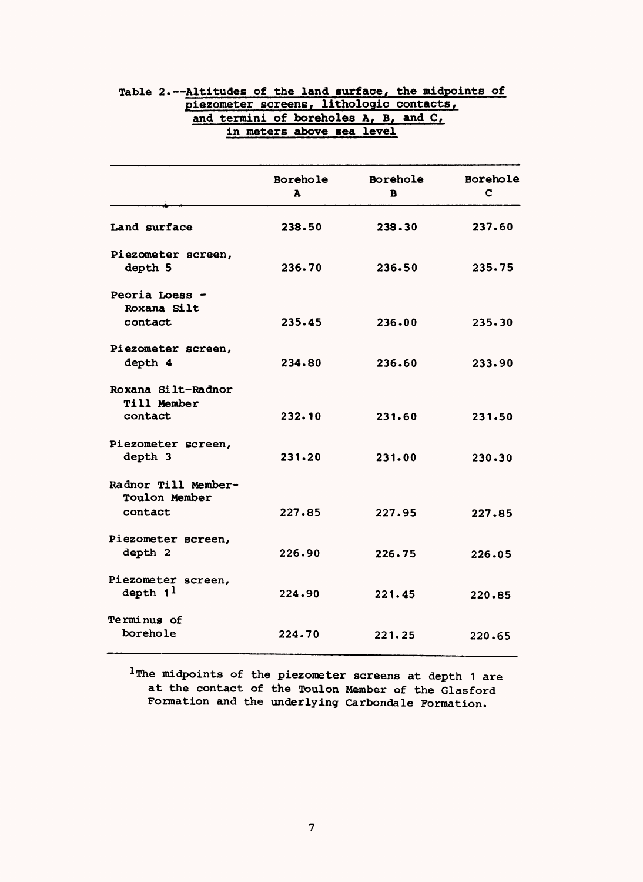Table 2.--Altitudes of the land surface, the midpoints of piezometer screens, lithologic contacts, and termini of boreholes A, B, and C, in meters above sea level

| | Borehole A | Borehole B | Borehole C |
|---|---|---|---|
| Land surface | 238.50 | 238.30 | 237.60 |
| Piezometer screen, depth 5 | 236.70 | 236.50 | 235.75 |
| Peoria Loess - Roxana Silt contact | 235.45 | 236.00 | 235.30 |
| Piezometer screen, depth 4 | 234.80 | 236.60 | 233.90 |
| Roxana Silt-Radnor Till Member contact | 232.10 | 231.60 | 231.50 |
| Piezometer screen, depth 3 | 231.20 | 231.00 | 230.30 |
| Radnor Till Member-Toulon Member contact | 227.85 | 227.95 | 227.85 |
| Piezometer screen, depth 2 | 226.90 | 226.75 | 226.05 |
| Piezometer screen, depth 1[1] | 224.90 | 221.45 | 220.85 |
| Terminus of borehole | 224.70 | 221.25 | 220.65 |

[1]The midpoints of the piezometer screens at depth 1 are at the contact of the Toulon Member of the Glasford Formation and the underlying Carbondale Formation.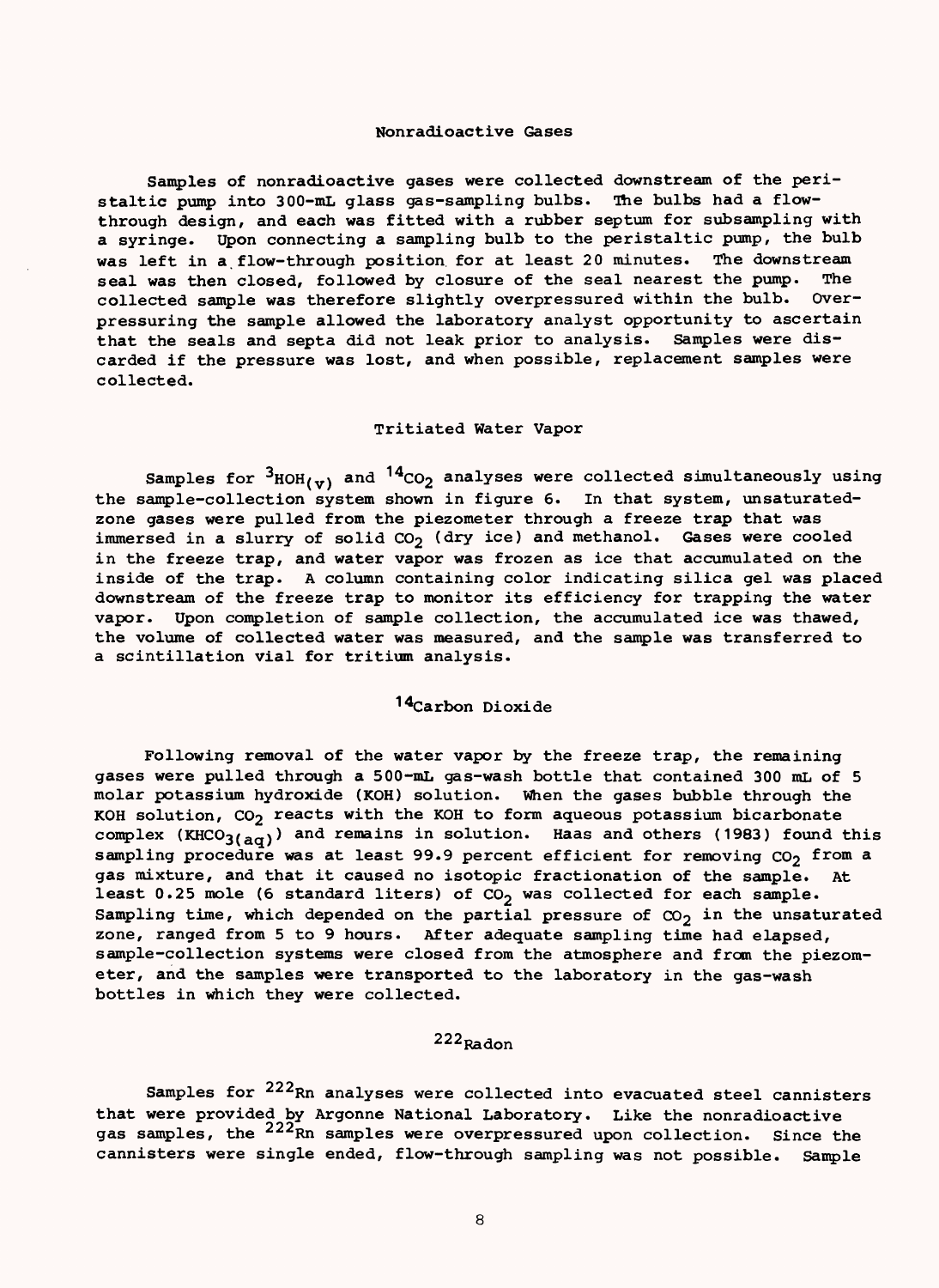### Nonradioactive Gases

Samples of nonradioactive gases were collected downstream of the peristaltic pump into 300-mL glass gas-sampling bulbs. The bulbs had a flow-through design, and each was fitted with a rubber septum for subsampling with a syringe. Upon connecting a sampling bulb to the peristaltic pump, the bulb was left in a flow-through position for at least 20 minutes. The downstream seal was then closed, followed by closure of the seal nearest the pump. The collected sample was therefore slightly overpressured within the bulb. Overpressuring the sample allowed the laboratory analyst opportunity to ascertain that the seals and septa did not leak prior to analysis. Samples were discarded if the pressure was lost, and when possible, replacement samples were collected.

### Tritiated Water Vapor

Samples for $^{3}HOH_{(v)}$ and $^{14}CO_2$ analyses were collected simultaneously using the sample-collection system shown in figure 6. In that system, unsaturated-zone gases were pulled from the piezometer through a freeze trap that was immersed in a slurry of solid $CO_2$ (dry ice) and methanol. Gases were cooled in the freeze trap, and water vapor was frozen as ice that accumulated on the inside of the trap. A column containing color indicating silica gel was placed downstream of the freeze trap to monitor its efficiency for trapping the water vapor. Upon completion of sample collection, the accumulated ice was thawed, the volume of collected water was measured, and the sample was transferred to a scintillation vial for tritium analysis.

### $^{14}$Carbon Dioxide

Following removal of the water vapor by the freeze trap, the remaining gases were pulled through a 500-mL gas-wash bottle that contained 300 mL of 5 molar potassium hydroxide (KOH) solution. When the gases bubble through the KOH solution, $CO_2$ reacts with the KOH to form aqueous potassium bicarbonate complex ($KHCO_{3(aq)}$) and remains in solution. Haas and others (1983) found this sampling procedure was at least 99.9 percent efficient for removing $CO_2$ from a gas mixture, and that it caused no isotopic fractionation of the sample. At least 0.25 mole (6 standard liters) of $CO_2$ was collected for each sample. Sampling time, which depended on the partial pressure of $CO_2$ in the unsaturated zone, ranged from 5 to 9 hours. After adequate sampling time had elapsed, sample-collection systems were closed from the atmosphere and from the piezometer, and the samples were transported to the laboratory in the gas-wash bottles in which they were collected.

### $^{222}$Radon

Samples for $^{222}Rn$ analyses were collected into evacuated steel cannisters that were provided by Argonne National Laboratory. Like the nonradioactive gas samples, the $^{222}Rn$ samples were overpressured upon collection. Since the cannisters were single ended, flow-through sampling was not possible. Sample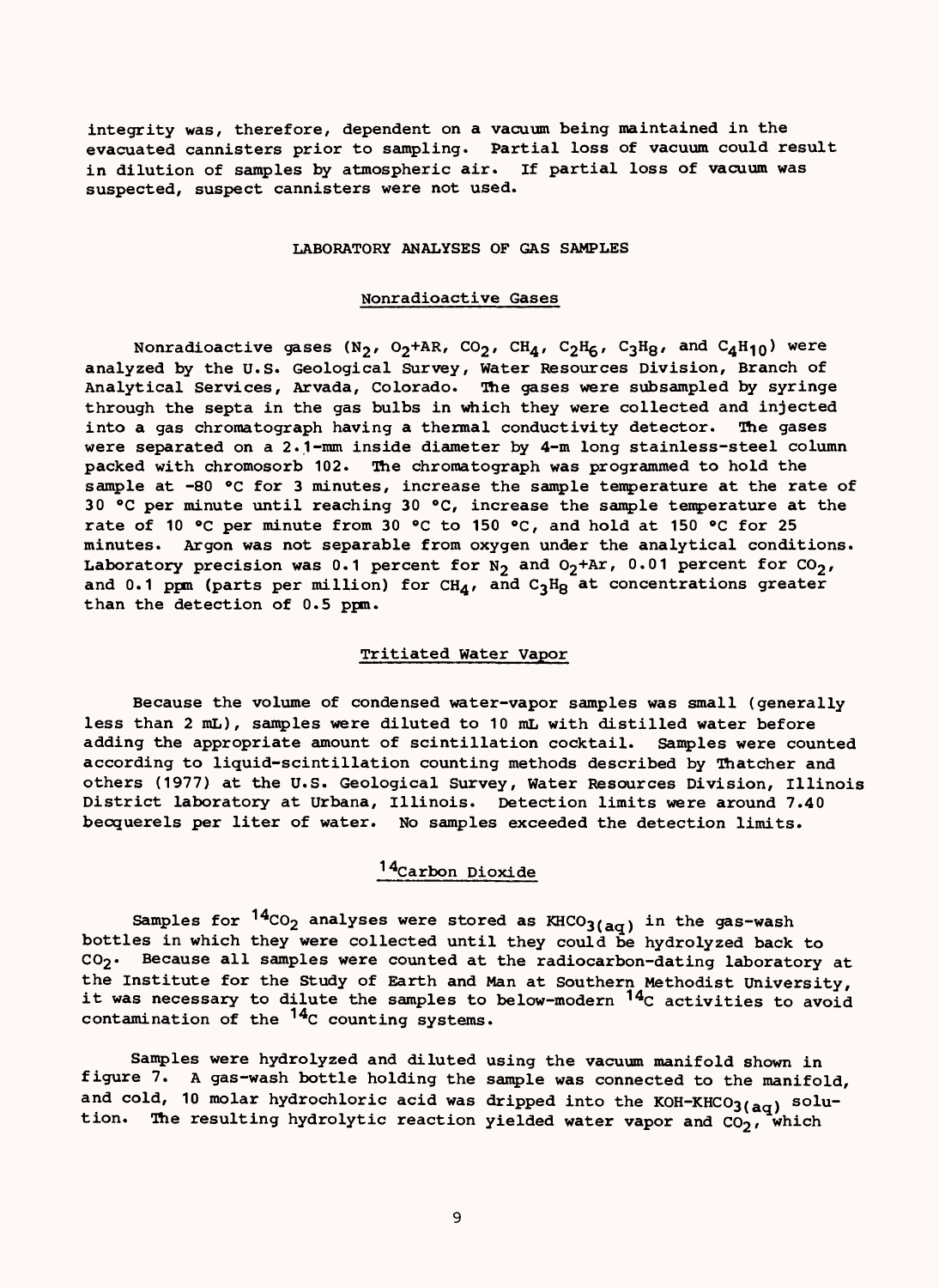integrity was, therefore, dependent on a vacuum being maintained in the evacuated cannisters prior to sampling. Partial loss of vacuum could result in dilution of samples by atmospheric air. If partial loss of vacuum was suspected, suspect cannisters were not used.

## LABORATORY ANALYSES OF GAS SAMPLES

### Nonradioactive Gases

Nonradioactive gases ($N_2$, $O_2$+AR, $CO_2$, $CH_4$, $C_2H_6$, $C_3H_8$, and $C_4H_{10}$) were analyzed by the U.S. Geological Survey, Water Resources Division, Branch of Analytical Services, Arvada, Colorado. The gases were subsampled by syringe through the septa in the gas bulbs in which they were collected and injected into a gas chromatograph having a thermal conductivity detector. The gases were separated on a 2.1-mm inside diameter by 4-m long stainless-steel column packed with chromosorb 102. The chromatograph was programmed to hold the sample at -80 °C for 3 minutes, increase the sample temperature at the rate of 30 °C per minute until reaching 30 °C, increase the sample temperature at the rate of 10 °C per minute from 30 °C to 150 °C, and hold at 150 °C for 25 minutes. Argon was not separable from oxygen under the analytical conditions. Laboratory precision was 0.1 percent for $N_2$ and $O_2$+Ar, 0.01 percent for $CO_2$, and 0.1 ppm (parts per million) for $CH_4$, and $C_3H_8$ at concentrations greater than the detection of 0.5 ppm.

### Tritiated Water Vapor

Because the volume of condensed water-vapor samples was small (generally less than 2 mL), samples were diluted to 10 mL with distilled water before adding the appropriate amount of scintillation cocktail. Samples were counted according to liquid-scintillation counting methods described by Thatcher and others (1977) at the U.S. Geological Survey, Water Resources Division, Illinois District laboratory at Urbana, Illinois. Detection limits were around 7.40 becquerels per liter of water. No samples exceeded the detection limits.

### $^{14}$Carbon Dioxide

Samples for $^{14}CO_2$ analyses were stored as $KHCO_{3(aq)}$ in the gas-wash bottles in which they were collected until they could be hydrolyzed back to $CO_2$. Because all samples were counted at the radiocarbon-dating laboratory at the Institute for the Study of Earth and Man at Southern Methodist University, it was necessary to dilute the samples to below-modern $^{14}C$ activities to avoid contamination of the $^{14}C$ counting systems.

Samples were hydrolyzed and diluted using the vacuum manifold shown in figure 7. A gas-wash bottle holding the sample was connected to the manifold, and cold, 10 molar hydrochloric acid was dripped into the KOH-$KHCO_{3(aq)}$ solution. The resulting hydrolytic reaction yielded water vapor and $CO_2$, which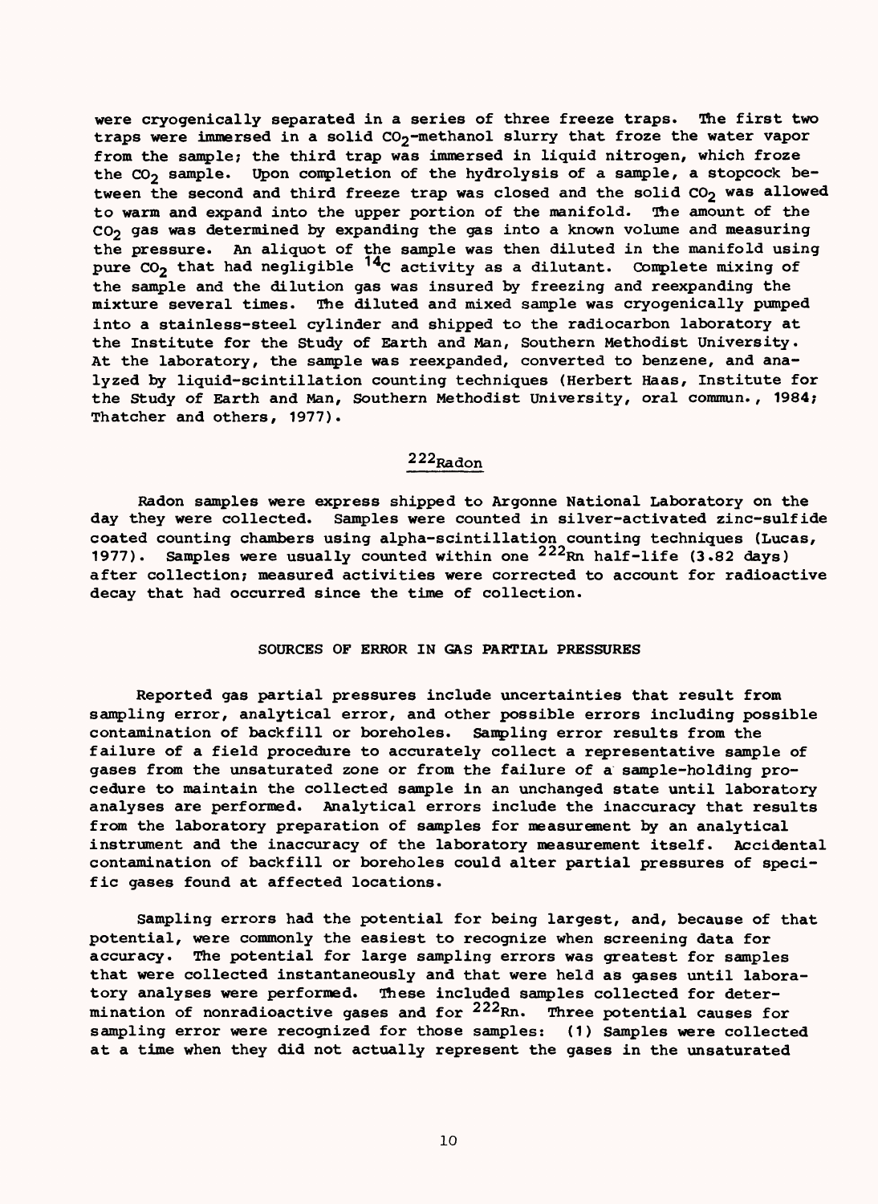were cryogenically separated in a series of three freeze traps. The first two traps were immersed in a solid $CO_2$-methanol slurry that froze the water vapor from the sample; the third trap was immersed in liquid nitrogen, which froze the $CO_2$ sample. Upon completion of the hydrolysis of a sample, a stopcock between the second and third freeze trap was closed and the solid $CO_2$ was allowed to warm and expand into the upper portion of the manifold. The amount of the $CO_2$ gas was determined by expanding the gas into a known volume and measuring the pressure. An aliquot of the sample was then diluted in the manifold using pure $CO_2$ that had negligible $^{14}C$ activity as a dilutant. Complete mixing of the sample and the dilution gas was insured by freezing and reexpanding the mixture several times. The diluted and mixed sample was cryogenically pumped into a stainless-steel cylinder and shipped to the radiocarbon laboratory at the Institute for the Study of Earth and Man, Southern Methodist University. At the laboratory, the sample was reexpanded, converted to benzene, and analyzed by liquid-scintillation counting techniques (Herbert Haas, Institute for the Study of Earth and Man, Southern Methodist University, oral commun., 1984; Thatcher and others, 1977).

### $^{222}$Radon

Radon samples were express shipped to Argonne National Laboratory on the day they were collected. Samples were counted in silver-activated zinc-sulfide coated counting chambers using alpha-scintillation counting techniques (Lucas, 1977). Samples were usually counted within one $^{222}Rn$ half-life (3.82 days) after collection; measured activities were corrected to account for radioactive decay that had occurred since the time of collection.

## SOURCES OF ERROR IN GAS PARTIAL PRESSURES

Reported gas partial pressures include uncertainties that result from sampling error, analytical error, and other possible errors including possible contamination of backfill or boreholes. Sampling error results from the failure of a field procedure to accurately collect a representative sample of gases from the unsaturated zone or from the failure of a sample-holding procedure to maintain the collected sample in an unchanged state until laboratory analyses are performed. Analytical errors include the inaccuracy that results from the laboratory preparation of samples for measurement by an analytical instrument and the inaccuracy of the laboratory measurement itself. Accidental contamination of backfill or boreholes could alter partial pressures of specific gases found at affected locations.

Sampling errors had the potential for being largest, and, because of that potential, were commonly the easiest to recognize when screening data for accuracy. The potential for large sampling errors was greatest for samples that were collected instantaneously and that were held as gases until laboratory analyses were performed. These included samples collected for determination of nonradioactive gases and for $^{222}Rn$. Three potential causes for sampling error were recognized for those samples: (1) Samples were collected at a time when they did not actually represent the gases in the unsaturated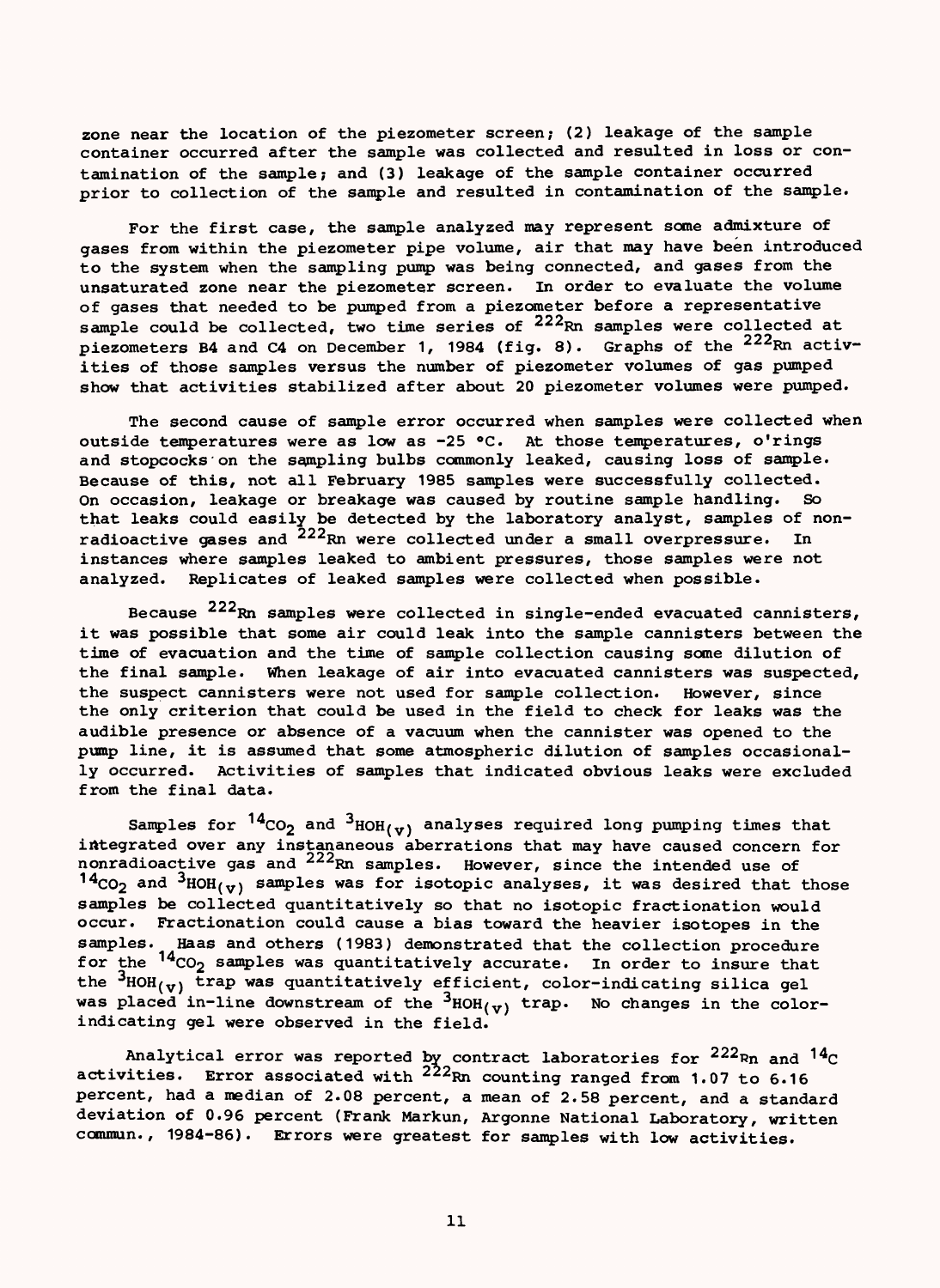zone near the location of the piezometer screen; (2) leakage of the sample container occurred after the sample was collected and resulted in loss or contamination of the sample; and (3) leakage of the sample container occurred prior to collection of the sample and resulted in contamination of the sample.

For the first case, the sample analyzed may represent some admixture of gases from within the piezometer pipe volume, air that may have been introduced to the system when the sampling pump was being connected, and gases from the unsaturated zone near the piezometer screen. In order to evaluate the volume of gases that needed to be pumped from a piezometer before a representative sample could be collected, two time series of $^{222}Rn$ samples were collected at piezometers B4 and C4 on December 1, 1984 (fig. 8). Graphs of the $^{222}Rn$ activities of those samples versus the number of piezometer volumes of gas pumped show that activities stabilized after about 20 piezometer volumes were pumped.

The second cause of sample error occurred when samples were collected when outside temperatures were as low as -25 °C. At those temperatures, o'rings and stopcocks on the sampling bulbs commonly leaked, causing loss of sample. Because of this, not all February 1985 samples were successfully collected. On occasion, leakage or breakage was caused by routine sample handling. So that leaks could easily be detected by the laboratory analyst, samples of nonradioactive gases and $^{222}Rn$ were collected under a small overpressure. In instances where samples leaked to ambient pressures, those samples were not analyzed. Replicates of leaked samples were collected when possible.

Because $^{222}Rn$ samples were collected in single-ended evacuated cannisters, it was possible that some air could leak into the sample cannisters between the time of evacuation and the time of sample collection causing some dilution of the final sample. When leakage of air into evacuated cannisters was suspected, the suspect cannisters were not used for sample collection. However, since the only criterion that could be used in the field to check for leaks was the audible presence or absence of a vacuum when the cannister was opened to the pump line, it is assumed that some atmospheric dilution of samples occasionally occurred. Activities of samples that indicated obvious leaks were excluded from the final data.

Samples for $^{14}CO_2$ and $^{3}HOH_{(v)}$ analyses required long pumping times that integrated over any instananeous aberrations that may have caused concern for nonradioactive gas and $^{222}Rn$ samples. However, since the intended use of $^{14}CO_2$ and $^{3}HOH_{(v)}$ samples was for isotopic analyses, it was desired that those samples be collected quantitatively so that no isotopic fractionation would occur. Fractionation could cause a bias toward the heavier isotopes in the samples. Haas and others (1983) demonstrated that the collection procedure for the $^{14}CO_2$ samples was quantitatively accurate. In order to insure that the $^{3}HOH_{(v)}$ trap was quantitatively efficient, color-indicating silica gel was placed in-line downstream of the $^{3}HOH_{(v)}$ trap. No changes in the color-indicating gel were observed in the field.

Analytical error was reported by contract laboratories for $^{222}Rn$ and $^{14}C$ activities. Error associated with $^{222}Rn$ counting ranged from 1.07 to 6.16 percent, had a median of 2.08 percent, a mean of 2.58 percent, and a standard deviation of 0.96 percent (Frank Markun, Argonne National Laboratory, written commun., 1984-86). Errors were greatest for samples with low activities.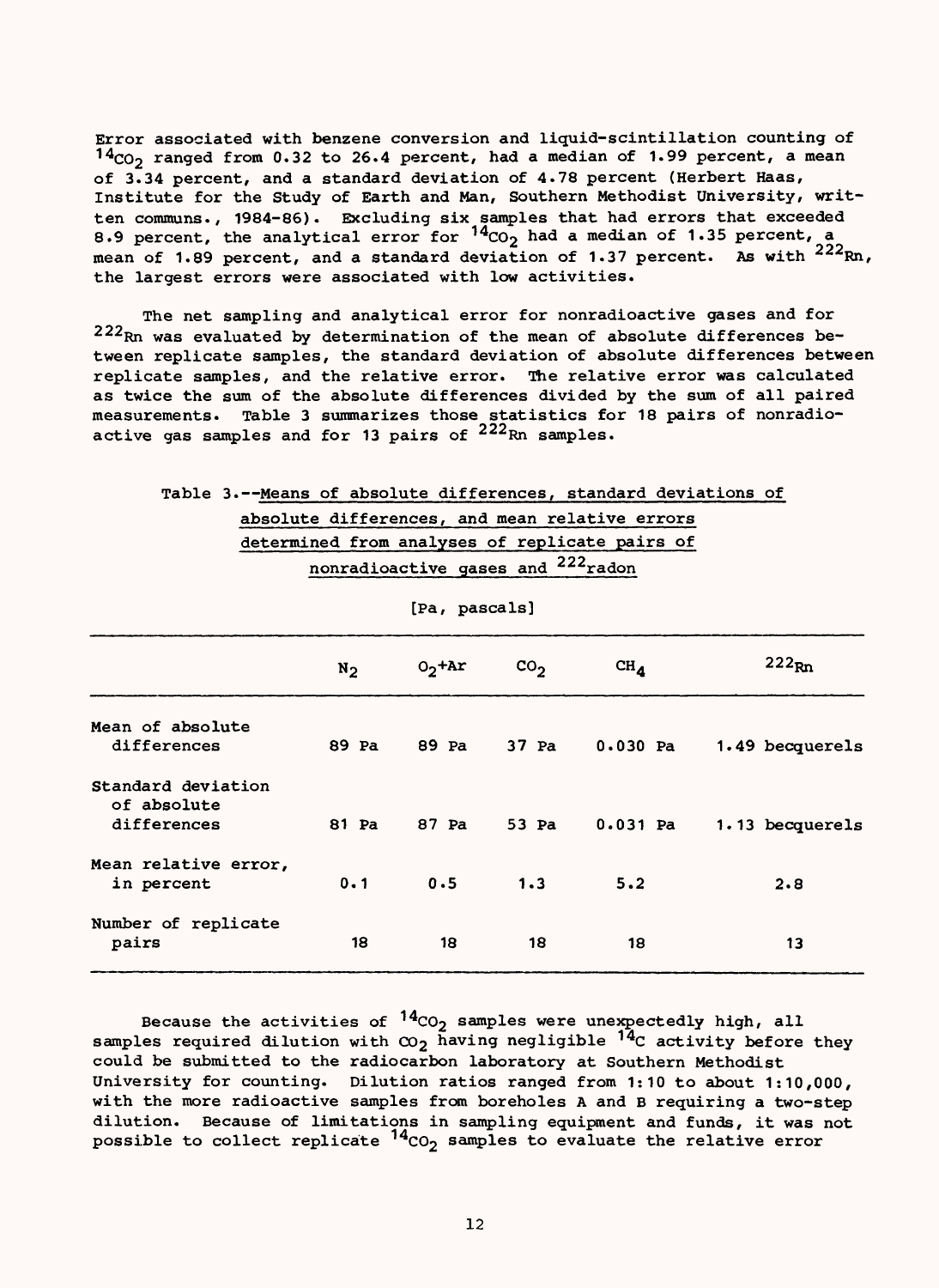Error associated with benzene conversion and liquid-scintillation counting of $^{14}CO_2$ ranged from 0.32 to 26.4 percent, had a median of 1.99 percent, a mean of 3.34 percent, and a standard deviation of 4.78 percent (Herbert Haas, Institute for the Study of Earth and Man, Southern Methodist University, written communs., 1984-86). Excluding six samples that had errors that exceeded 8.9 percent, the analytical error for $^{14}CO_2$ had a median of 1.35 percent, a mean of 1.89 percent, and a standard deviation of 1.37 percent. As with $^{222}Rn$, the largest errors were associated with low activities.

The net sampling and analytical error for nonradioactive gases and for $^{222}Rn$ was evaluated by determination of the mean of absolute differences between replicate samples, the standard deviation of absolute differences between replicate samples, and the relative error. The relative error was calculated as twice the sum of the absolute differences divided by the sum of all paired measurements. Table 3 summarizes those statistics for 18 pairs of nonradioactive gas samples and for 13 pairs of $^{222}Rn$ samples.

Table 3.--Means of absolute differences, standard deviations of absolute differences, and mean relative errors determined from analyses of replicate pairs of nonradioactive gases and $^{222}$radon

[Pa, pascals]

| | $N_2$ | $O_2$+Ar | $CO_2$ | $CH_4$ | $^{222}Rn$ |
|---|---|---|---|---|---|
| Mean of absolute differences | 89 Pa | 89 Pa | 37 Pa | 0.030 Pa | 1.49 becquerels |
| Standard deviation of absolute differences | 81 Pa | 87 Pa | 53 Pa | 0.031 Pa | 1.13 becquerels |
| Mean relative error, in percent | 0.1 | 0.5 | 1.3 | 5.2 | 2.8 |
| Number of replicate pairs | 18 | 18 | 18 | 18 | 13 |

Because the activities of $^{14}CO_2$ samples were unexpectedly high, all samples required dilution with $CO_2$ having negligible $^{14}C$ activity before they could be submitted to the radiocarbon laboratory at Southern Methodist University for counting. Dilution ratios ranged from 1:10 to about 1:10,000, with the more radioactive samples from boreholes A and B requiring a two-step dilution. Because of limitations in sampling equipment and funds, it was not possible to collect replicate $^{14}CO_2$ samples to evaluate the relative error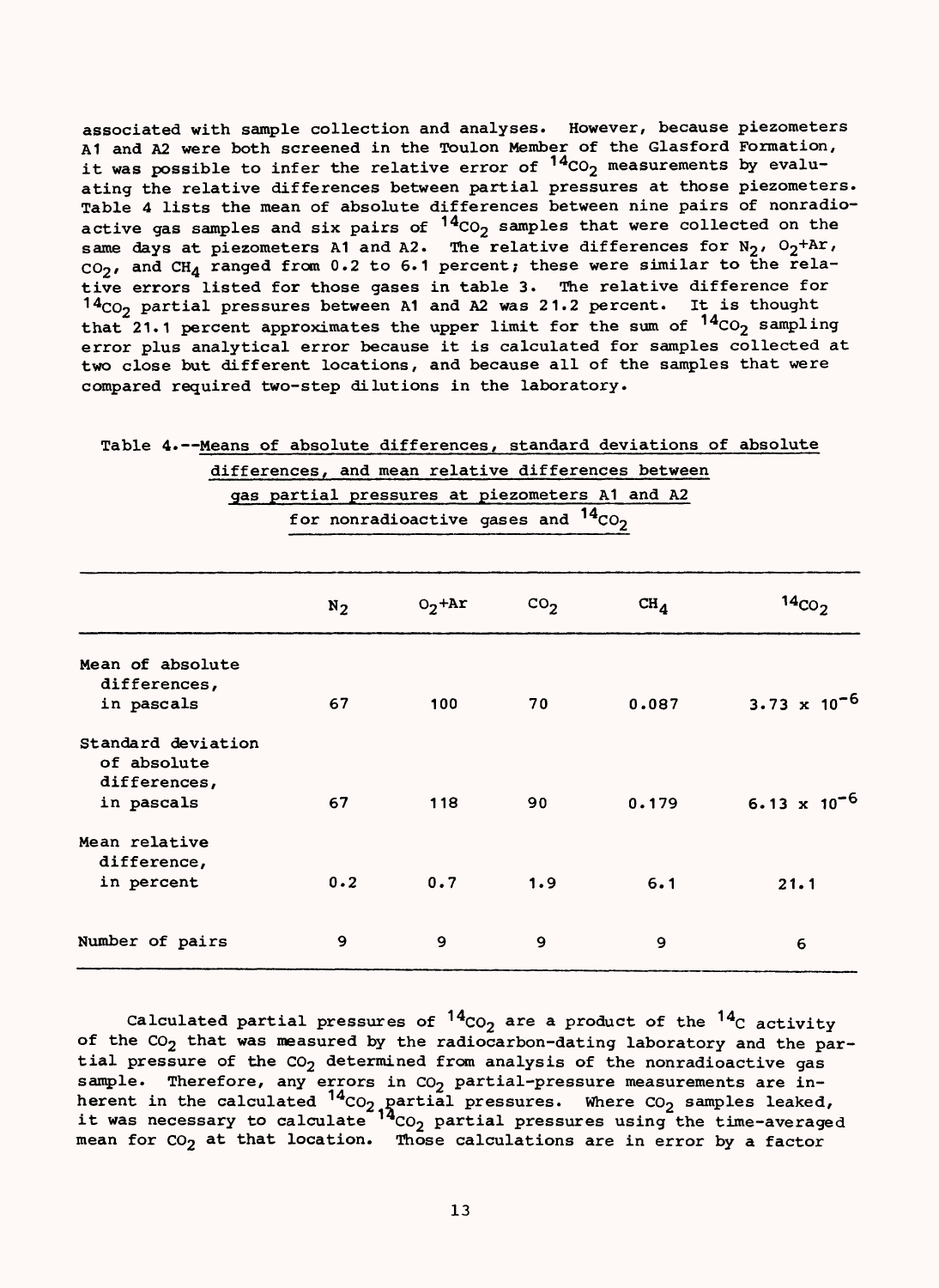associated with sample collection and analyses. However, because piezometers A1 and A2 were both screened in the Toulon Member of the Glasford Formation, it was possible to infer the relative error of $^{14}CO_2$ measurements by evaluating the relative differences between partial pressures at those piezometers. Table 4 lists the mean of absolute differences between nine pairs of nonradioactive gas samples and six pairs of $^{14}CO_2$ samples that were collected on the same days at piezometers A1 and A2. The relative differences for $N_2$, $O_2$+Ar, $CO_2$, and $CH_4$ ranged from 0.2 to 6.1 percent; these were similar to the relative errors listed for those gases in table 3. The relative difference for $^{14}CO_2$ partial pressures between A1 and A2 was 21.2 percent. It is thought that 21.1 percent approximates the upper limit for the sum of $^{14}CO_2$ sampling error plus analytical error because it is calculated for samples collected at two close but different locations, and because all of the samples that were compared required two-step dilutions in the laboratory.

Table 4.--Means of absolute differences, standard deviations of absolute differences, and mean relative differences between gas partial pressures at piezometers A1 and A2 for nonradioactive gases and $^{14}CO_2$

| | $N_2$ | $O_2$+Ar | $CO_2$ | $CH_4$ | $^{14}CO_2$ |
|---|---|---|---|---|---|
| Mean of absolute differences, in pascals | 67 | 100 | 70 | 0.087 | $3.73 \times 10^{-6}$ |
| Standard deviation of absolute differences, in pascals | 67 | 118 | 90 | 0.179 | $6.13 \times 10^{-6}$ |
| Mean relative difference, in percent | 0.2 | 0.7 | 1.9 | 6.1 | 21.1 |
| Number of pairs | 9 | 9 | 9 | 9 | 6 |

Calculated partial pressures of $^{14}CO_2$ are a product of the $^{14}C$ activity of the $CO_2$ that was measured by the radiocarbon-dating laboratory and the partial pressure of the $CO_2$ determined from analysis of the nonradioactive gas sample. Therefore, any errors in $CO_2$ partial-pressure measurements are inherent in the calculated $^{14}CO_2$ partial pressures. Where $CO_2$ samples leaked, it was necessary to calculate $^{14}CO_2$ partial pressures using the time-averaged mean for $CO_2$ at that location. Those calculations are in error by a factor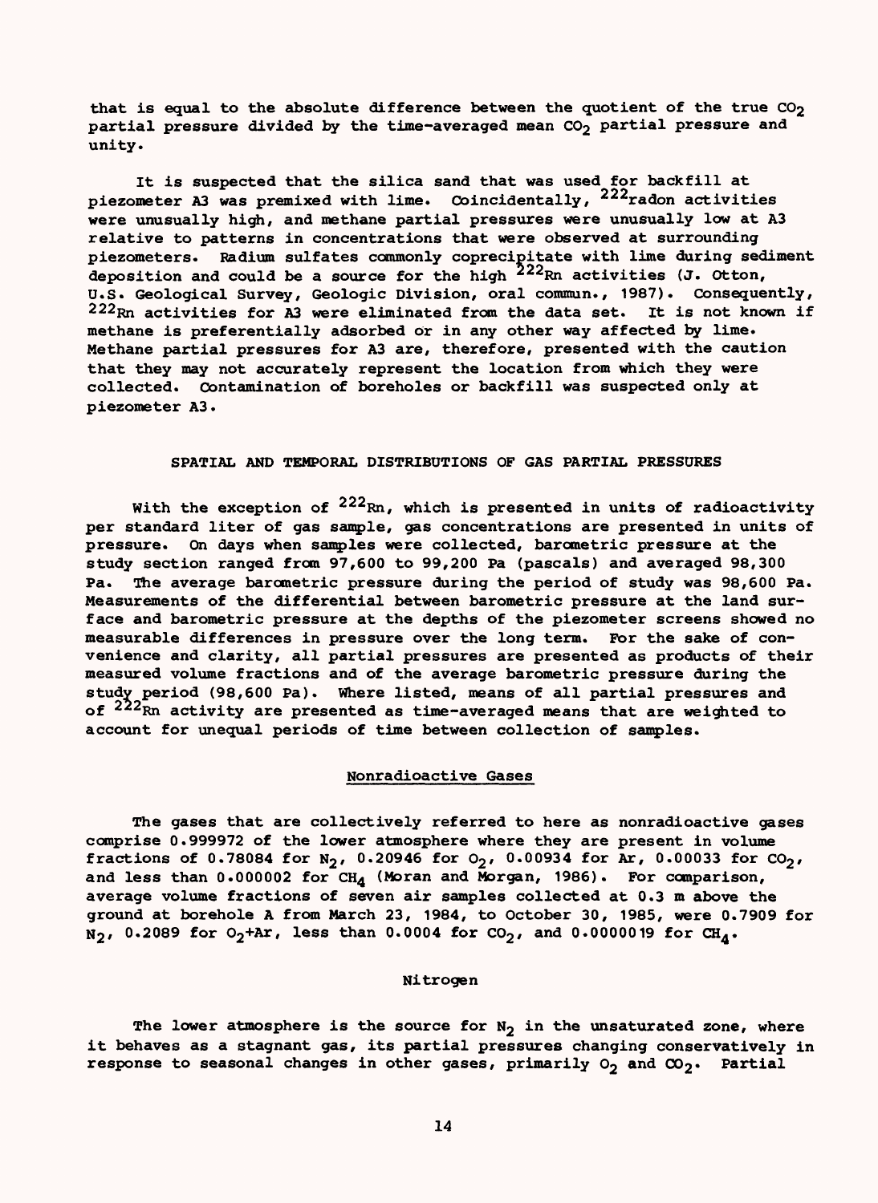that is equal to the absolute difference between the quotient of the true $CO_2$ partial pressure divided by the time-averaged mean $CO_2$ partial pressure and unity.

It is suspected that the silica sand that was used for backfill at piezometer A3 was premixed with lime. Coincidentally, $^{222}$radon activities were unusually high, and methane partial pressures were unusually low at A3 relative to patterns in concentrations that were observed at surrounding piezometers. Radium sulfates commonly coprecipitate with lime during sediment deposition and could be a source for the high $^{222}$Rn activities (J. Otton, U.S. Geological Survey, Geologic Division, oral commun., 1987). Consequently, $^{222}$Rn activities for A3 were eliminated from the data set. It is not known if methane is preferentially adsorbed or in any other way affected by lime. Methane partial pressures for A3 are, therefore, presented with the caution that they may not accurately represent the location from which they were collected. Contamination of boreholes or backfill was suspected only at piezometer A3.

## SPATIAL AND TEMPORAL DISTRIBUTIONS OF GAS PARTIAL PRESSURES

With the exception of $^{222}$Rn, which is presented in units of radioactivity per standard liter of gas sample, gas concentrations are presented in units of pressure. On days when samples were collected, barometric pressure at the study section ranged from 97,600 to 99,200 Pa (pascals) and averaged 98,300 Pa. The average barometric pressure during the period of study was 98,600 Pa. Measurements of the differential between barometric pressure at the land surface and barometric pressure at the depths of the piezometer screens showed no measurable differences in pressure over the long term. For the sake of convenience and clarity, all partial pressures are presented as products of their measured volume fractions and of the average barometric pressure during the study period (98,600 Pa). Where listed, means of all partial pressures and of $^{222}$Rn activity are presented as time-averaged means that are weighted to account for unequal periods of time between collection of samples.

### Nonradioactive Gases

The gases that are collectively referred to here as nonradioactive gases comprise 0.999972 of the lower atmosphere where they are present in volume fractions of 0.78084 for $N_2$, 0.20946 for $O_2$, 0.00934 for Ar, 0.00033 for $CO_2$, and less than 0.000002 for $CH_4$ (Moran and Morgan, 1986). For comparison, average volume fractions of seven air samples collected at 0.3 m above the ground at borehole A from March 23, 1984, to October 30, 1985, were 0.7909 for $N_2$, 0.2089 for $O_2$+Ar, less than 0.0004 for $CO_2$, and 0.0000019 for $CH_4$.

#### Nitrogen

The lower atmosphere is the source for $N_2$ in the unsaturated zone, where it behaves as a stagnant gas, its partial pressures changing conservatively in response to seasonal changes in other gases, primarily $O_2$ and $CO_2$. Partial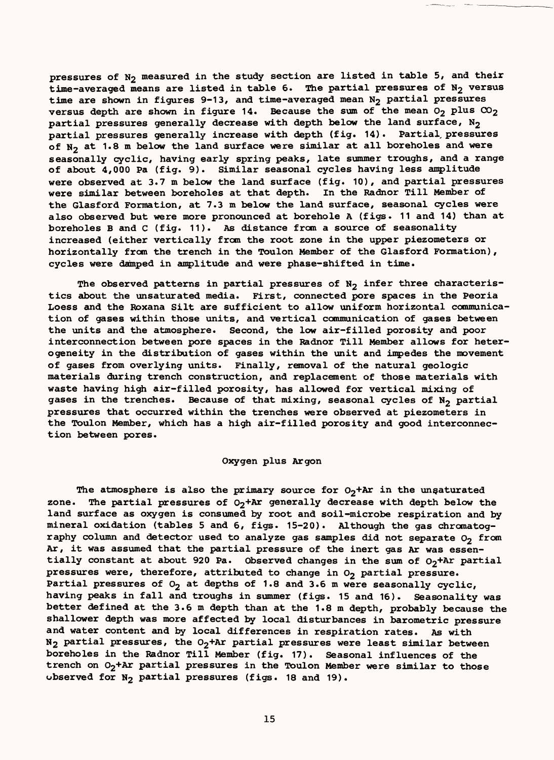pressures of $N_2$ measured in the study section are listed in table 5, and their time-averaged means are listed in table 6. The partial pressures of $N_2$ versus time are shown in figures 9-13, and time-averaged mean $N_2$ partial pressures versus depth are shown in figure 14. Because the sum of the mean $O_2$ plus $CO_2$ partial pressures generally decrease with depth below the land surface, $N_2$ partial pressures generally increase with depth (fig. 14). Partial pressures of $N_2$ at 1.8 m below the land surface were similar at all boreholes and were seasonally cyclic, having early spring peaks, late summer troughs, and a range of about 4,000 Pa (fig. 9). Similar seasonal cycles having less amplitude were observed at 3.7 m below the land surface (fig. 10), and partial pressures were similar between boreholes at that depth. In the Radnor Till Member of the Glasford Formation, at 7.3 m below the land surface, seasonal cycles were also observed but were more pronounced at borehole A (figs. 11 and 14) than at boreholes B and C (fig. 11). As distance from a source of seasonality increased (either vertically from the root zone in the upper piezometers or horizontally from the trench in the Toulon Member of the Glasford Formation), cycles were damped in amplitude and were phase-shifted in time.

The observed patterns in partial pressures of $N_2$ infer three characteristics about the unsaturated media. First, connected pore spaces in the Peoria Loess and the Roxana Silt are sufficient to allow uniform horizontal communication of gases within those units, and vertical communication of gases between the units and the atmosphere. Second, the low air-filled porosity and poor interconnection between pore spaces in the Radnor Till Member allows for heterogeneity in the distribution of gases within the unit and impedes the movement of gases from overlying units. Finally, removal of the natural geologic materials during trench construction, and replacement of those materials with waste having high air-filled porosity, has allowed for vertical mixing of gases in the trenches. Because of that mixing, seasonal cycles of $N_2$ partial pressures that occurred within the trenches were observed at piezometers in the Toulon Member, which has a high air-filled porosity and good interconnection between pores.

### Oxygen plus Argon

The atmosphere is also the primary source for $O_2$+Ar in the unsaturated zone. The partial pressures of $O_2$+Ar generally decrease with depth below the land surface as oxygen is consumed by root and soil-microbe respiration and by mineral oxidation (tables 5 and 6, figs. 15-20). Although the gas chromatography column and detector used to analyze gas samples did not separate $O_2$ from Ar, it was assumed that the partial pressure of the inert gas Ar was essentially constant at about 920 Pa. Observed changes in the sum of $O_2$+Ar partial pressures were, therefore, attributed to change in $O_2$ partial pressure. Partial pressures of $O_2$ at depths of 1.8 and 3.6 m were seasonally cyclic, having peaks in fall and troughs in summer (figs. 15 and 16). Seasonality was better defined at the 3.6 m depth than at the 1.8 m depth, probably because the shallower depth was more affected by local disturbances in barometric pressure and water content and by local differences in respiration rates. As with $N_2$ partial pressures, the $O_2$+Ar partial pressures were least similar between boreholes in the Radnor Till Member (fig. 17). Seasonal influences of the trench on $O_2$+Ar partial pressures in the Toulon Member were similar to those observed for $N_2$ partial pressures (figs. 18 and 19).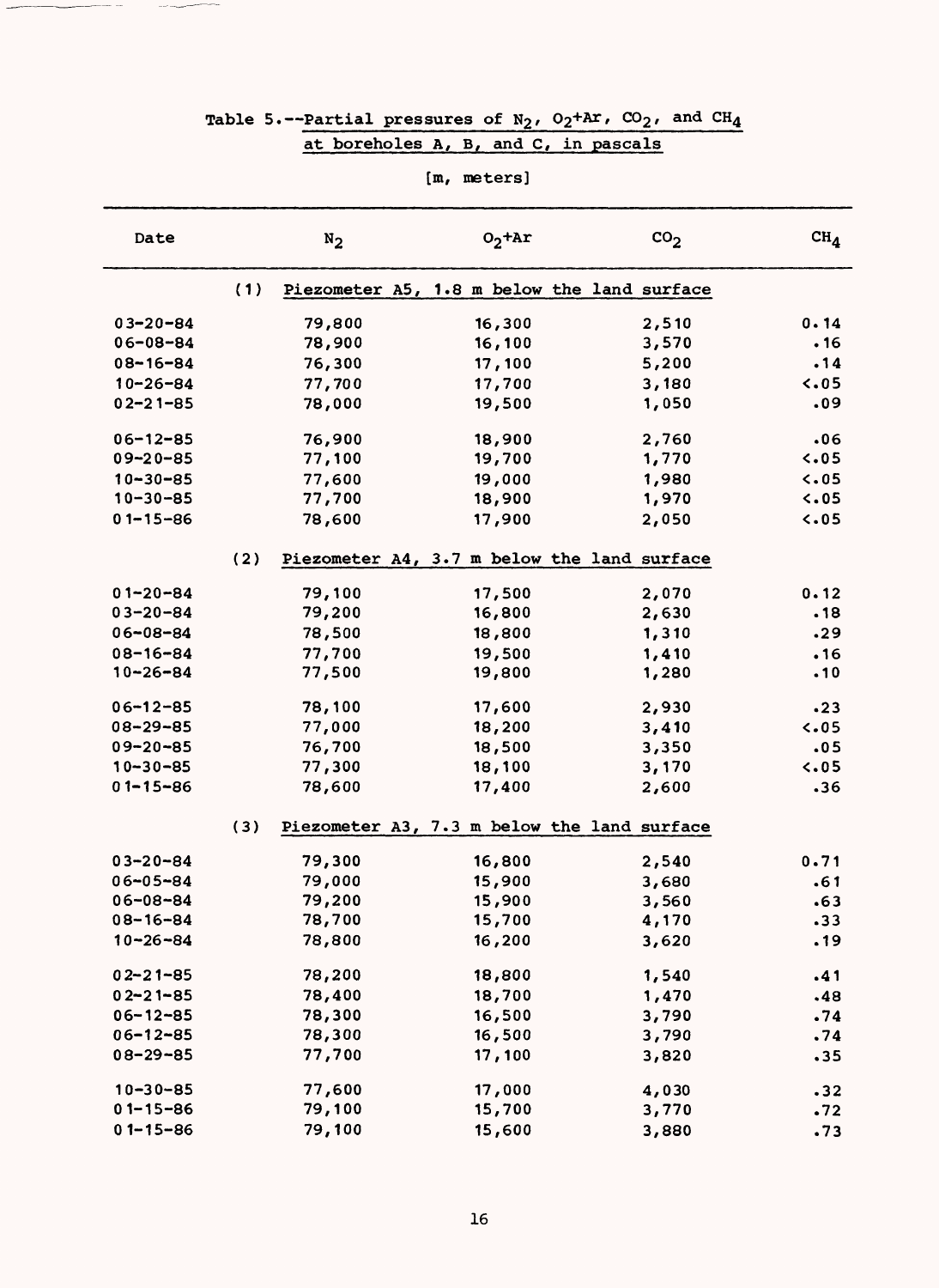Table 5.--Partial pressures of $N_2$, $O_2$+Ar, $CO_2$, and $CH_4$ at boreholes A, B, and C, in pascals

[m, meters]

| Date | $N_2$ | $O_2$+Ar | $CO_2$ | $CH_4$ |
|---|---|---|---|---|
| (1) Piezometer A5, 1.8 m below the land surface | | | | |
| 03-20-84 | 79,800 | 16,300 | 2,510 | 0.14 |
| 06-08-84 | 78,900 | 16,100 | 3,570 | .16 |
| 08-16-84 | 76,300 | 17,100 | 5,200 | .14 |
| 10-26-84 | 77,700 | 17,700 | 3,180 | <.05 |
| 02-21-85 | 78,000 | 19,500 | 1,050 | .09 |
| 06-12-85 | 76,900 | 18,900 | 2,760 | .06 |
| 09-20-85 | 77,100 | 19,700 | 1,770 | <.05 |
| 10-30-85 | 77,600 | 19,000 | 1,980 | <.05 |
| 10-30-85 | 77,700 | 18,900 | 1,970 | <.05 |
| 01-15-86 | 78,600 | 17,900 | 2,050 | <.05 |
| (2) Piezometer A4, 3.7 m below the land surface | | | | |
| 01-20-84 | 79,100 | 17,500 | 2,070 | 0.12 |
| 03-20-84 | 79,200 | 16,800 | 2,630 | .18 |
| 06-08-84 | 78,500 | 18,800 | 1,310 | .29 |
| 08-16-84 | 77,700 | 19,500 | 1,410 | .16 |
| 10-26-84 | 77,500 | 19,800 | 1,280 | .10 |
| 06-12-85 | 78,100 | 17,600 | 2,930 | .23 |
| 08-29-85 | 77,000 | 18,200 | 3,410 | <.05 |
| 09-20-85 | 76,700 | 18,500 | 3,350 | .05 |
| 10-30-85 | 77,300 | 18,100 | 3,170 | <.05 |
| 01-15-86 | 78,600 | 17,400 | 2,600 | .36 |
| (3) Piezometer A3, 7.3 m below the land surface | | | | |
| 03-20-84 | 79,300 | 16,800 | 2,540 | 0.71 |
| 06-05-84 | 79,000 | 15,900 | 3,680 | .61 |
| 06-08-84 | 79,200 | 15,900 | 3,560 | .63 |
| 08-16-84 | 78,700 | 15,700 | 4,170 | .33 |
| 10-26-84 | 78,800 | 16,200 | 3,620 | .19 |
| 02-21-85 | 78,200 | 18,800 | 1,540 | .41 |
| 02-21-85 | 78,400 | 18,700 | 1,470 | .48 |
| 06-12-85 | 78,300 | 16,500 | 3,790 | .74 |
| 06-12-85 | 78,300 | 16,500 | 3,790 | .74 |
| 08-29-85 | 77,700 | 17,100 | 3,820 | .35 |
| 10-30-85 | 77,600 | 17,000 | 4,030 | .32 |
| 01-15-86 | 79,100 | 15,700 | 3,770 | .72 |
| 01-15-86 | 79,100 | 15,600 | 3,880 | .73 |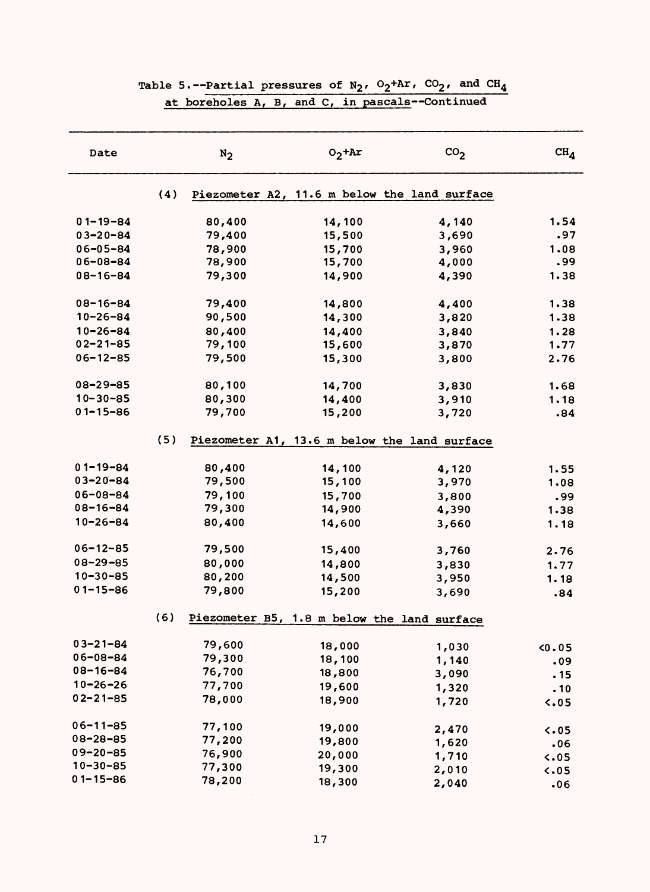Table 5.--Partial pressures of $N_2$, $O_2$+Ar, $CO_2$, and $CH_4$ at boreholes A, B, and C, in pascals--Continued

| Date | $N_2$ | $O_2$+Ar | $CO_2$ | $CH_4$ |
|---|---|---|---|---|
| (4) Piezometer A2, 11.6 m below the land surface | | | | |
| 01-19-84 | 80,400 | 14,100 | 4,140 | 1.54 |
| 03-20-84 | 79,400 | 15,500 | 3,690 | .97 |
| 06-05-84 | 78,900 | 15,700 | 3,960 | 1.08 |
| 06-08-84 | 78,900 | 15,700 | 4,000 | .99 |
| 08-16-84 | 79,300 | 14,900 | 4,390 | 1.38 |
| 08-16-84 | 79,400 | 14,800 | 4,400 | 1.38 |
| 10-26-84 | 90,500 | 14,300 | 3,820 | 1.38 |
| 10-26-84 | 80,400 | 14,400 | 3,840 | 1.28 |
| 02-21-85 | 79,100 | 15,600 | 3,870 | 1.77 |
| 06-12-85 | 79,500 | 15,300 | 3,800 | 2.76 |
| 08-29-85 | 80,100 | 14,700 | 3,830 | 1.68 |
| 10-30-85 | 80,300 | 14,400 | 3,910 | 1.18 |
| 01-15-86 | 79,700 | 15,200 | 3,720 | .84 |
| (5) Piezometer A1, 13.6 m below the land surface | | | | |
| 01-19-84 | 80,400 | 14,100 | 4,120 | 1.55 |
| 03-20-84 | 79,500 | 15,100 | 3,970 | 1.08 |
| 06-08-84 | 79,100 | 15,700 | 3,800 | .99 |
| 08-16-84 | 79,300 | 14,900 | 4,390 | 1.38 |
| 10-26-84 | 80,400 | 14,600 | 3,660 | 1.18 |
| 06-12-85 | 79,500 | 15,400 | 3,760 | 2.76 |
| 08-29-85 | 80,000 | 14,800 | 3,830 | 1.77 |
| 10-30-85 | 80,200 | 14,500 | 3,950 | 1.18 |
| 01-15-86 | 79,800 | 15,200 | 3,690 | .84 |
| (6) Piezometer B5, 1.8 m below the land surface | | | | |
| 03-21-84 | 79,600 | 18,000 | 1,030 | <0.05 |
| 06-08-84 | 79,300 | 18,100 | 1,140 | .09 |
| 08-16-84 | 76,700 | 18,800 | 3,090 | .15 |
| 10-26-26 | 77,700 | 19,600 | 1,320 | .10 |
| 02-21-85 | 78,000 | 18,900 | 1,720 | <.05 |
| 06-11-85 | 77,100 | 19,000 | 2,470 | <.05 |
| 08-28-85 | 77,200 | 19,800 | 1,620 | .06 |
| 09-20-85 | 76,900 | 20,000 | 1,710 | <.05 |
| 10-30-85 | 77,300 | 19,300 | 2,010 | <.05 |
| 01-15-86 | 78,200 | 18,300 | 2,040 | .06 |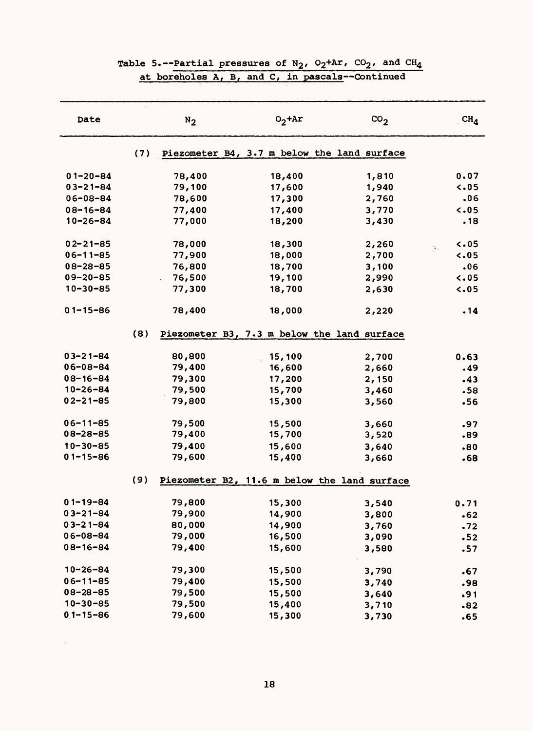Table 5.--Partial pressures of $N_2$, $O_2$+Ar, $CO_2$, and $CH_4$ at boreholes A, B, and C, in pascals--Continued

| Date | $N_2$ | $O_2$+Ar | $CO_2$ | $CH_4$ |
|---|---|---|---|---|
| (7) Piezometer B4, 3.7 m below the land surface | | | | |
| 01-20-84 | 78,400 | 18,400 | 1,810 | 0.07 |
| 03-21-84 | 79,100 | 17,600 | 1,940 | <.05 |
| 06-08-84 | 78,600 | 17,300 | 2,760 | .06 |
| 08-16-84 | 77,400 | 17,400 | 3,770 | <.05 |
| 10-26-84 | 77,000 | 18,200 | 3,430 | .18 |
| 02-21-85 | 78,000 | 18,300 | 2,260 | <.05 |
| 06-11-85 | 77,900 | 18,000 | 2,700 | <.05 |
| 08-28-85 | 76,800 | 18,700 | 3,100 | .06 |
| 09-20-85 | 76,500 | 19,100 | 2,990 | <.05 |
| 10-30-85 | 77,300 | 18,700 | 2,630 | <.05 |
| 01-15-86 | 78,400 | 18,000 | 2,220 | .14 |
| (8) Piezometer B3, 7.3 m below the land surface | | | | |
| 03-21-84 | 80,800 | 15,100 | 2,700 | 0.63 |
| 06-08-84 | 79,400 | 16,600 | 2,660 | .49 |
| 08-16-84 | 79,300 | 17,200 | 2,150 | .43 |
| 10-26-84 | 79,500 | 15,700 | 3,460 | .58 |
| 02-21-85 | 79,800 | 15,300 | 3,560 | .56 |
| 06-11-85 | 79,500 | 15,500 | 3,660 | .97 |
| 08-28-85 | 79,400 | 15,700 | 3,520 | .89 |
| 10-30-85 | 79,400 | 15,600 | 3,640 | .80 |
| 01-15-86 | 79,600 | 15,400 | 3,660 | .68 |
| (9) Piezometer B2, 11.6 m below the land surface | | | | |
| 01-19-84 | 79,800 | 15,300 | 3,540 | 0.71 |
| 03-21-84 | 79,900 | 14,900 | 3,800 | .62 |
| 03-21-84 | 80,000 | 14,900 | 3,760 | .72 |
| 06-08-84 | 79,000 | 16,500 | 3,090 | .52 |
| 08-16-84 | 79,400 | 15,600 | 3,580 | .57 |
| 10-26-84 | 79,300 | 15,500 | 3,790 | .67 |
| 06-11-85 | 79,400 | 15,500 | 3,740 | .98 |
| 08-28-85 | 79,500 | 15,500 | 3,640 | .91 |
| 10-30-85 | 79,500 | 15,400 | 3,710 | .82 |
| 01-15-86 | 79,600 | 15,300 | 3,730 | .65 |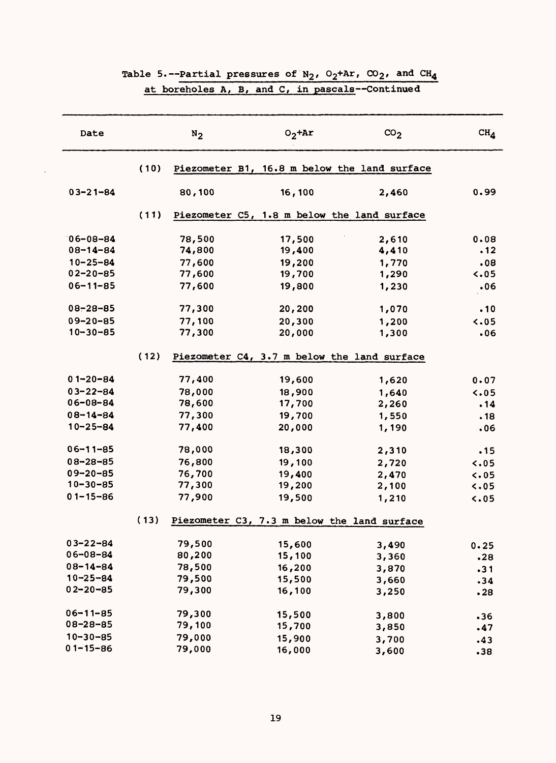Table 5.--Partial pressures of $N_2$, $O_2$+Ar, $CO_2$, and $CH_4$ at boreholes A, B, and C, in pascals--Continued

| Date | $N_2$ | $O_2$+Ar | $CO_2$ | $CH_4$ |
|---|---|---|---|---|
| (10) Piezometer B1, 16.8 m below the land surface | | | | |
| 03-21-84 | 80,100 | 16,100 | 2,460 | 0.99 |
| (11) Piezometer C5, 1.8 m below the land surface | | | | |
| 06-08-84 | 78,500 | 17,500 | 2,610 | 0.08 |
| 08-14-84 | 74,800 | 19,400 | 4,410 | .12 |
| 10-25-84 | 77,600 | 19,200 | 1,770 | .08 |
| 02-20-85 | 77,600 | 19,700 | 1,290 | <.05 |
| 06-11-85 | 77,600 | 19,800 | 1,230 | .06 |
| 08-28-85 | 77,300 | 20,200 | 1,070 | .10 |
| 09-20-85 | 77,100 | 20,300 | 1,200 | <.05 |
| 10-30-85 | 77,300 | 20,000 | 1,300 | .06 |
| (12) Piezometer C4, 3.7 m below the land surface | | | | |
| 01-20-84 | 77,400 | 19,600 | 1,620 | 0.07 |
| 03-22-84 | 78,000 | 18,900 | 1,640 | <.05 |
| 06-08-84 | 78,600 | 17,700 | 2,260 | .14 |
| 08-14-84 | 77,300 | 19,700 | 1,550 | .18 |
| 10-25-84 | 77,400 | 20,000 | 1,190 | .06 |
| 06-11-85 | 78,000 | 18,300 | 2,310 | .15 |
| 08-28-85 | 76,800 | 19,100 | 2,720 | <.05 |
| 09-20-85 | 76,700 | 19,400 | 2,470 | <.05 |
| 10-30-85 | 77,300 | 19,200 | 2,100 | <.05 |
| 01-15-86 | 77,900 | 19,500 | 1,210 | <.05 |
| (13) Piezometer C3, 7.3 m below the land surface | | | | |
| 03-22-84 | 79,500 | 15,600 | 3,490 | 0.25 |
| 06-08-84 | 80,200 | 15,100 | 3,360 | .28 |
| 08-14-84 | 78,500 | 16,200 | 3,870 | .31 |
| 10-25-84 | 79,500 | 15,500 | 3,660 | .34 |
| 02-20-85 | 79,300 | 16,100 | 3,250 | .28 |
| 06-11-85 | 79,300 | 15,500 | 3,800 | .36 |
| 08-28-85 | 79,100 | 15,700 | 3,850 | .47 |
| 10-30-85 | 79,000 | 15,900 | 3,700 | .43 |
| 01-15-86 | 79,000 | 16,000 | 3,600 | .38 |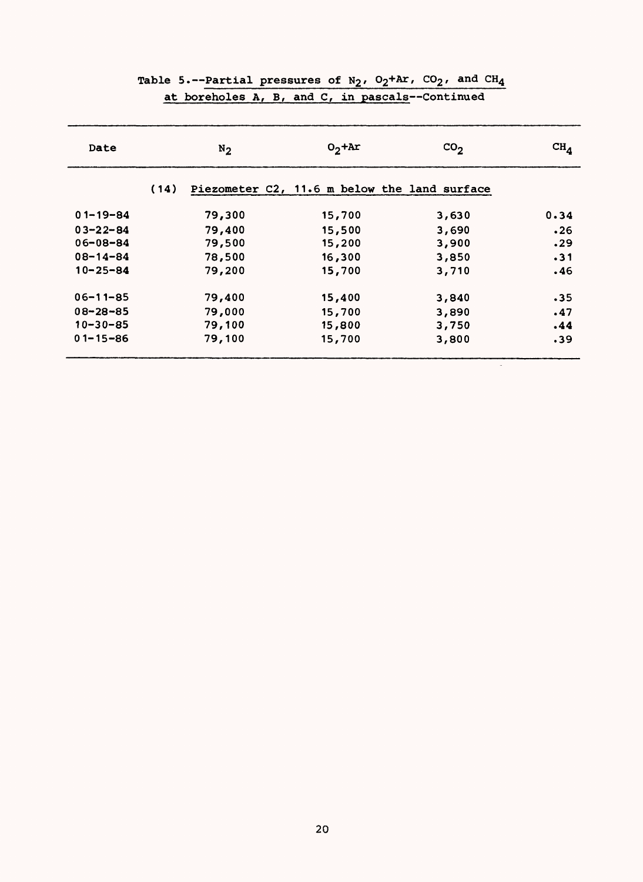Table 5.--Partial pressures of $N_2$, $O_2$+Ar, $CO_2$, and $CH_4$ at boreholes A, B, and C, in pascals--Continued

| Date | $N_2$ | $O_2$+Ar | $CO_2$ | $CH_4$ |
|---|---|---|---|---|
| (14) Piezometer C2, 11.6 m below the land surface | | | | |
| 01-19-84 | 79,300 | 15,700 | 3,630 | 0.34 |
| 03-22-84 | 79,400 | 15,500 | 3,690 | .26 |
| 06-08-84 | 79,500 | 15,200 | 3,900 | .29 |
| 08-14-84 | 78,500 | 16,300 | 3,850 | .31 |
| 10-25-84 | 79,200 | 15,700 | 3,710 | .46 |
| 06-11-85 | 79,400 | 15,400 | 3,840 | .35 |
| 08-28-85 | 79,000 | 15,700 | 3,890 | .47 |
| 10-30-85 | 79,100 | 15,800 | 3,750 | .44 |
| 01-15-86 | 79,100 | 15,700 | 3,800 | .39 |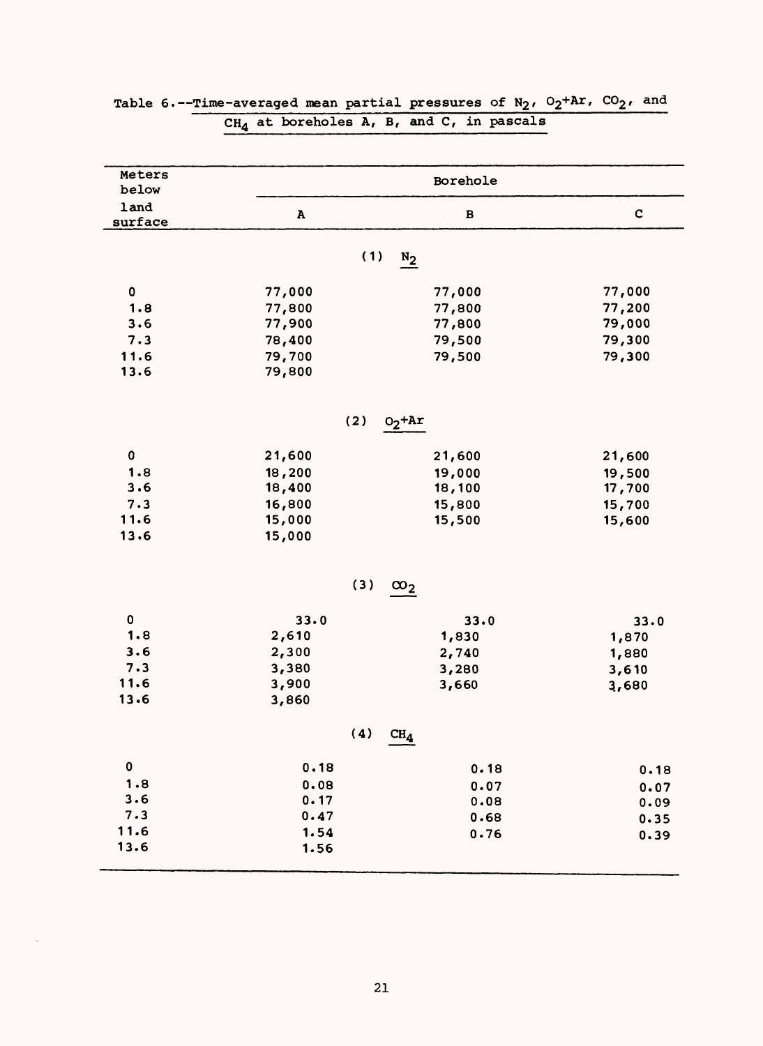Table 6.--Time-averaged mean partial pressures of $N_2$, $O_2$+Ar, $CO_2$, and $CH_4$ at boreholes A, B, and C, in pascals

| Meters below land surface | Borehole | | |
|---|---|---|---|
| | A | B | C |
| | **(1) $N_2$** | | |
| 0 | 77,000 | 77,000 | 77,000 |
| 1.8 | 77,800 | 77,800 | 77,200 |
| 3.6 | 77,900 | 77,800 | 79,000 |
| 7.3 | 78,400 | 79,500 | 79,300 |
| 11.6 | 79,700 | 79,500 | 79,300 |
| 13.6 | 79,800 | | |
| | **(2) $O_2$+Ar** | | |
| 0 | 21,600 | 21,600 | 21,600 |
| 1.8 | 18,200 | 19,000 | 19,500 |
| 3.6 | 18,400 | 18,100 | 17,700 |
| 7.3 | 16,800 | 15,800 | 15,700 |
| 11.6 | 15,000 | 15,500 | 15,600 |
| 13.6 | 15,000 | | |
| | **(3) $CO_2$** | | |
| 0 | 33.0 | 33.0 | 33.0 |
| 1.8 | 2,610 | 1,830 | 1,870 |
| 3.6 | 2,300 | 2,740 | 1,880 |
| 7.3 | 3,380 | 3,280 | 3,610 |
| 11.6 | 3,900 | 3,660 | 3,680 |
| 13.6 | 3,860 | | |
| | **(4) $CH_4$** | | |
| 0 | 0.18 | 0.18 | 0.18 |
| 1.8 | 0.08 | 0.07 | 0.07 |
| 3.6 | 0.17 | 0.08 | 0.09 |
| 7.3 | 0.47 | 0.68 | 0.35 |
| 11.6 | 1.54 | 0.76 | 0.39 |
| 13.6 | 1.56 | | |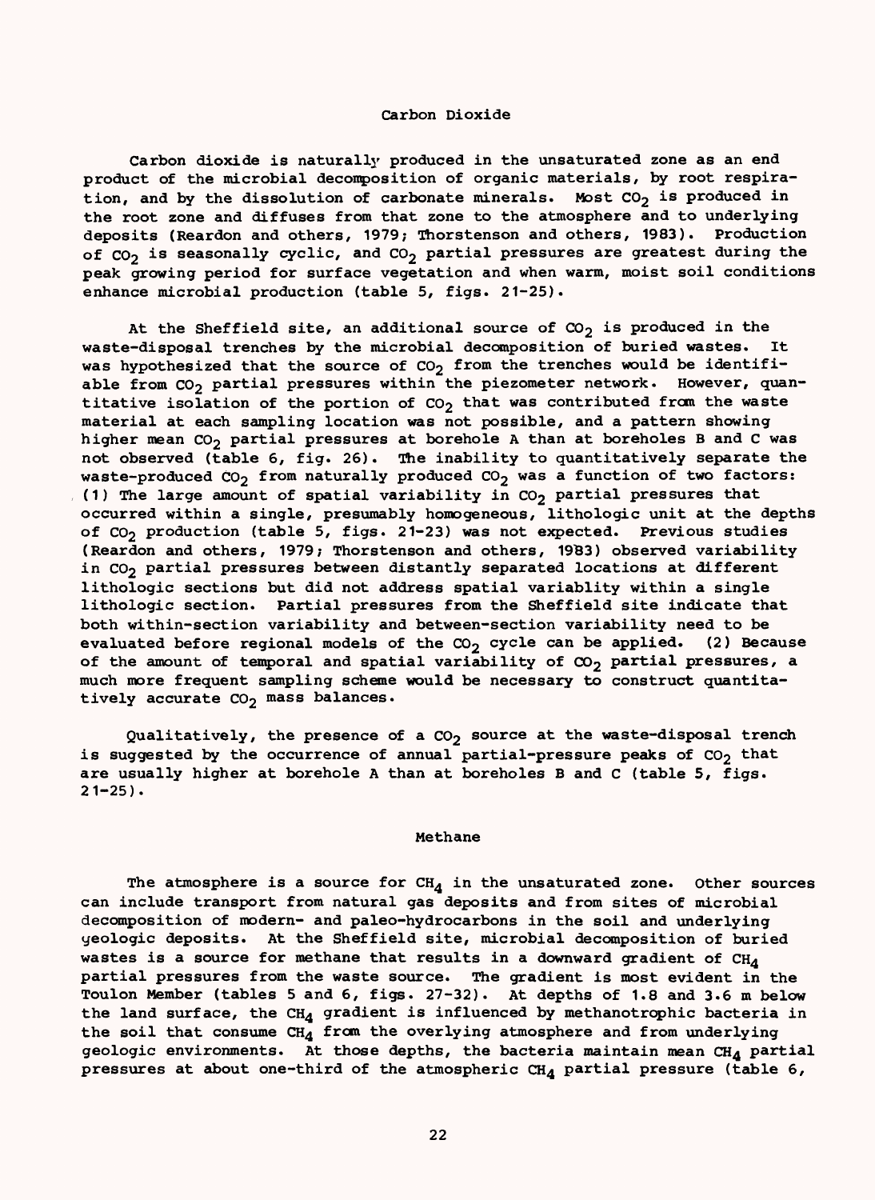## Carbon Dioxide

Carbon dioxide is naturally produced in the unsaturated zone as an end product of the microbial decomposition of organic materials, by root respiration, and by the dissolution of carbonate minerals. Most $CO_2$ is produced in the root zone and diffuses from that zone to the atmosphere and to underlying deposits (Reardon and others, 1979; Thorstenson and others, 1983). Production of $CO_2$ is seasonally cyclic, and $CO_2$ partial pressures are greatest during the peak growing period for surface vegetation and when warm, moist soil conditions enhance microbial production (table 5, figs. 21-25).

At the Sheffield site, an additional source of $CO_2$ is produced in the waste-disposal trenches by the microbial decomposition of buried wastes. It was hypothesized that the source of $CO_2$ from the trenches would be identifiable from $CO_2$ partial pressures within the piezometer network. However, quantitative isolation of the portion of $CO_2$ that was contributed from the waste material at each sampling location was not possible, and a pattern showing higher mean $CO_2$ partial pressures at borehole A than at boreholes B and C was not observed (table 6, fig. 26). The inability to quantitatively separate the waste-produced $CO_2$ from naturally produced $CO_2$ was a function of two factors: (1) The large amount of spatial variability in $CO_2$ partial pressures that occurred within a single, presumably homogeneous, lithologic unit at the depths of $CO_2$ production (table 5, figs. 21-23) was not expected. Previous studies (Reardon and others, 1979; Thorstenson and others, 1983) observed variability in $CO_2$ partial pressures between distantly separated locations at different lithologic sections but did not address spatial variablity within a single lithologic section. Partial pressures from the Sheffield site indicate that both within-section variability and between-section variability need to be evaluated before regional models of the $CO_2$ cycle can be applied. (2) Because of the amount of temporal and spatial variability of $CO_2$ partial pressures, a much more frequent sampling scheme would be necessary to construct quantitatively accurate $CO_2$ mass balances.

Qualitatively, the presence of a $CO_2$ source at the waste-disposal trench is suggested by the occurrence of annual partial-pressure peaks of $CO_2$ that are usually higher at borehole A than at boreholes B and C (table 5, figs. 21-25).

## Methane

The atmosphere is a source for $CH_4$ in the unsaturated zone. Other sources can include transport from natural gas deposits and from sites of microbial decomposition of modern- and paleo-hydrocarbons in the soil and underlying geologic deposits. At the Sheffield site, microbial decomposition of buried wastes is a source for methane that results in a downward gradient of $CH_4$ partial pressures from the waste source. The gradient is most evident in the Toulon Member (tables 5 and 6, figs. 27-32). At depths of 1.8 and 3.6 m below the land surface, the $CH_4$ gradient is influenced by methanotrophic bacteria in the soil that consume $CH_4$ from the overlying atmosphere and from underlying geologic environments. At those depths, the bacteria maintain mean $CH_4$ partial pressures at about one-third of the atmospheric $CH_4$ partial pressure (table 6,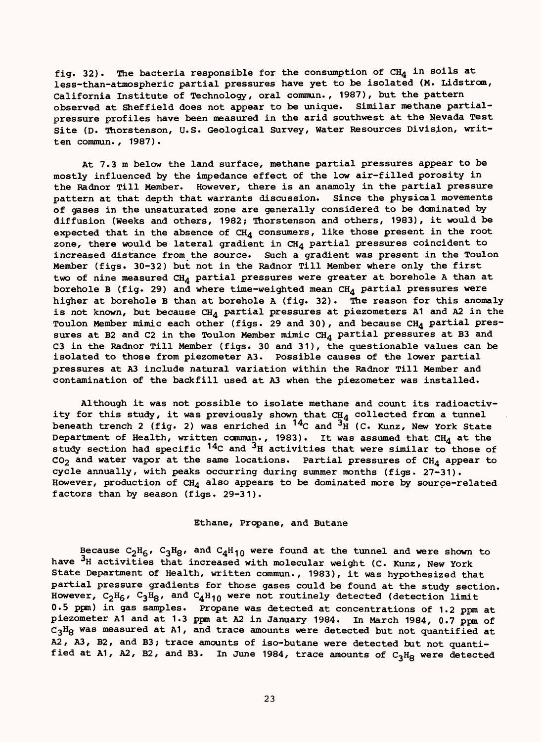fig. 32). The bacteria responsible for the consumption of $CH_4$ in soils at less-than-atmospheric partial pressures have yet to be isolated (M. Lidstrom, California Institute of Technology, oral commun., 1987), but the pattern observed at Sheffield does not appear to be unique. Similar methane partial-pressure profiles have been measured in the arid southwest at the Nevada Test Site (D. Thorstenson, U.S. Geological Survey, Water Resources Division, written commun., 1987).

At 7.3 m below the land surface, methane partial pressures appear to be mostly influenced by the impedance effect of the low air-filled porosity in the Radnor Till Member. However, there is an anamoly in the partial pressure pattern at that depth that warrants discussion. Since the physical movements of gases in the unsaturated zone are generally considered to be dominated by diffusion (Weeks and others, 1982; Thorstenson and others, 1983), it would be expected that in the absence of $CH_4$ consumers, like those present in the root zone, there would be lateral gradient in $CH_4$ partial pressures coincident to increased distance from the source. Such a gradient was present in the Toulon Member (figs. 30-32) but not in the Radnor Till Member where only the first two of nine measured $CH_4$ partial pressures were greater at borehole A than at borehole B (fig. 29) and where time-weighted mean $CH_4$ partial pressures were higher at borehole B than at borehole A (fig. 32). The reason for this anomaly is not known, but because $CH_4$ partial pressures at piezometers A1 and A2 in the Toulon Member mimic each other (figs. 29 and 30), and because $CH_4$ partial pressures at B2 and C2 in the Toulon Member mimic $CH_4$ partial pressures at B3 and C3 in the Radnor Till Member (figs. 30 and 31), the questionable values can be isolated to those from piezometer A3. Possible causes of the lower partial pressures at A3 include natural variation within the Radnor Till Member and contamination of the backfill used at A3 when the piezometer was installed.

Although it was not possible to isolate methane and count its radioactivity for this study, it was previously shown that $CH_4$ collected from a tunnel beneath trench 2 (fig. 2) was enriched in $^{14}C$ and $^{3}H$ (C. Kunz, New York State Department of Health, written commun., 1983). It was assumed that $CH_4$ at the study section had specific $^{14}C$ and $^{3}H$ activities that were similar to those of $CO_2$ and water vapor at the same locations. Partial pressures of $CH_4$ appear to cycle annually, with peaks occurring during summer months (figs. 27-31). However, production of $CH_4$ also appears to be dominated more by source-related factors than by season (figs. 29-31).

## Ethane, Propane, and Butane

Because $C_2H_6$, $C_3H_8$, and $C_4H_{10}$ were found at the tunnel and were shown to have $^{3}H$ activities that increased with molecular weight (C. Kunz, New York State Department of Health, written commun., 1983), it was hypothesized that partial pressure gradients for those gases could be found at the study section. However, $C_2H_6$, $C_3H_8$, and $C_4H_{10}$ were not routinely detected (detection limit 0.5 ppm) in gas samples. Propane was detected at concentrations of 1.2 ppm at piezometer A1 and at 1.3 ppm at A2 in January 1984. In March 1984, 0.7 ppm of $C_3H_8$ was measured at A1, and trace amounts were detected but not quantified at A2, A3, B2, and B3; trace amounts of iso-butane were detected but not quantified at A1, A2, B2, and B3. In June 1984, trace amounts of $C_3H_8$ were detected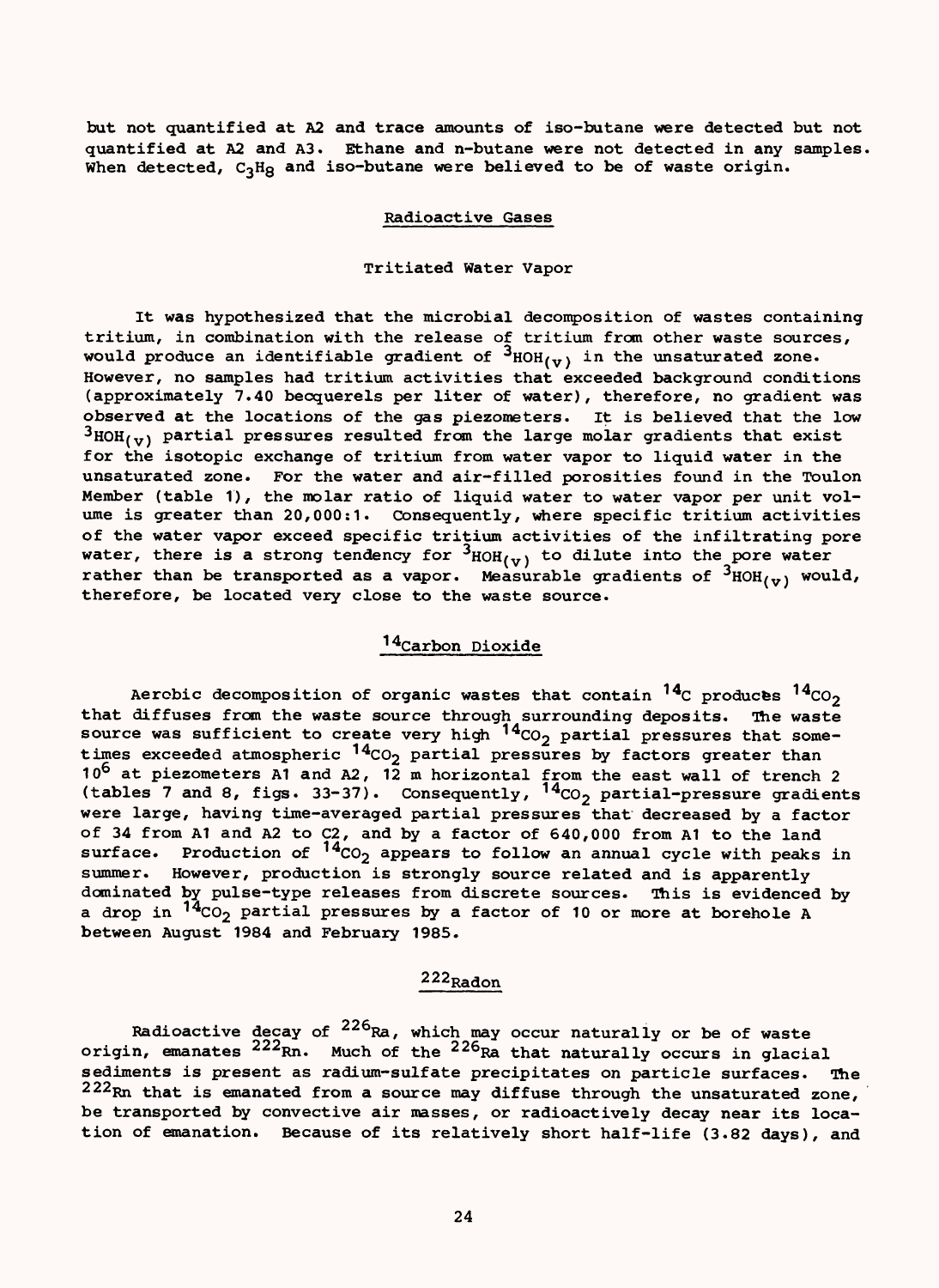but not quantified at A2 and trace amounts of iso-butane were detected but not quantified at A2 and A3. Ethane and n-butane were not detected in any samples. When detected, $C_3H_8$ and iso-butane were believed to be of waste origin.

## Radioactive Gases

### Tritiated Water Vapor

It was hypothesized that the microbial decomposition of wastes containing tritium, in combination with the release of tritium from other waste sources, would produce an identifiable gradient of $^{3}HOH_{(v)}$ in the unsaturated zone. However, no samples had tritium activities that exceeded background conditions (approximately 7.40 becquerels per liter of water), therefore, no gradient was observed at the locations of the gas piezometers. It is believed that the low $^{3}HOH_{(v)}$ partial pressures resulted from the large molar gradients that exist for the isotopic exchange of tritium from water vapor to liquid water in the unsaturated zone. For the water and air-filled porosities found in the Toulon Member (table 1), the molar ratio of liquid water to water vapor per unit volume is greater than 20,000:1. Consequently, where specific tritium activities of the water vapor exceed specific tritium activities of the infiltrating pore water, there is a strong tendency for $^{3}HOH_{(v)}$ to dilute into the pore water rather than be transported as a vapor. Measurable gradients of $^{3}HOH_{(v)}$ would, therefore, be located very close to the waste source.

### $^{14}$Carbon Dioxide

Aerobic decomposition of organic wastes that contain $^{14}C$ produces $^{14}CO_2$ that diffuses from the waste source through surrounding deposits. The waste source was sufficient to create very high $^{14}CO_2$ partial pressures that sometimes exceeded atmospheric $^{14}CO_2$ partial pressures by factors greater than $10^6$ at piezometers A1 and A2, 12 m horizontal from the east wall of trench 2 (tables 7 and 8, figs. 33-37). Consequently, $^{14}CO_2$ partial-pressure gradients were large, having time-averaged partial pressures that decreased by a factor of 34 from A1 and A2 to C2, and by a factor of 640,000 from A1 to the land surface. Production of $^{14}CO_2$ appears to follow an annual cycle with peaks in summer. However, production is strongly source related and is apparently dominated by pulse-type releases from discrete sources. This is evidenced by a drop in $^{14}CO_2$ partial pressures by a factor of 10 or more at borehole A between August 1984 and February 1985.

### $^{222}$Radon

Radioactive decay of $^{226}Ra$, which may occur naturally or be of waste origin, emanates $^{222}Rn$. Much of the $^{226}Ra$ that naturally occurs in glacial sediments is present as radium-sulfate precipitates on particle surfaces. The $^{222}Rn$ that is emanated from a source may diffuse through the unsaturated zone, be transported by convective air masses, or radioactively decay near its location of emanation. Because of its relatively short half-life (3.82 days), and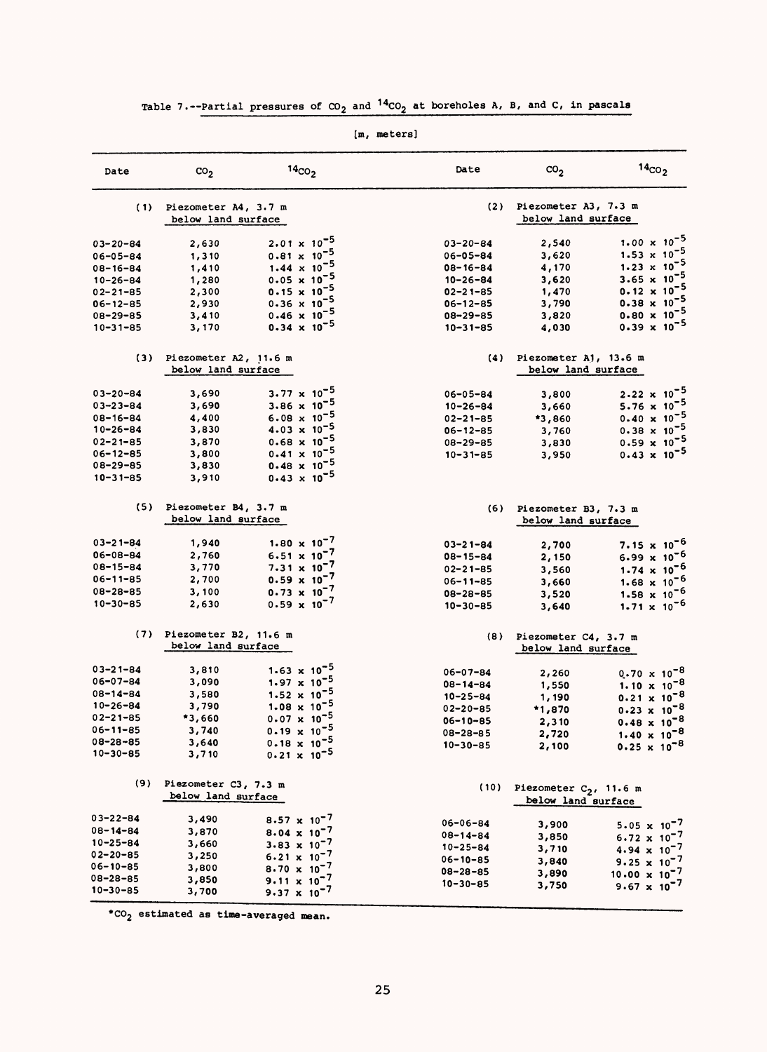Table 7.--Partial pressures of $CO_2$ and $^{14}CO_2$ at boreholes A, B, and C, in pascals

[m, meters]

| Date | $CO_2$ | $^{14}CO_2$ | Date | $CO_2$ | $^{14}CO_2$ |
|---|---|---|---|---|---|
| (1) Piezometer A4, 3.7 m below land surface | | | (2) Piezometer A3, 7.3 m below land surface | | |
| 03-20-84 | 2,630 | $2.01 \times 10^{-5}$ | 03-20-84 | 2,540 | $1.00 \times 10^{-5}$ |
| 06-05-84 | 1,310 | $0.81 \times 10^{-5}$ | 06-05-84 | 3,620 | $1.53 \times 10^{-5}$ |
| 08-16-84 | 1,410 | $1.44 \times 10^{-5}$ | 08-16-84 | 4,170 | $1.23 \times 10^{-5}$ |
| 10-26-84 | 1,280 | $0.05 \times 10^{-5}$ | 10-26-84 | 3,620 | $3.65 \times 10^{-5}$ |
| 02-21-85 | 2,300 | $0.15 \times 10^{-5}$ | 02-21-85 | 1,470 | $0.12 \times 10^{-5}$ |
| 06-12-85 | 2,930 | $0.36 \times 10^{-5}$ | 06-12-85 | 3,790 | $0.38 \times 10^{-5}$ |
| 08-29-85 | 3,410 | $0.46 \times 10^{-5}$ | 08-29-85 | 3,820 | $0.80 \times 10^{-5}$ |
| 10-31-85 | 3,170 | $0.34 \times 10^{-5}$ | 10-31-85 | 4,030 | $0.39 \times 10^{-5}$ |
| (3) Piezometer A2, 11.6 m below land surface | | | (4) Piezometer A1, 13.6 m below land surface | | |
| 03-20-84 | 3,690 | $3.77 \times 10^{-5}$ | 06-05-84 | 3,800 | $2.22 \times 10^{-5}$ |
| 03-23-84 | 3,690 | $3.86 \times 10^{-5}$ | 10-26-84 | 3,660 | $5.76 \times 10^{-5}$ |
| 08-16-84 | 4,400 | $6.08 \times 10^{-5}$ | 02-21-85 | *3,860 | $0.40 \times 10^{-5}$ |
| 10-26-84 | 3,830 | $4.03 \times 10^{-5}$ | 06-12-85 | 3,760 | $0.38 \times 10^{-5}$ |
| 02-21-85 | 3,870 | $0.68 \times 10^{-5}$ | 08-29-85 | 3,830 | $0.59 \times 10^{-5}$ |
| 06-12-85 | 3,800 | $0.41 \times 10^{-5}$ | 10-31-85 | 3,950 | $0.43 \times 10^{-5}$ |
| 08-29-85 | 3,830 | $0.48 \times 10^{-5}$ | | | |
| 10-31-85 | 3,910 | $0.43 \times 10^{-5}$ | | | |
| (5) Piezometer B4, 3.7 m below land surface | | | (6) Piezometer B3, 7.3 m below land surface | | |
| 03-21-84 | 1,940 | $1.80 \times 10^{-7}$ | 03-21-84 | 2,700 | $7.15 \times 10^{-6}$ |
| 06-08-84 | 2,760 | $6.51 \times 10^{-7}$ | 08-15-84 | 2,150 | $6.99 \times 10^{-6}$ |
| 08-15-84 | 3,770 | $7.31 \times 10^{-7}$ | 02-21-85 | 3,560 | $1.74 \times 10^{-6}$ |
| 06-11-85 | 2,700 | $0.59 \times 10^{-7}$ | 06-11-85 | 3,660 | $1.68 \times 10^{-6}$ |
| 08-28-85 | 3,100 | $0.73 \times 10^{-7}$ | 08-28-85 | 3,520 | $1.58 \times 10^{-6}$ |
| 10-30-85 | 2,630 | $0.59 \times 10^{-7}$ | 10-30-85 | 3,640 | $1.71 \times 10^{-6}$ |
| (7) Piezometer B2, 11.6 m below land surface | | | (8) Piezometer C4, 3.7 m below land surface | | |
| 03-21-84 | 3,810 | $1.63 \times 10^{-5}$ | 06-07-84 | 2,260 | $0.70 \times 10^{-8}$ |
| 06-07-84 | 3,090 | $1.97 \times 10^{-5}$ | 08-14-84 | 1,550 | $1.10 \times 10^{-8}$ |
| 08-14-84 | 3,580 | $1.52 \times 10^{-5}$ | 10-25-84 | 1,190 | $0.21 \times 10^{-8}$ |
| 10-26-84 | 3,790 | $1.08 \times 10^{-5}$ | 02-20-85 | *1,870 | $0.23 \times 10^{-8}$ |
| 02-21-85 | *3,660 | $0.07 \times 10^{-5}$ | 06-10-85 | 2,310 | $0.48 \times 10^{-8}$ |
| 06-11-85 | 3,740 | $0.19 \times 10^{-5}$ | 08-28-85 | 2,720 | $1.40 \times 10^{-8}$ |
| 08-28-85 | 3,640 | $0.18 \times 10^{-5}$ | 10-30-85 | 2,100 | $0.25 \times 10^{-8}$ |
| 10-30-85 | 3,710 | $0.21 \times 10^{-5}$ | | | |
| (9) Piezometer C3, 7.3 m below land surface | | | (10) Piezometer $C_2$, 11.6 m below land surface | | |
| 03-22-84 | 3,490 | $8.57 \times 10^{-7}$ | 06-06-84 | 3,900 | $5.05 \times 10^{-7}$ |
| 08-14-84 | 3,870 | $8.04 \times 10^{-7}$ | 08-14-84 | 3,850 | $6.72 \times 10^{-7}$ |
| 10-25-84 | 3,660 | $3.83 \times 10^{-7}$ | 10-25-84 | 3,710 | $4.94 \times 10^{-7}$ |
| 02-20-85 | 3,250 | $6.21 \times 10^{-7}$ | 06-10-85 | 3,840 | $9.25 \times 10^{-7}$ |
| 06-10-85 | 3,800 | $8.70 \times 10^{-7}$ | 08-28-85 | 3,890 | $10.00 \times 10^{-7}$ |
| 08-28-85 | 3,850 | $9.11 \times 10^{-7}$ | 10-30-85 | 3,750 | $9.67 \times 10^{-7}$ |
| 10-30-85 | 3,700 | $9.37 \times 10^{-7}$ | | | |

*$CO_2$ estimated as time-averaged mean.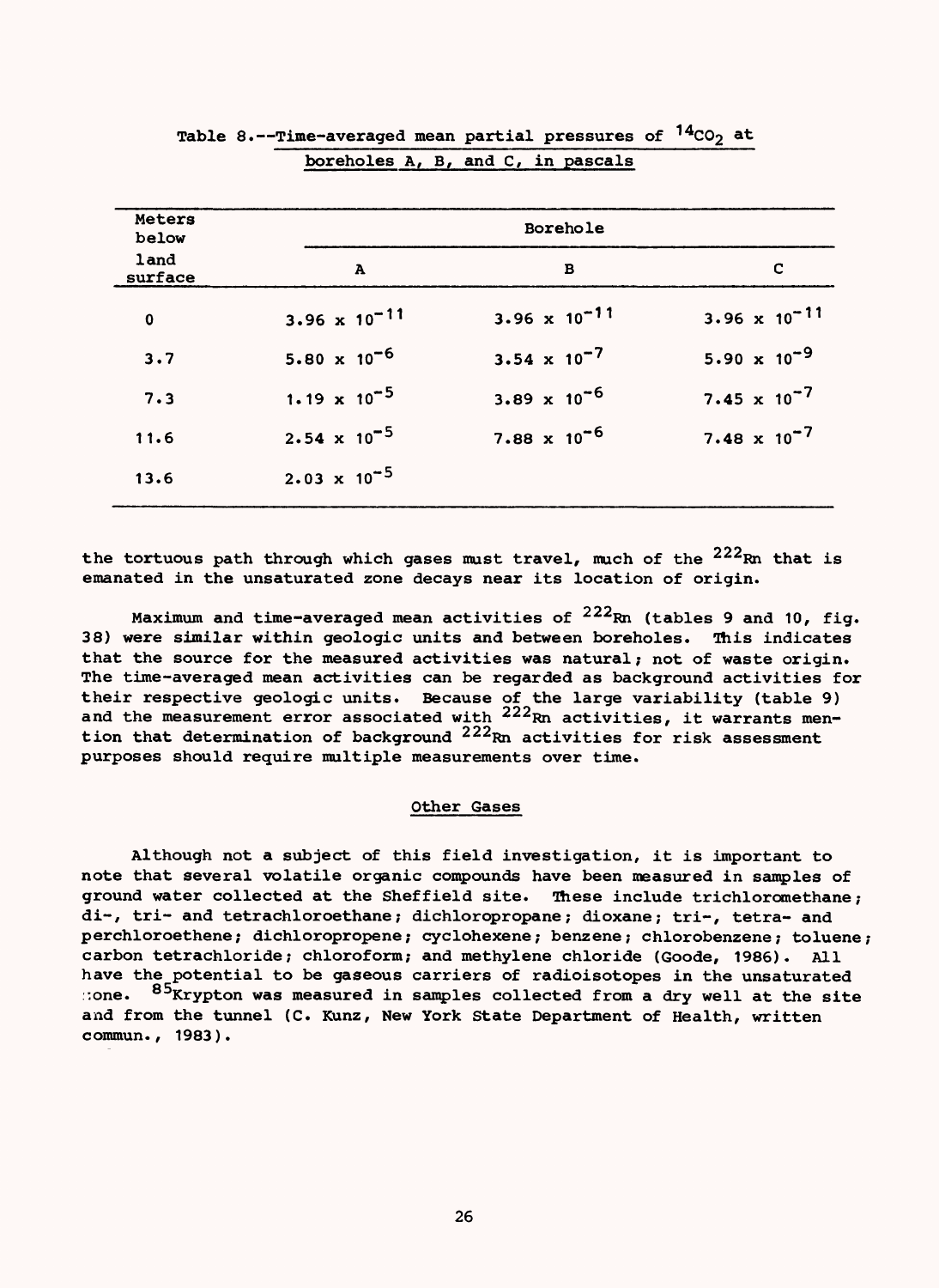Table 8.--Time-averaged mean partial pressures of $^{14}CO_2$ at boreholes A, B, and C, in pascals

| Meters below land surface | Borehole | | |
|---|---|---|---|
| | A | B | C |
| 0 | $3.96 \times 10^{-11}$ | $3.96 \times 10^{-11}$ | $3.96 \times 10^{-11}$ |
| 3.7 | $5.80 \times 10^{-6}$ | $3.54 \times 10^{-7}$ | $5.90 \times 10^{-9}$ |
| 7.3 | $1.19 \times 10^{-5}$ | $3.89 \times 10^{-6}$ | $7.45 \times 10^{-7}$ |
| 11.6 | $2.54 \times 10^{-5}$ | $7.88 \times 10^{-6}$ | $7.48 \times 10^{-7}$ |
| 13.6 | $2.03 \times 10^{-5}$ | | |

the tortuous path through which gases must travel, much of the $^{222}Rn$ that is emanated in the unsaturated zone decays near its location of origin.

Maximum and time-averaged mean activities of $^{222}Rn$ (tables 9 and 10, fig. 38) were similar within geologic units and between boreholes. This indicates that the source for the measured activities was natural; not of waste origin. The time-averaged mean activities can be regarded as background activities for their respective geologic units. Because of the large variability (table 9) and the measurement error associated with $^{222}Rn$ activities, it warrants mention that determination of background $^{222}Rn$ activities for risk assessment purposes should require multiple measurements over time.

## Other Gases

Although not a subject of this field investigation, it is important to note that several volatile organic compounds have been measured in samples of ground water collected at the Sheffield site. These include trichloromethane; di-, tri- and tetrachloroethane; dichloropropane; dioxane; tri-, tetra- and perchloroethene; dichloropropene; cyclohexene; benzene; chlorobenzene; toluene; carbon tetrachloride; chloroform; and methylene chloride (Goode, 1986). All have the potential to be gaseous carriers of radioisotopes in the unsaturated zone. $^{85}$Krypton was measured in samples collected from a dry well at the site and from the tunnel (C. Kunz, New York State Department of Health, written commun., 1983).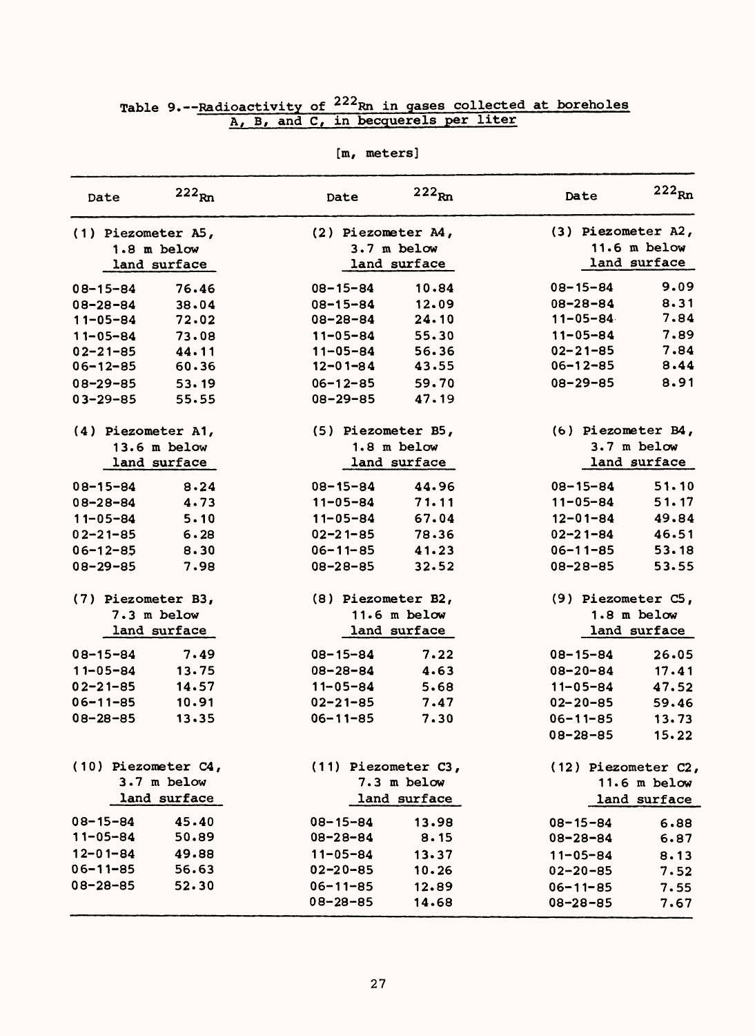Table 9.--Radioactivity of $^{222}Rn$ in gases collected at boreholes A, B, and C, in becquerels per liter

[m, meters]

| Date | $^{222}Rn$ | Date | $^{222}Rn$ | Date | $^{222}Rn$ |
|---|---|---|---|---|---|
| (1) Piezometer A5, 1.8 m below land surface | | (2) Piezometer A4, 3.7 m below land surface | | (3) Piezometer A2, 11.6 m below land surface | |
| 08-15-84 | 76.46 | 08-15-84 | 10.84 | 08-15-84 | 9.09 |
| 08-28-84 | 38.04 | 08-15-84 | 12.09 | 08-28-84 | 8.31 |
| 11-05-84 | 72.02 | 08-28-84 | 24.10 | 11-05-84 | 7.84 |
| 11-05-84 | 73.08 | 11-05-84 | 55.30 | 11-05-84 | 7.89 |
| 02-21-85 | 44.11 | 11-05-84 | 56.36 | 02-21-85 | 7.84 |
| 06-12-85 | 60.36 | 12-01-84 | 43.55 | 06-12-85 | 8.44 |
| 08-29-85 | 53.19 | 06-12-85 | 59.70 | 08-29-85 | 8.91 |
| 03-29-85 | 55.55 | 08-29-85 | 47.19 | | |
| (4) Piezometer A1, 13.6 m below land surface | | (5) Piezometer B5, 1.8 m below land surface | | (6) Piezometer B4, 3.7 m below land surface | |
| 08-15-84 | 8.24 | 08-15-84 | 44.96 | 08-15-84 | 51.10 |
| 08-28-84 | 4.73 | 11-05-84 | 71.11 | 11-05-84 | 51.17 |
| 11-05-84 | 5.10 | 11-05-84 | 67.04 | 12-01-84 | 49.84 |
| 02-21-85 | 6.28 | 02-21-85 | 78.36 | 02-21-84 | 46.51 |
| 06-12-85 | 8.30 | 06-11-85 | 41.23 | 06-11-85 | 53.18 |
| 08-29-85 | 7.98 | 08-28-85 | 32.52 | 08-28-85 | 53.55 |
| (7) Piezometer B3, 7.3 m below land surface | | (8) Piezometer B2, 11.6 m below land surface | | (9) Piezometer C5, 1.8 m below land surface | |
| 08-15-84 | 7.49 | 08-15-84 | 7.22 | 08-15-84 | 26.05 |
| 11-05-84 | 13.75 | 08-28-84 | 4.63 | 08-20-84 | 17.41 |
| 02-21-85 | 14.57 | 11-05-84 | 5.68 | 11-05-84 | 47.52 |
| 06-11-85 | 10.91 | 02-21-85 | 7.47 | 02-20-85 | 59.46 |
| 08-28-85 | 13.35 | 06-11-85 | 7.30 | 06-11-85 | 13.73 |
| | | | | 08-28-85 | 15.22 |
| (10) Piezometer C4, 3.7 m below land surface | | (11) Piezometer C3, 7.3 m below land surface | | (12) Piezometer C2, 11.6 m below land surface | |
| 08-15-84 | 45.40 | 08-15-84 | 13.98 | 08-15-84 | 6.88 |
| 11-05-84 | 50.89 | 08-28-84 | 8.15 | 08-28-84 | 6.87 |
| 12-01-84 | 49.88 | 11-05-84 | 13.37 | 11-05-84 | 8.13 |
| 06-11-85 | 56.63 | 02-20-85 | 10.26 | 02-20-85 | 7.52 |
| 08-28-85 | 52.30 | 06-11-85 | 12.89 | 06-11-85 | 7.55 |
| | | 08-28-85 | 14.68 | 08-28-85 | 7.67 |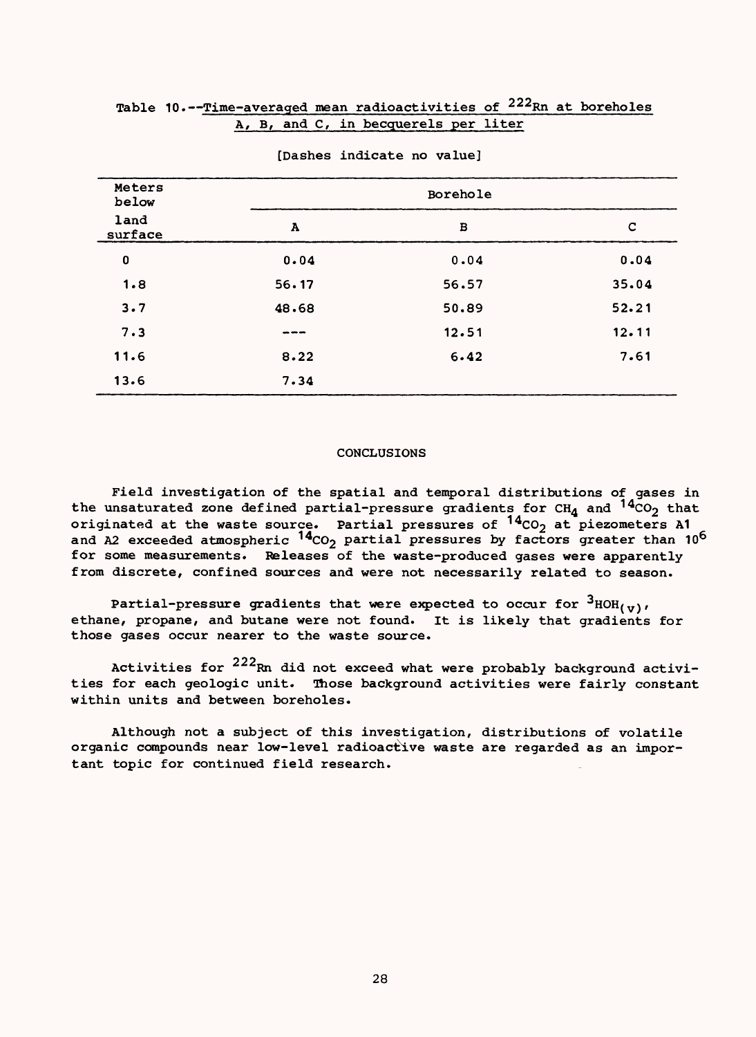Table 10.--Time-averaged mean radioactivities of $^{222}Rn$ at boreholes A, B, and C, in becquerels per liter

[Dashes indicate no value]

| Meters below land surface | Borehole | | |
|---|---|---|---|
| | A | B | C |
| 0 | 0.04 | 0.04 | 0.04 |
| 1.8 | 56.17 | 56.57 | 35.04 |
| 3.7 | 48.68 | 50.89 | 52.21 |
| 7.3 | --- | 12.51 | 12.11 |
| 11.6 | 8.22 | 6.42 | 7.61 |
| 13.6 | 7.34 | | |

## CONCLUSIONS

Field investigation of the spatial and temporal distributions of gases in the unsaturated zone defined partial-pressure gradients for $CH_4$ and $^{14}CO_2$ that originated at the waste source. Partial pressures of $^{14}CO_2$ at piezometers A1 and A2 exceeded atmospheric $^{14}CO_2$ partial pressures by factors greater than $10^6$ for some measurements. Releases of the waste-produced gases were apparently from discrete, confined sources and were not necessarily related to season.

Partial-pressure gradients that were expected to occur for $^{3}HOH_{(v)}$, ethane, propane, and butane were not found. It is likely that gradients for those gases occur nearer to the waste source.

Activities for $^{222}Rn$ did not exceed what were probably background activities for each geologic unit. Those background activities were fairly constant within units and between boreholes.

Although not a subject of this investigation, distributions of volatile organic compounds near low-level radioactive waste are regarded as an important topic for continued field research.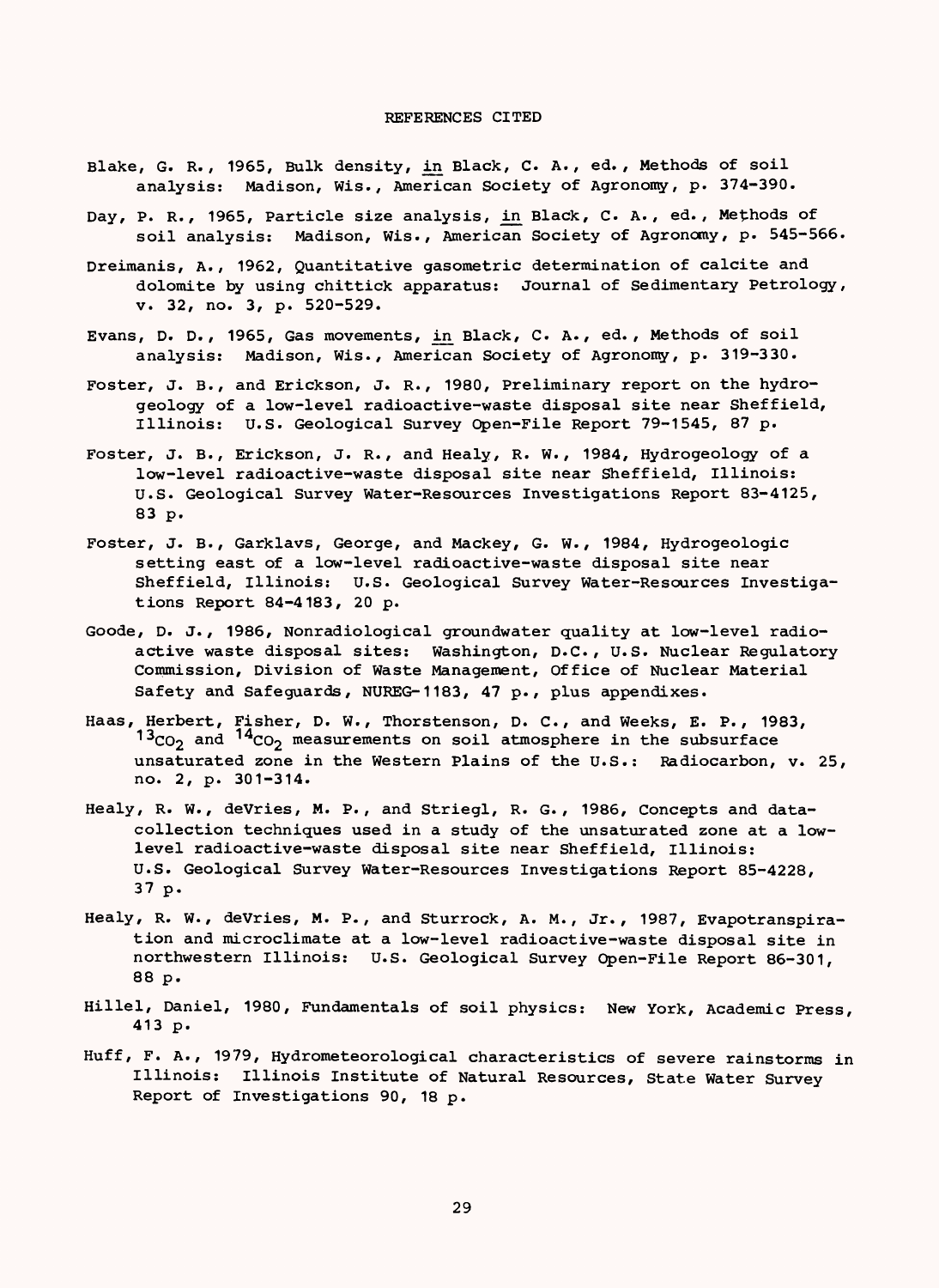## REFERENCES CITED

Blake, G. R., 1965, Bulk density, _in_ Black, C. A., ed., Methods of soil analysis: Madison, Wis., American Society of Agronomy, p. 374-390.

Day, P. R., 1965, Particle size analysis, _in_ Black, C. A., ed., Methods of soil analysis: Madison, Wis., American Society of Agronomy, p. 545-566.

Dreimanis, A., 1962, Quantitative gasometric determination of calcite and dolomite by using chittick apparatus: Journal of Sedimentary Petrology, v. 32, no. 3, p. 520-529.

Evans, D. D., 1965, Gas movements, _in_ Black, C. A., ed., Methods of soil analysis: Madison, Wis., American Society of Agronomy, p. 319-330.

Foster, J. B., and Erickson, J. R., 1980, Preliminary report on the hydrogeology of a low-level radioactive-waste disposal site near Sheffield, Illinois: U.S. Geological Survey Open-File Report 79-1545, 87 p.

Foster, J. B., Erickson, J. R., and Healy, R. W., 1984, Hydrogeology of a low-level radioactive-waste disposal site near Sheffield, Illinois: U.S. Geological Survey Water-Resources Investigations Report 83-4125, 83 p.

Foster, J. B., Garklavs, George, and Mackey, G. W., 1984, Hydrogeologic setting east of a low-level radioactive-waste disposal site near Sheffield, Illinois: U.S. Geological Survey Water-Resources Investigations Report 84-4183, 20 p.

Goode, D. J., 1986, Nonradiological groundwater quality at low-level radioactive waste disposal sites: Washington, D.C., U.S. Nuclear Regulatory Commission, Division of Waste Management, Office of Nuclear Material Safety and Safeguards, NUREG-1183, 47 p., plus appendixes.

Haas, Herbert, Fisher, D. W., Thorstenson, D. C., and Weeks, E. P., 1983, $^{13}CO_2$ and $^{14}CO_2$ measurements on soil atmosphere in the subsurface unsaturated zone in the Western Plains of the U.S.: Radiocarbon, v. 25, no. 2, p. 301-314.

Healy, R. W., deVries, M. P., and Striegl, R. G., 1986, Concepts and data-collection techniques used in a study of the unsaturated zone at a low-level radioactive-waste disposal site near Sheffield, Illinois: U.S. Geological Survey Water-Resources Investigations Report 85-4228, 37 p.

Healy, R. W., deVries, M. P., and Sturrock, A. M., Jr., 1987, Evapotranspiration and microclimate at a low-level radioactive-waste disposal site in northwestern Illinois: U.S. Geological Survey Open-File Report 86-301, 88 p.

Hillel, Daniel, 1980, Fundamentals of soil physics: New York, Academic Press, 413 p.

Huff, F. A., 1979, Hydrometeorological characteristics of severe rainstorms in Illinois: Illinois Institute of Natural Resources, State Water Survey Report of Investigations 90, 18 p.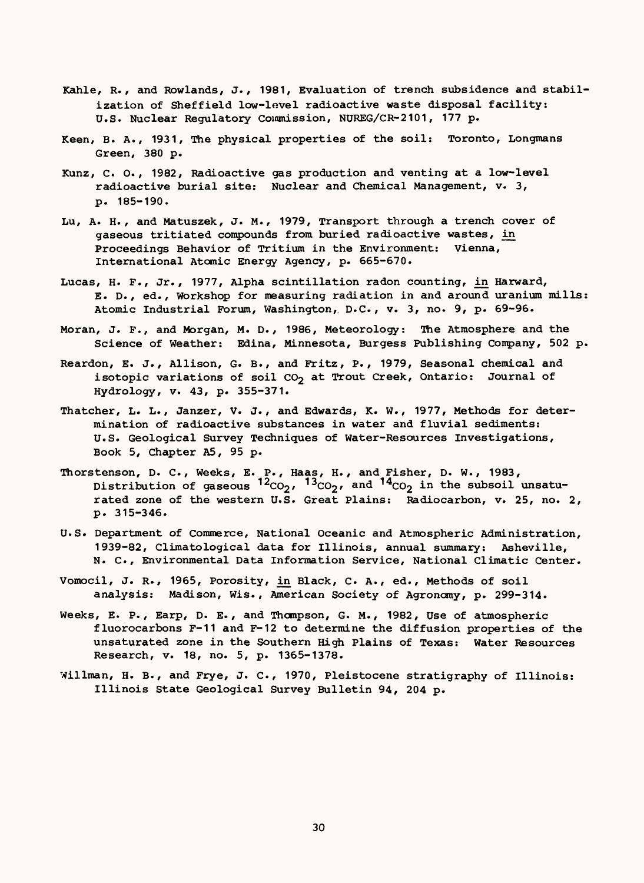Kahle, R., and Rowlands, J., 1981, Evaluation of trench subsidence and stabilization of Sheffield low-level radioactive waste disposal facility: U.S. Nuclear Regulatory Commission, NUREG/CR-2101, 177 p.

Keen, B. A., 1931, The physical properties of the soil: Toronto, Longmans Green, 380 p.

Kunz, C. O., 1982, Radioactive gas production and venting at a low-level radioactive burial site: Nuclear and Chemical Management, v. 3, p. 185-190.

Lu, A. H., and Matuszek, J. M., 1979, Transport through a trench cover of gaseous tritiated compounds from buried radioactive wastes, in Proceedings Behavior of Tritium in the Environment: Vienna, International Atomic Energy Agency, p. 665-670.

Lucas, H. F., Jr., 1977, Alpha scintillation radon counting, in Harward, E. D., ed., Workshop for measuring radiation in and around uranium mills: Atomic Industrial Forum, Washington, D.C., v. 3, no. 9, p. 69-96.

Moran, J. F., and Morgan, M. D., 1986, Meteorology: The Atmosphere and the Science of Weather: Edina, Minnesota, Burgess Publishing Company, 502 p.

Reardon, E. J., Allison, G. B., and Fritz, P., 1979, Seasonal chemical and isotopic variations of soil $CO_2$ at Trout Creek, Ontario: Journal of Hydrology, v. 43, p. 355-371.

Thatcher, L. L., Janzer, V. J., and Edwards, K. W., 1977, Methods for determination of radioactive substances in water and fluvial sediments: U.S. Geological Survey Techniques of Water-Resources Investigations, Book 5, Chapter A5, 95 p.

Thorstenson, D. C., Weeks, E. P., Haas, H., and Fisher, D. W., 1983, Distribution of gaseous $^{12}CO_2$, $^{13}CO_2$, and $^{14}CO_2$ in the subsoil unsaturated zone of the western U.S. Great Plains: Radiocarbon, v. 25, no. 2, p. 315-346.

U.S. Department of Commerce, National Oceanic and Atmospheric Administration, 1939-82, Climatological data for Illinois, annual summary: Asheville, N. C., Environmental Data Information Service, National Climatic Center.

Vomocil, J. R., 1965, Porosity, in Black, C. A., ed., Methods of soil analysis: Madison, Wis., American Society of Agronomy, p. 299-314.

Weeks, E. P., Earp, D. E., and Thompson, G. M., 1982, Use of atmospheric fluorocarbons F-11 and F-12 to determine the diffusion properties of the unsaturated zone in the Southern High Plains of Texas: Water Resources Research, v. 18, no. 5, p. 1365-1378.

Willman, H. B., and Frye, J. C., 1970, Pleistocene stratigraphy of Illinois: Illinois State Geological Survey Bulletin 94, 204 p.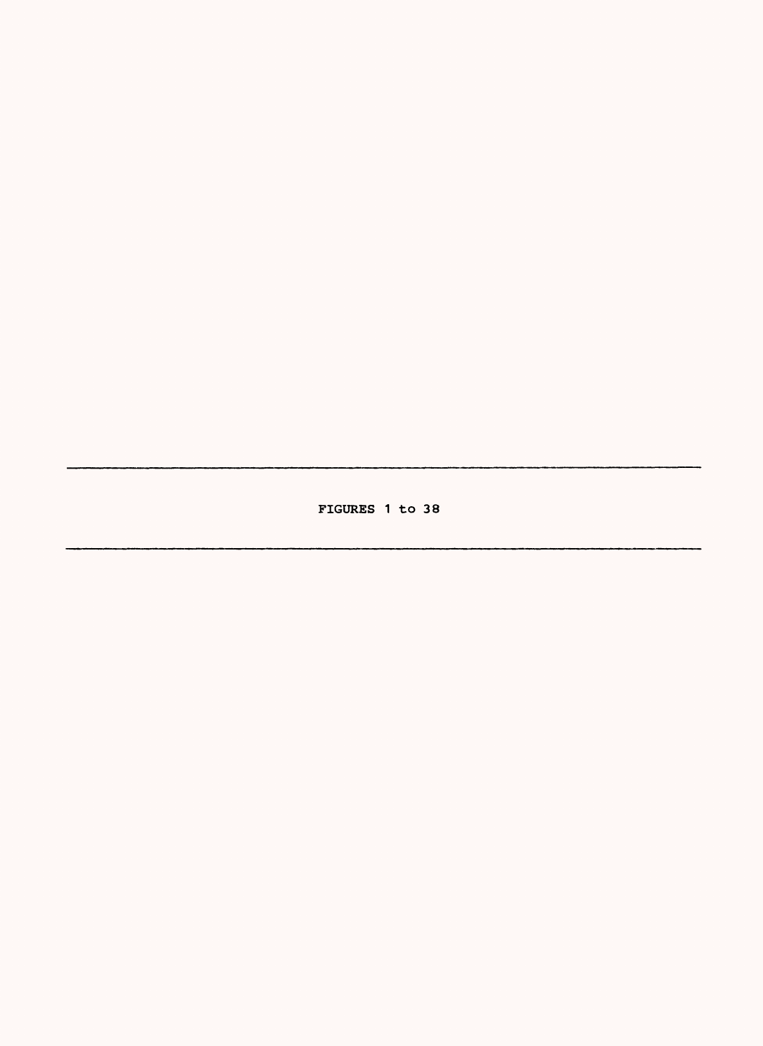---

FIGURES 1 to 38

---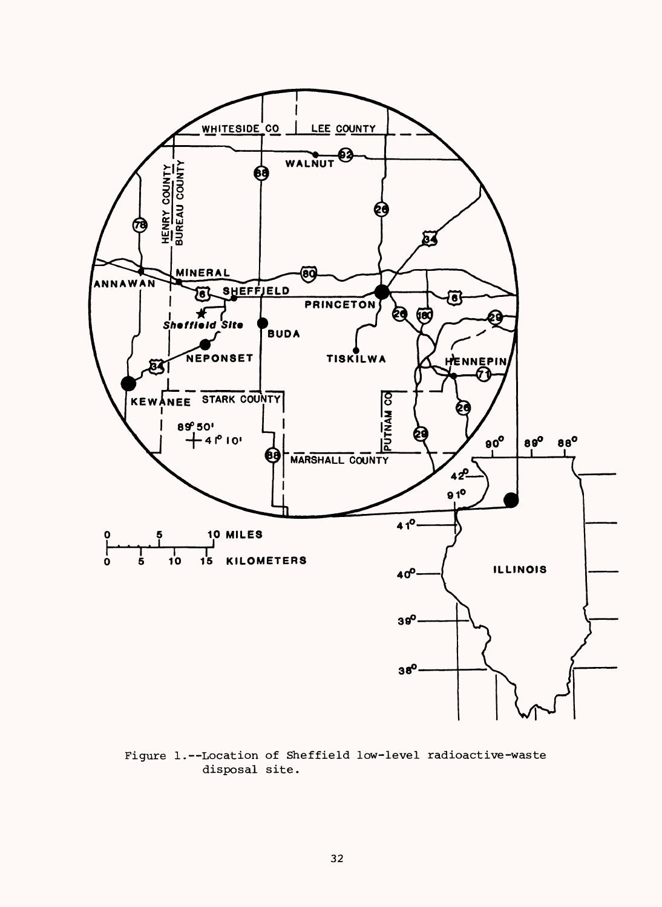Figure 1.--Location of Sheffield low-level radioactive-waste disposal site.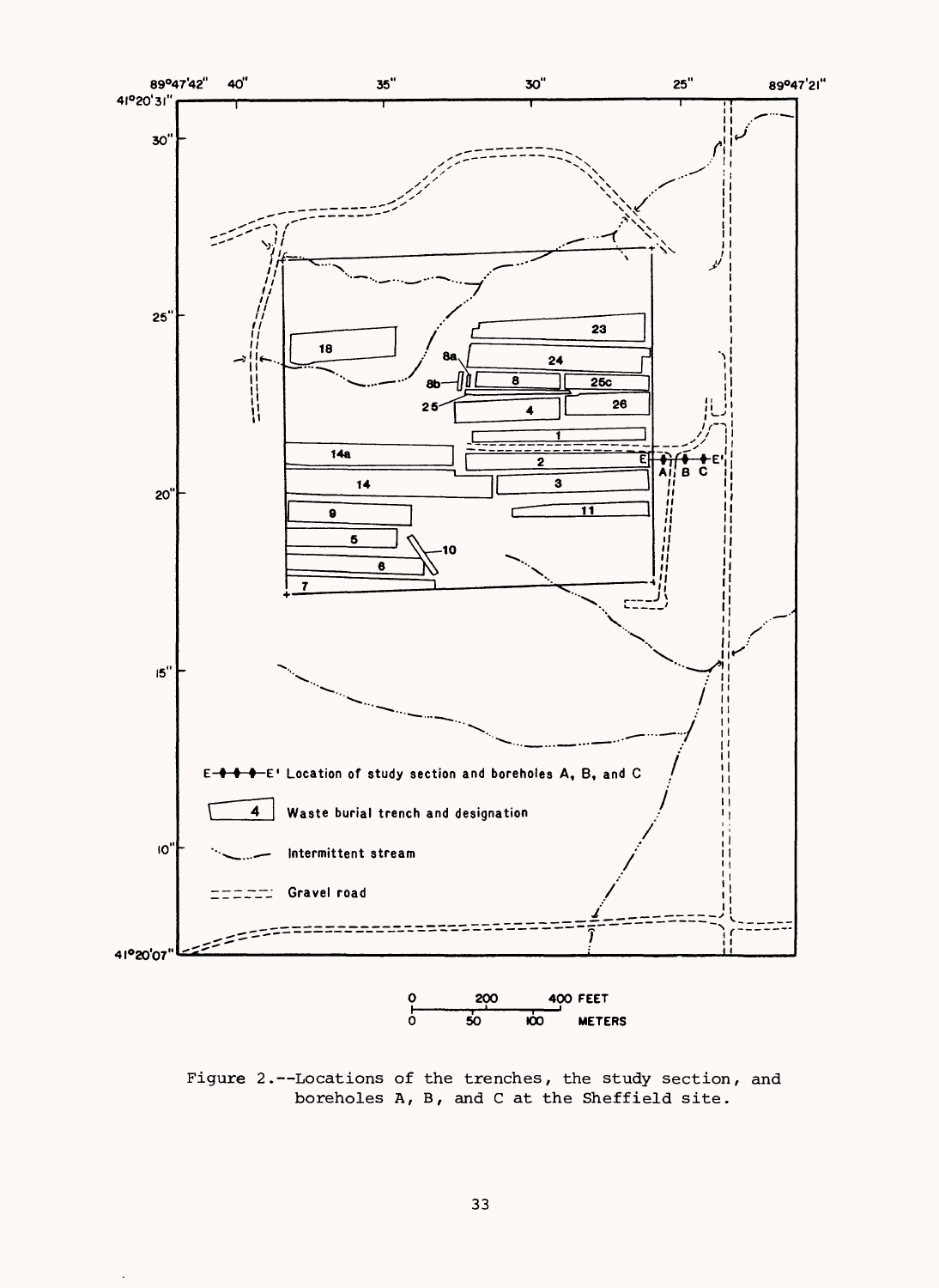Figure 2.--Locations of the trenches, the study section, and boreholes A, B, and C at the Sheffield site.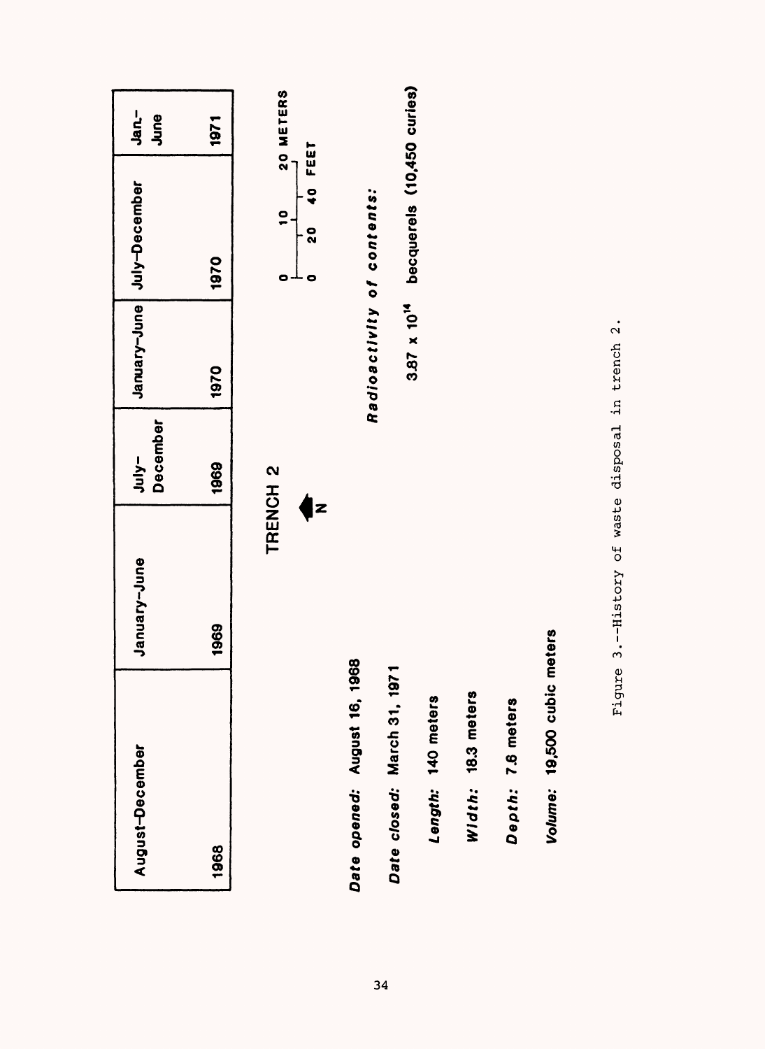| August–December | January–June | July–December | January–June | July–December | Jan.–June |
|---|---|---|---|---|---|
| 1968 | 1969 | 1969 | 1970 | 1970 | 1971 |

TRENCH 2

N

0 10 20 METERS

0 20 40 FEET

***Date opened:*** **August 16, 1968**

***Date closed:*** **March 31, 1971**

***Length:*** **140 meters**

***Width:*** **18.3 meters**

***Depth:*** **7.6 meters**

***Volume:*** **19,500 cubic meters**

***Radioactivity of contents:***

**$3.87 \times 10^{14}$ becquerels (10,450 curies)**

Figure 3.--History of waste disposal in trench 2.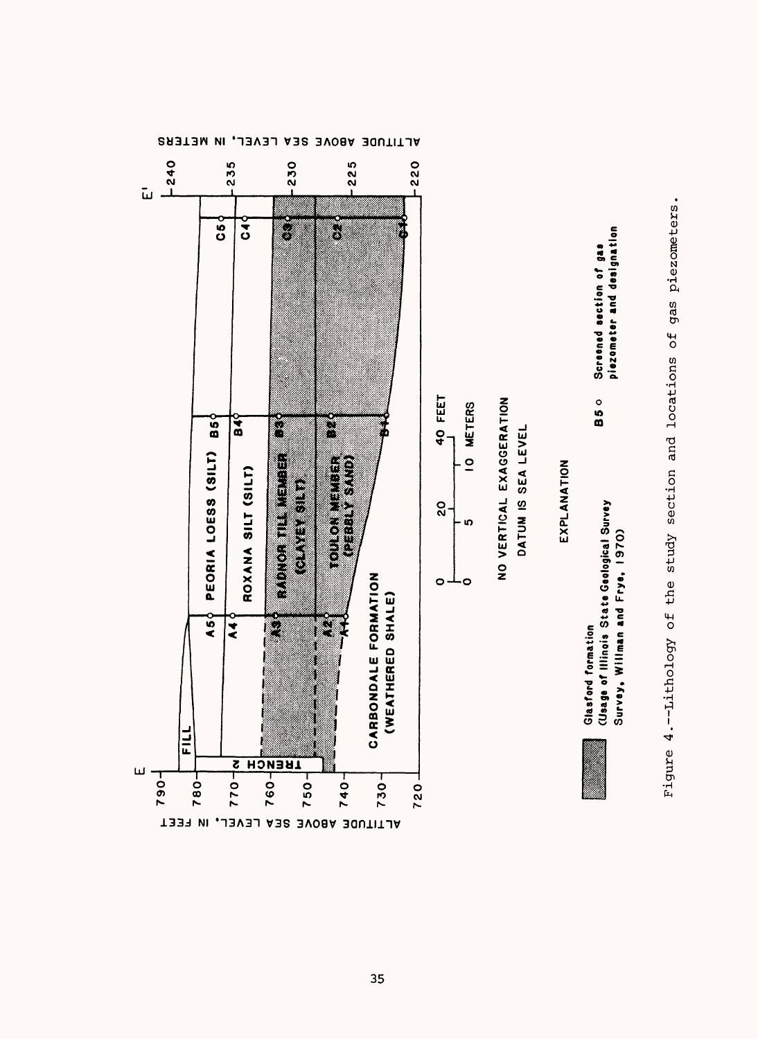E — E'

ALTITUDE ABOVE SEA LEVEL, IN FEET: 790, 780, 770, 760, 750, 740, 730, 720

ALTITUDE ABOVE SEA LEVEL, IN METERS: 240, 235, 230, 225, 220

FILL

TRENCH 2

PEORIA LOESS (SILT)

ROXANA SILT (SILT)

RADNOR TILL MEMBER (CLAYEY SILT)

TOULON MEMBER (PEBBLY SAND)

CARBONDALE FORMATION (WEATHERED SHALE)

A5, A4, A3, A2, A1

B5, B4, B3, B2, B1

C5, C4, C3, C2, C1

0 — 20 — 40 FEET

0 — 5 — 10 METERS

NO VERTICAL EXAGGERATION

DATUM IS SEA LEVEL

EXPLANATION

Glasford formation (Usage of Illinois State Geological Survey, Willman and Frye, 1970)

B5 ○ Screened section of gas piezometer and designation

Figure 4.--Lithology of the study section and locations of gas piezometers.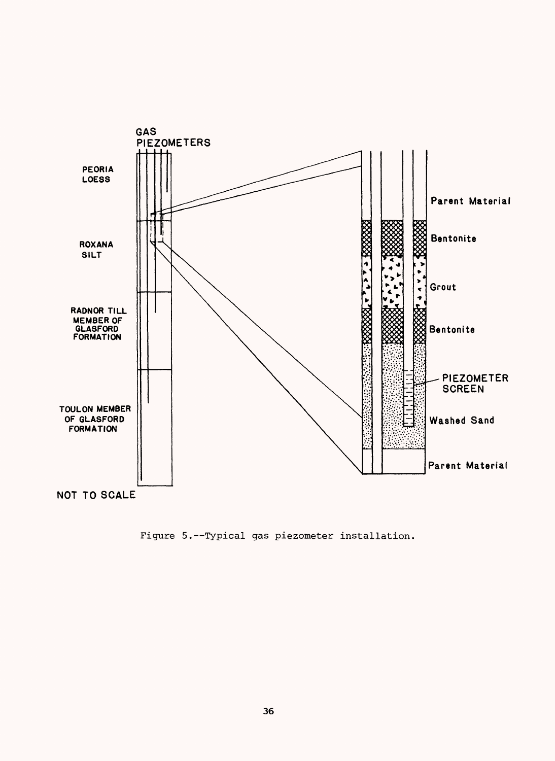GAS PIEZOMETERS

PEORIA LOESS

ROXANA SILT

RADNOR TILL MEMBER OF GLASFORD FORMATION

TOULON MEMBER OF GLASFORD FORMATION

NOT TO SCALE

Parent Material

Bentonite

Grout

Bentonite

PIEZOMETER SCREEN

Washed Sand

Parent Material

Figure 5.--Typical gas piezometer installation.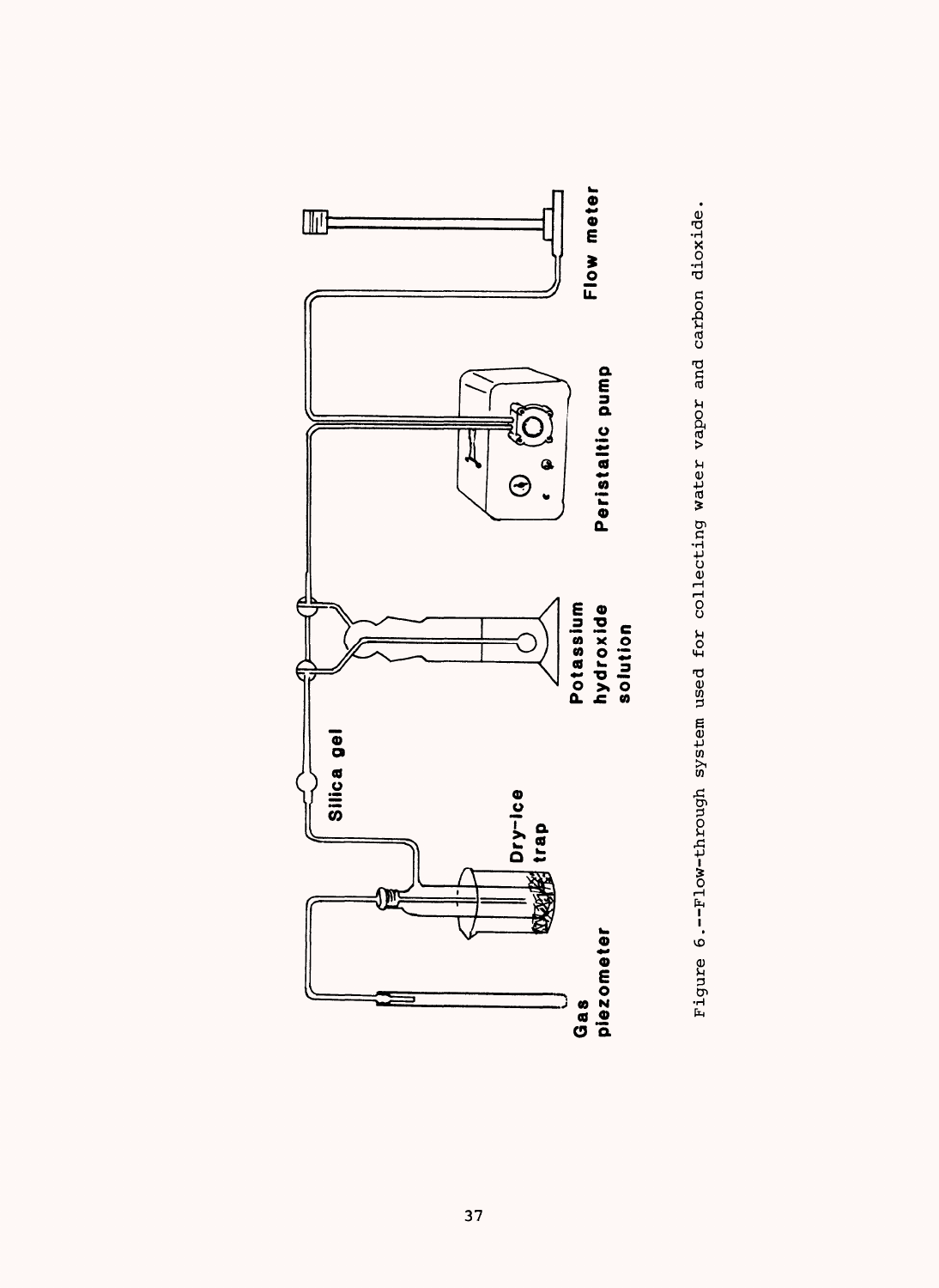Gas piezometer

Dry-ice trap

Silica gel

Potassium hydroxide solution

Peristaltic pump

Flow meter

Figure 6.--Flow-through system used for collecting water vapor and carbon dioxide.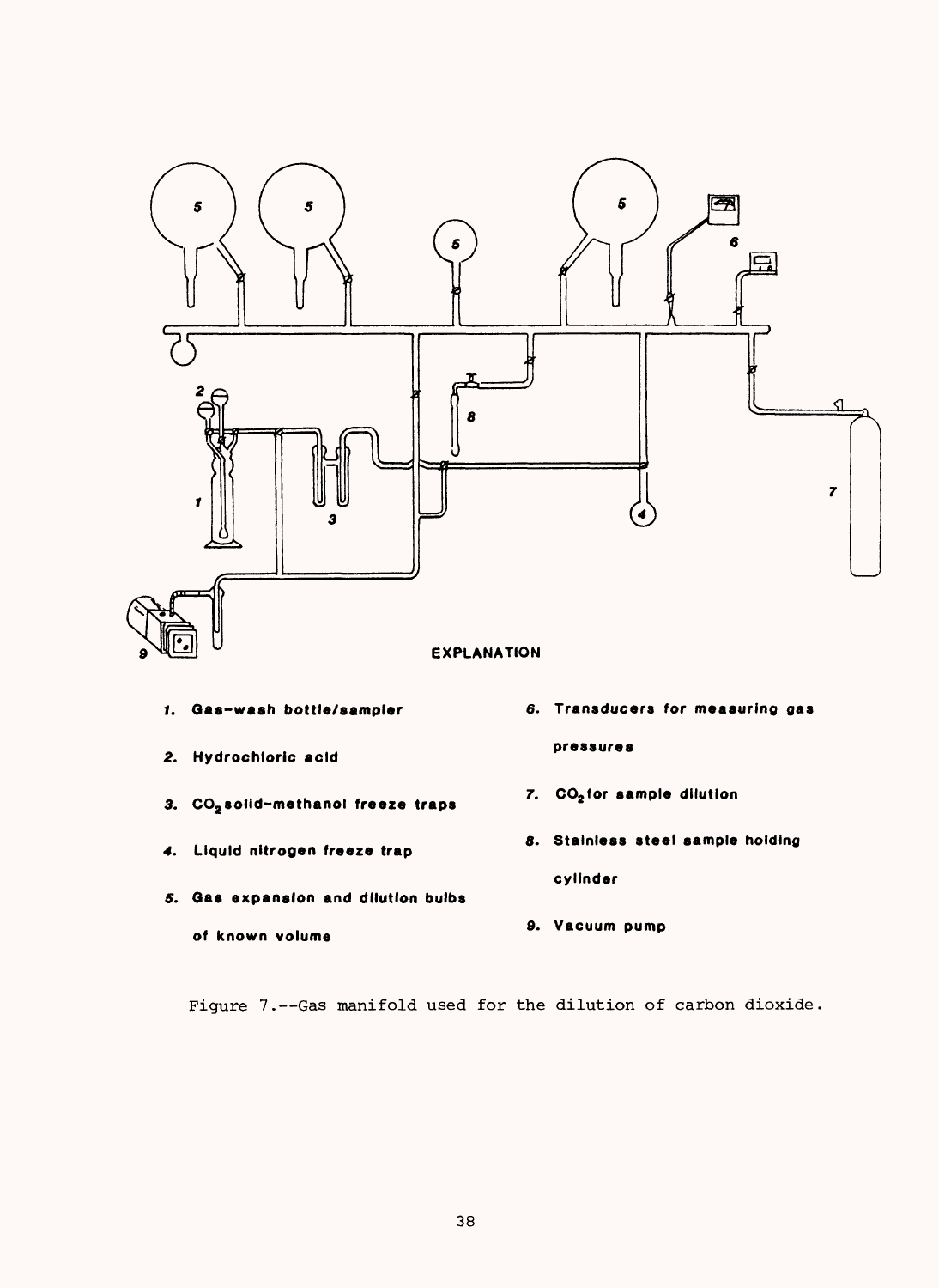EXPLANATION

1. Gas-wash bottle/sampler
2. Hydrochloric acid
3. $CO_2$ solid-methanol freeze traps
4. Liquid nitrogen freeze trap
5. Gas expansion and dilution bulbs of known volume
6. Transducers for measuring gas pressures
7. $CO_2$ for sample dilution
8. Stainless steel sample holding cylinder
9. Vacuum pump

Figure 7.--Gas manifold used for the dilution of carbon dioxide.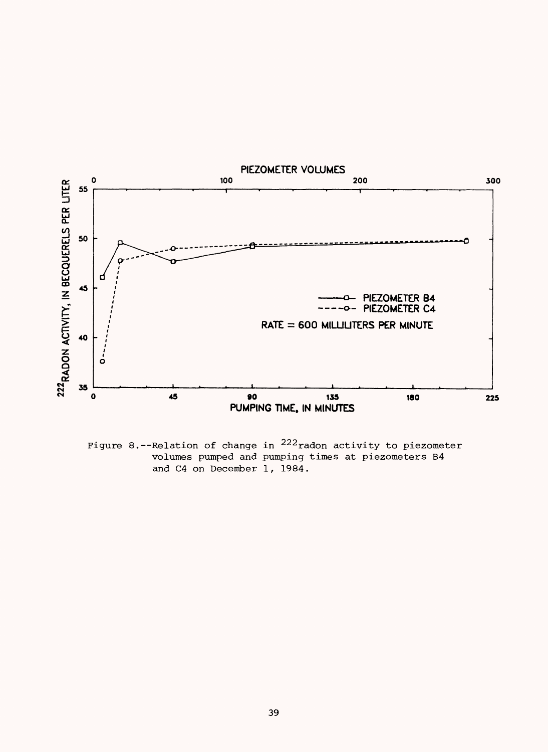Figure 8.--Relation of change in $^{222}$radon activity to piezometer volumes pumped and pumping times at piezometers B4 and C4 on December 1, 1984.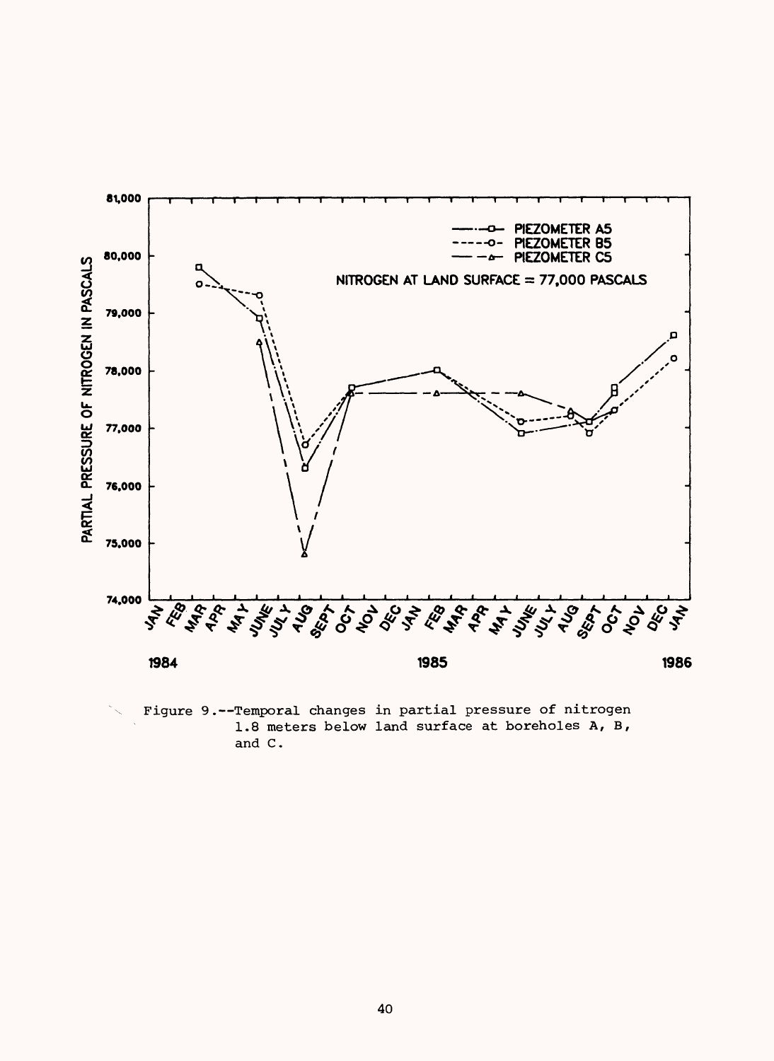Figure 9.--Temporal changes in partial pressure of nitrogen 1.8 meters below land surface at boreholes A, B, and C.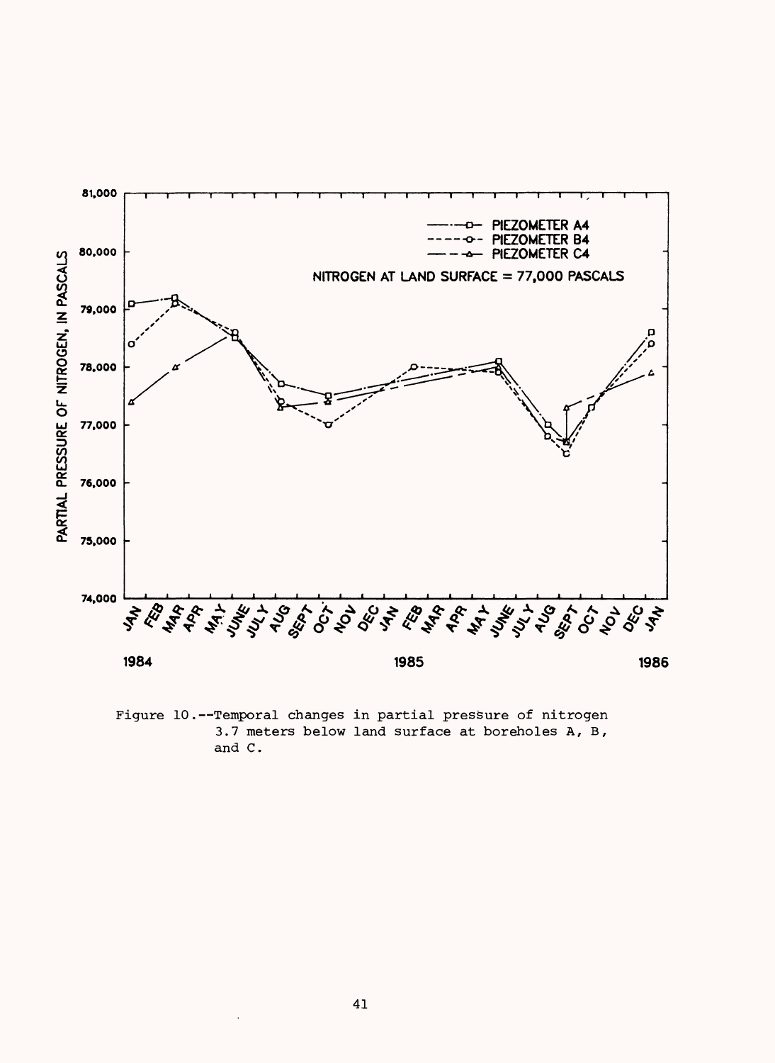Figure 10.--Temporal changes in partial pressure of nitrogen 3.7 meters below land surface at boreholes A, B, and C.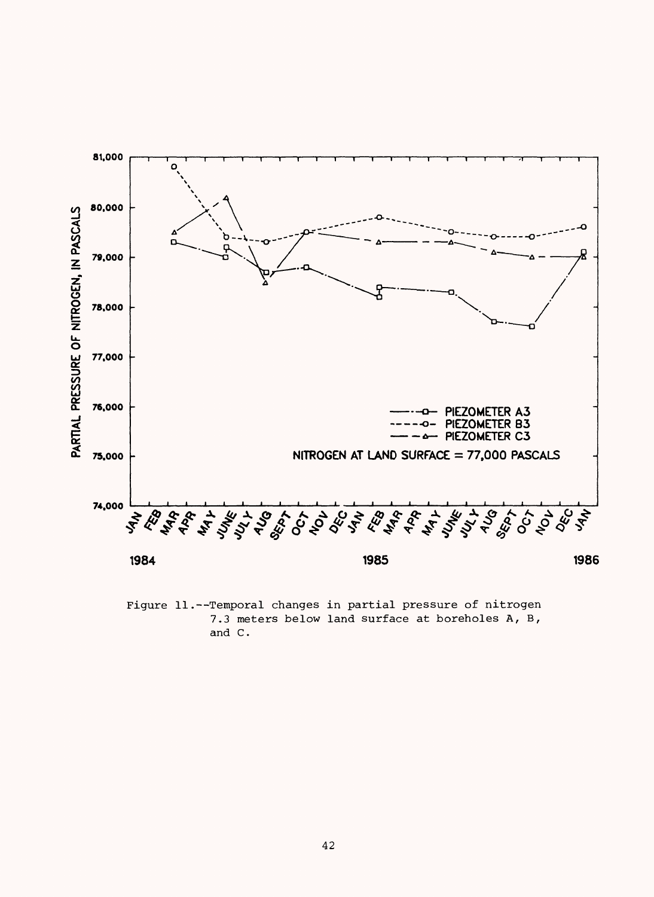Figure 11.--Temporal changes in partial pressure of nitrogen 7.3 meters below land surface at boreholes A, B, and C.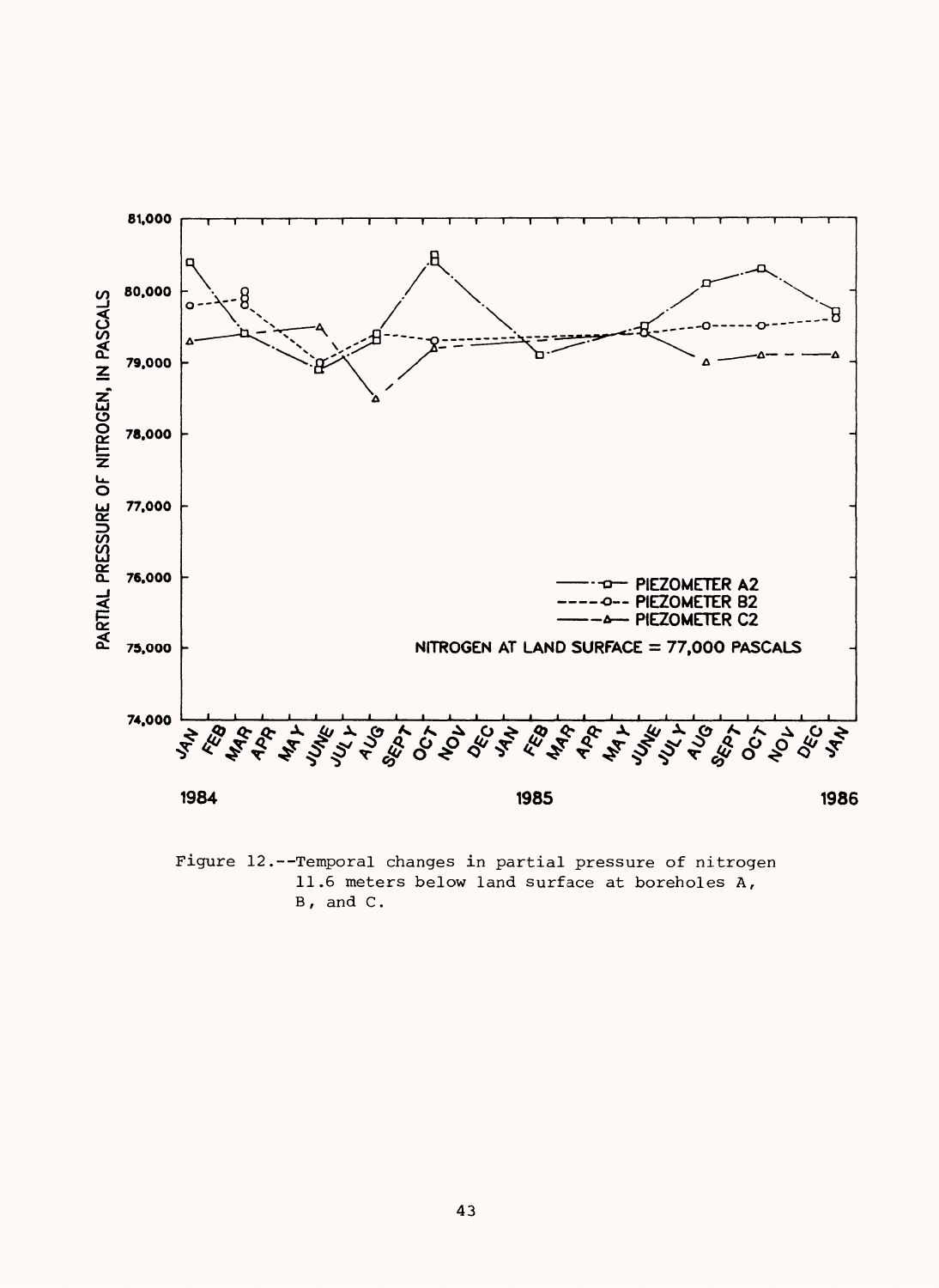Figure 12.--Temporal changes in partial pressure of nitrogen 11.6 meters below land surface at boreholes A, B, and C.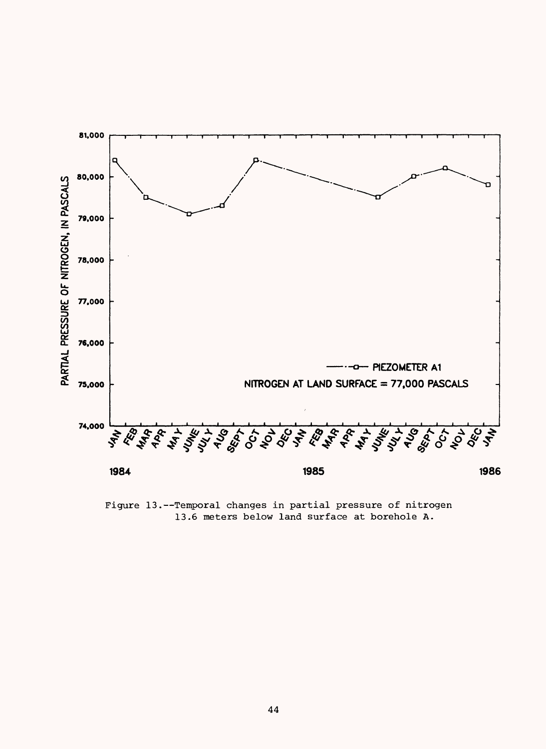Figure 13.--Temporal changes in partial pressure of nitrogen 13.6 meters below land surface at borehole A.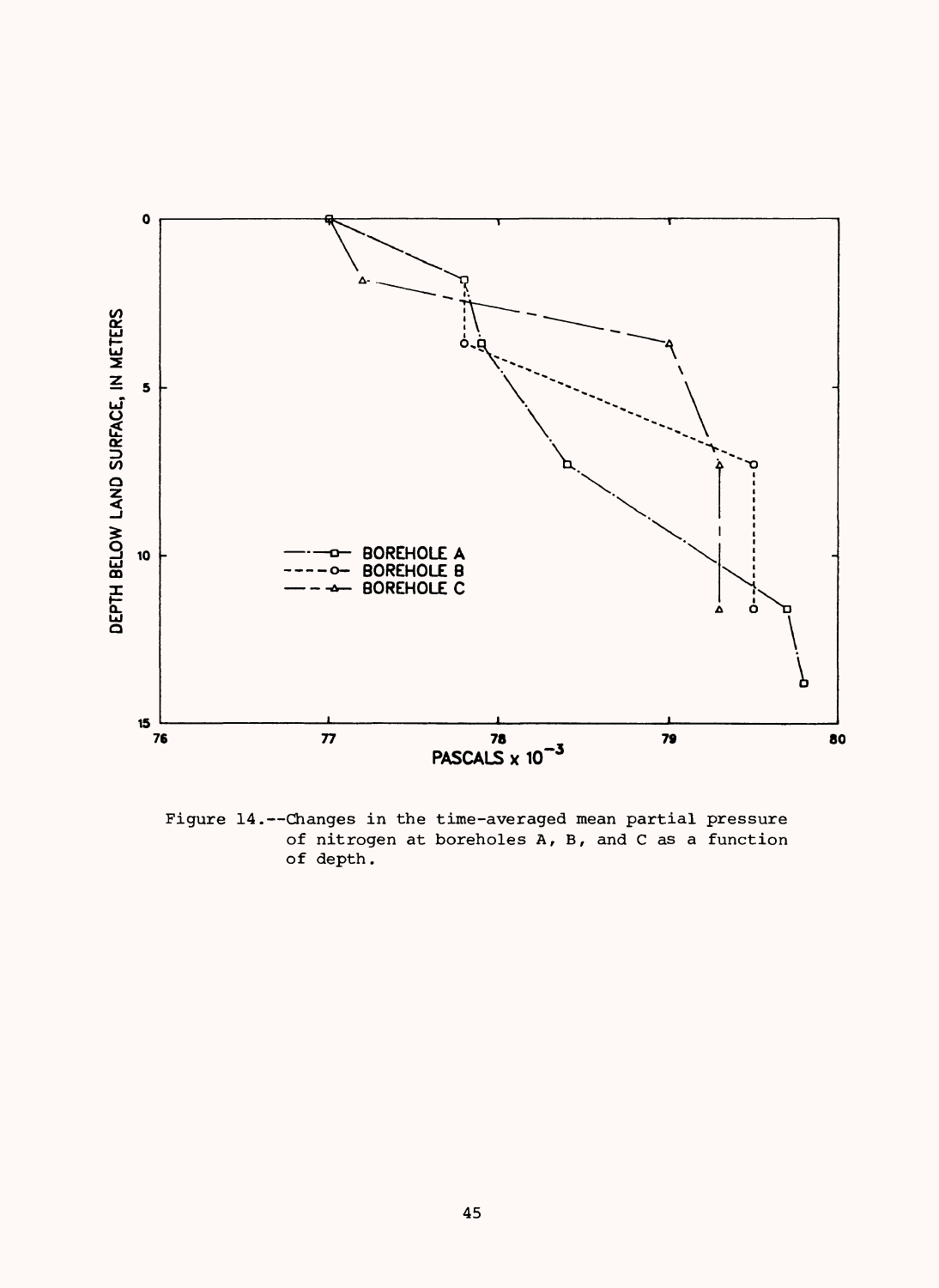Figure 14.--Changes in the time-averaged mean partial pressure of nitrogen at boreholes A, B, and C as a function of depth.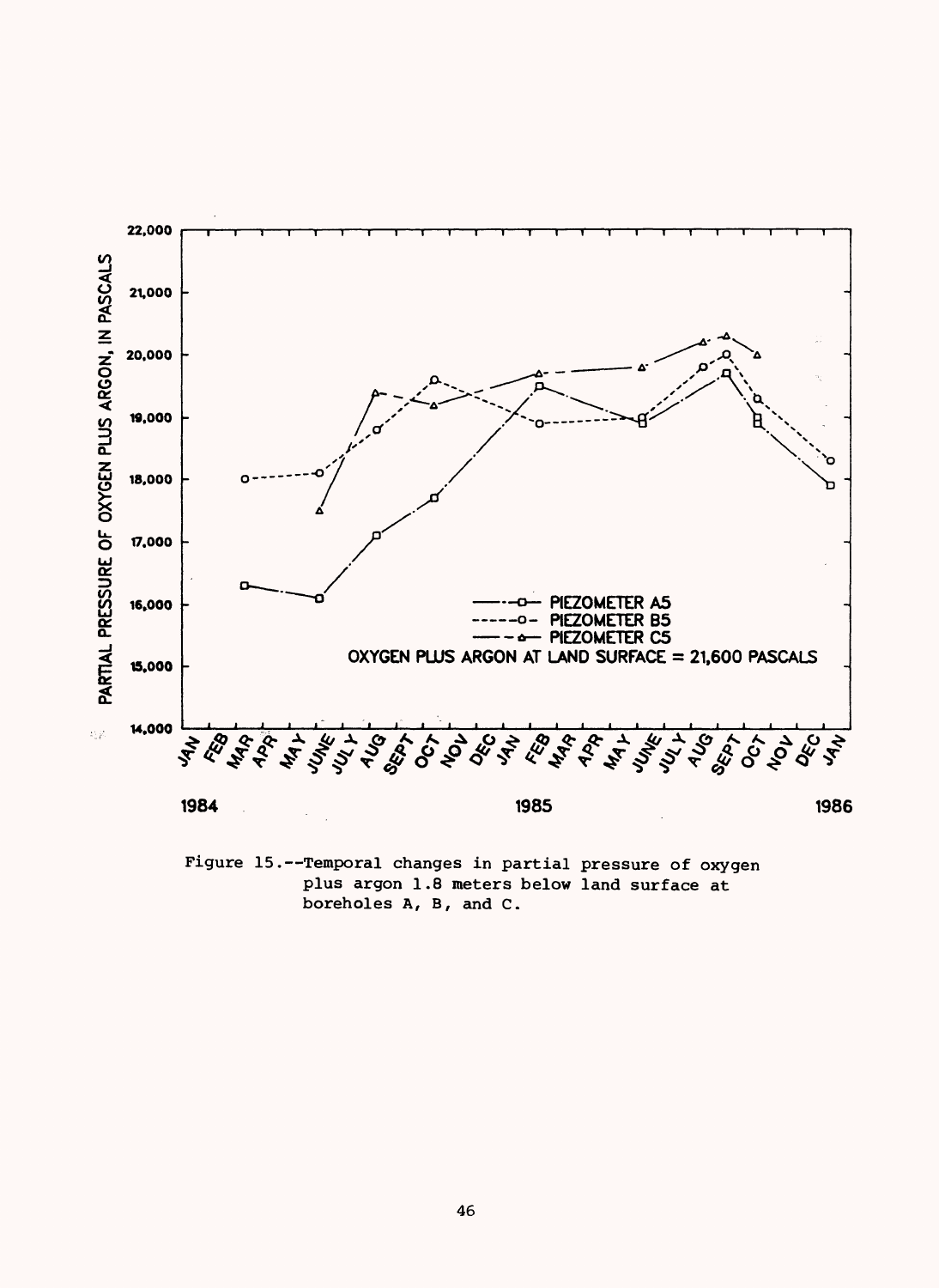Figure 15.--Temporal changes in partial pressure of oxygen plus argon 1.8 meters below land surface at boreholes A, B, and C.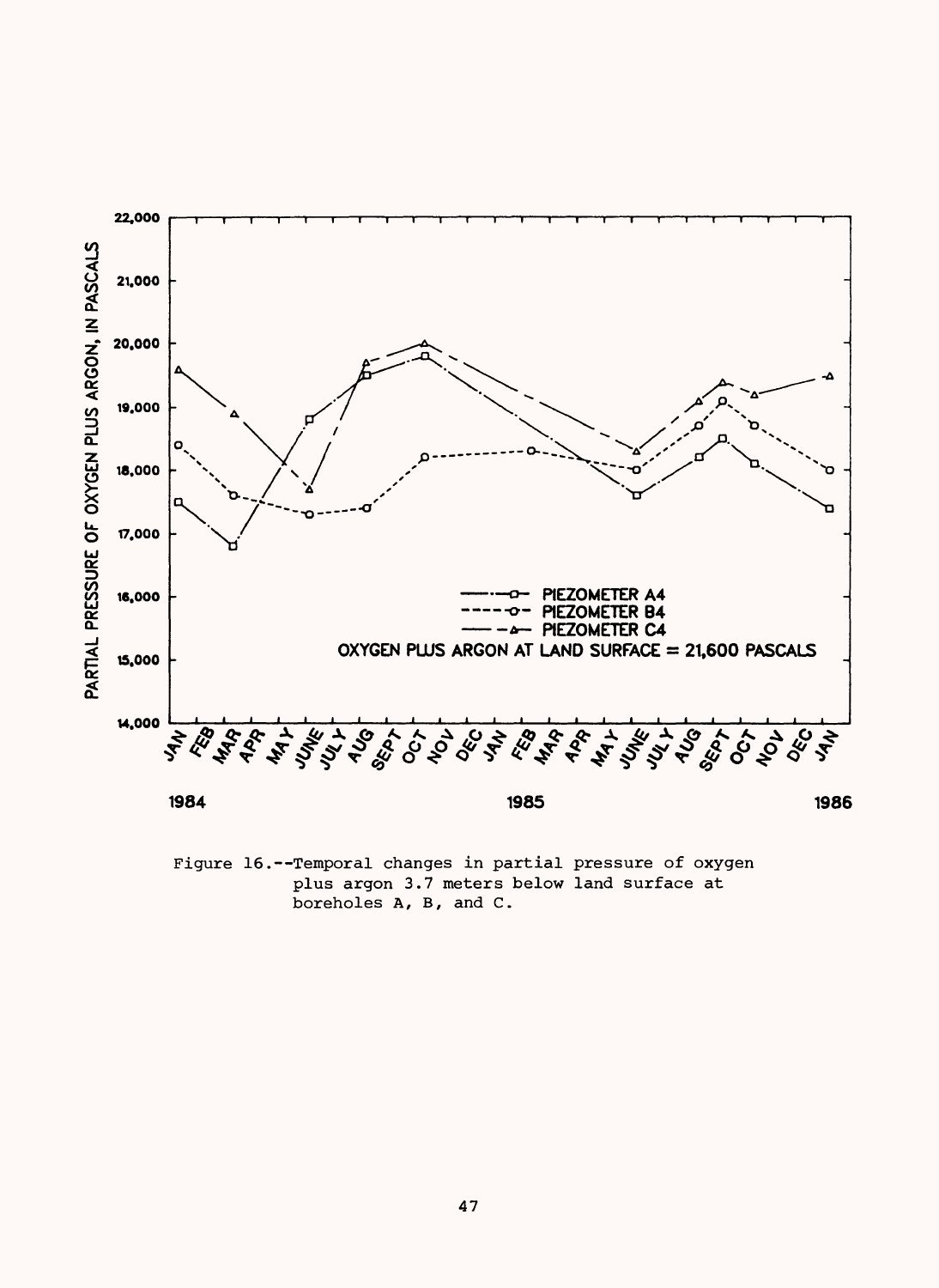Figure 16.--Temporal changes in partial pressure of oxygen plus argon 3.7 meters below land surface at boreholes A, B, and C.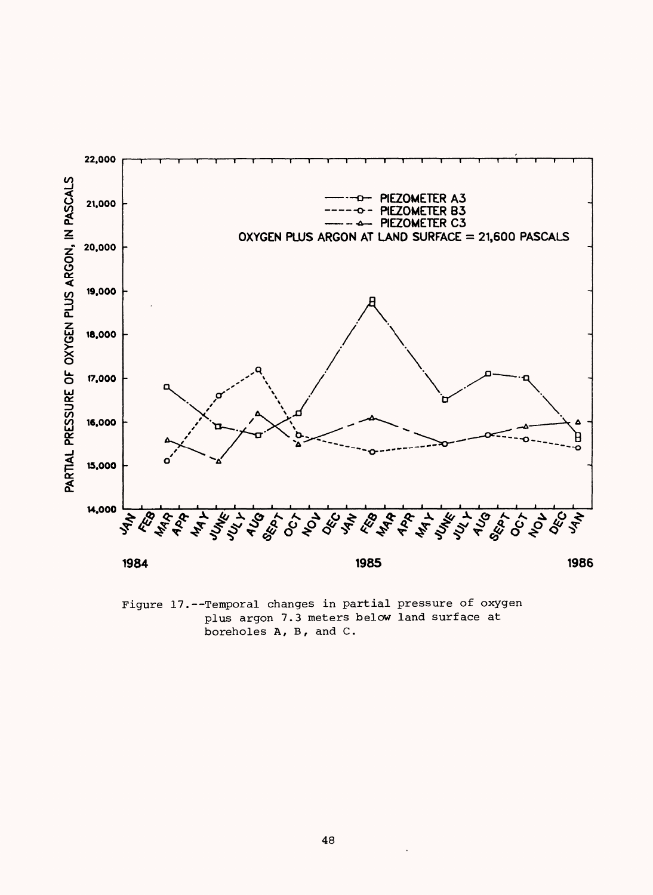Figure 17.--Temporal changes in partial pressure of oxygen plus argon 7.3 meters below land surface at boreholes A, B, and C.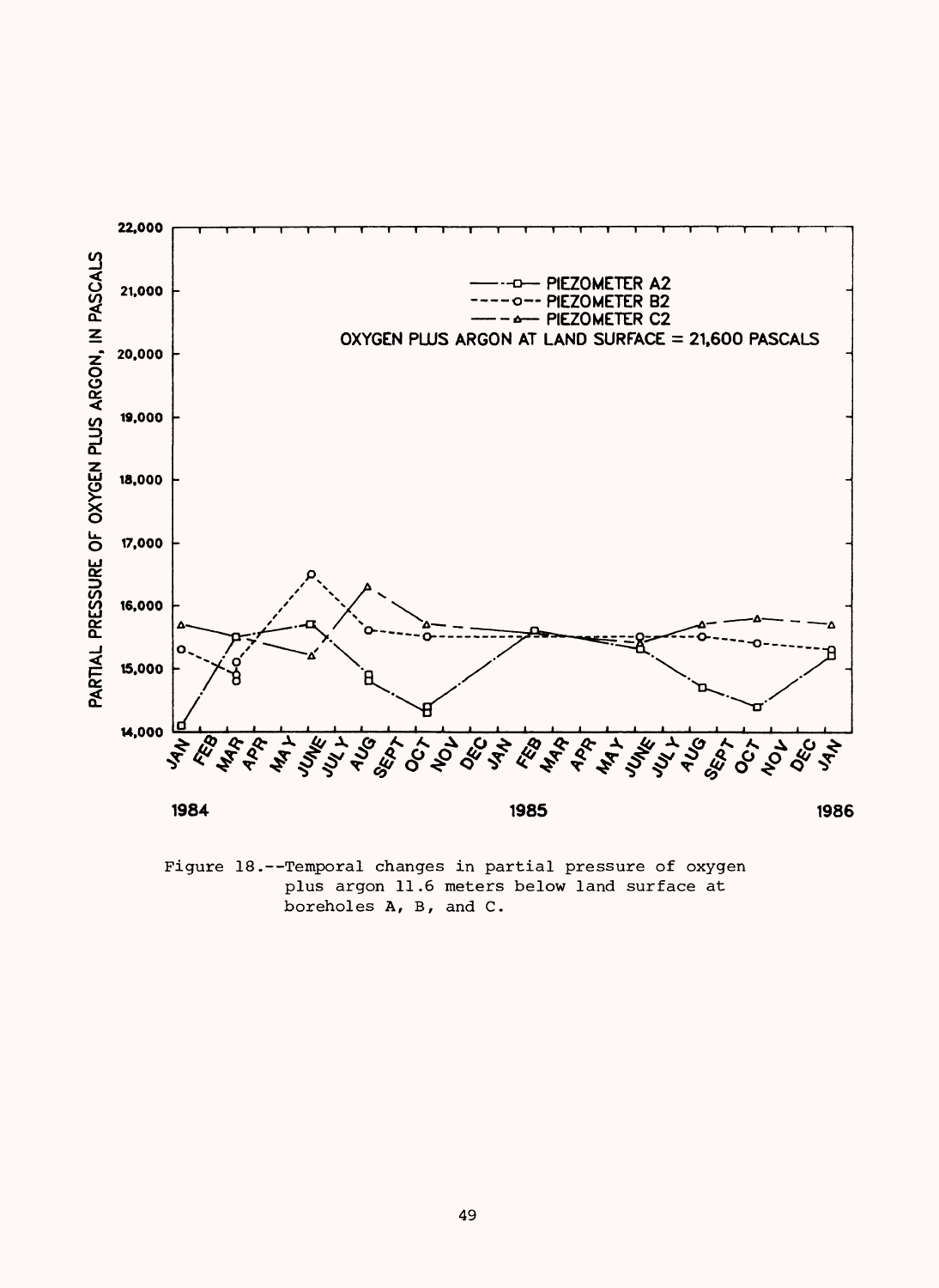Figure 18.--Temporal changes in partial pressure of oxygen plus argon 11.6 meters below land surface at boreholes A, B, and C.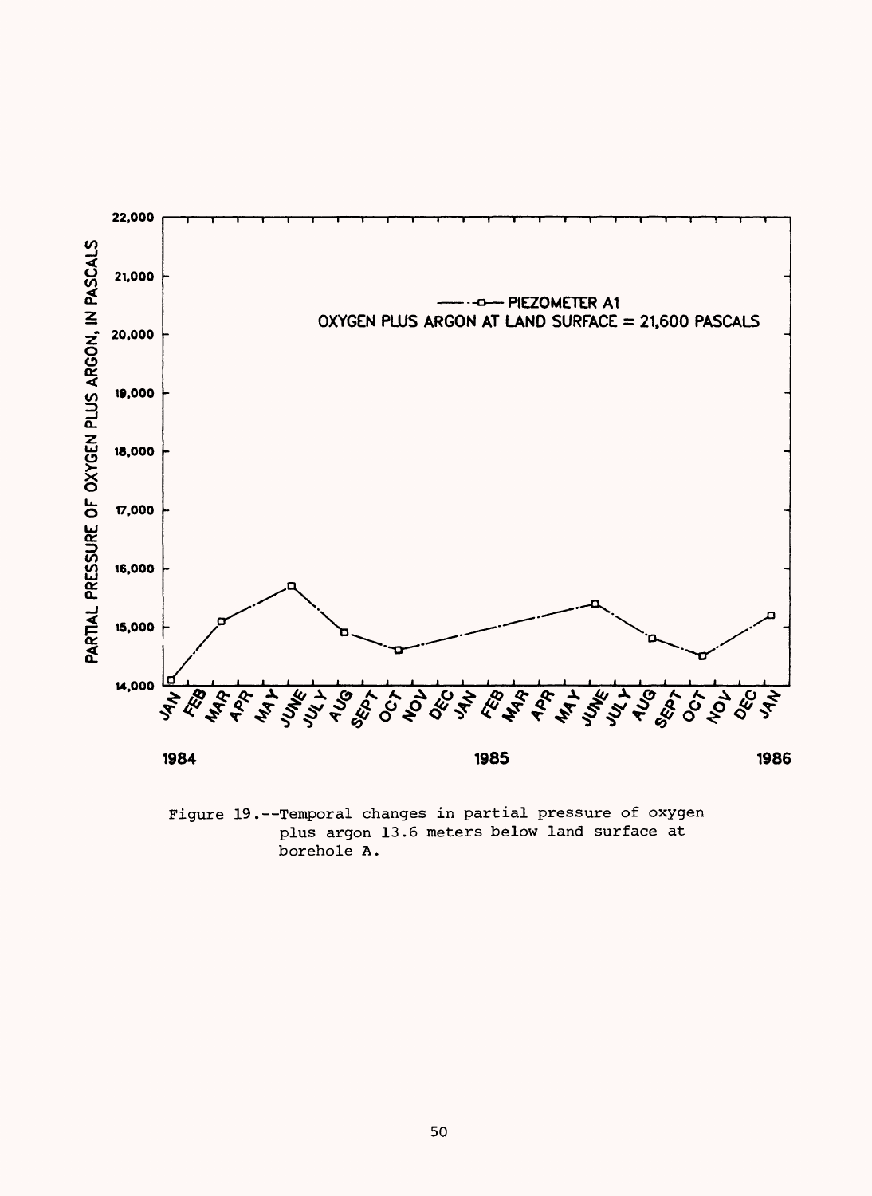Figure 19.--Temporal changes in partial pressure of oxygen plus argon 13.6 meters below land surface at borehole A.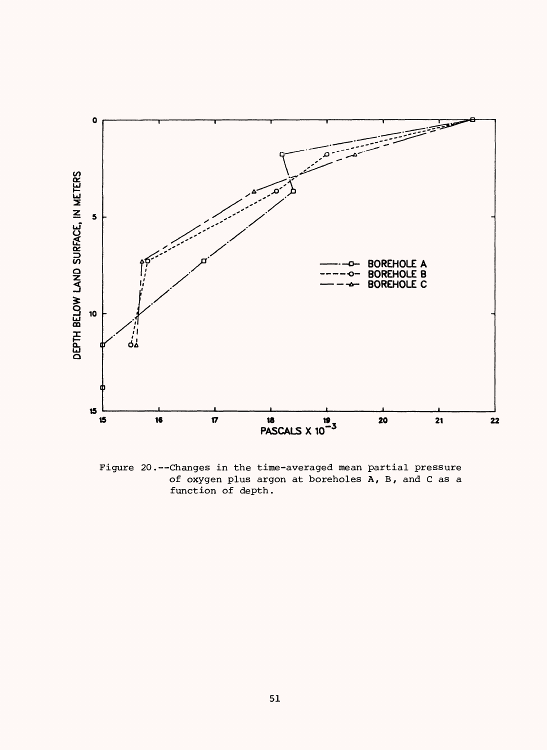Figure 20.--Changes in the time-averaged mean partial pressure of oxygen plus argon at boreholes A, B, and C as a function of depth.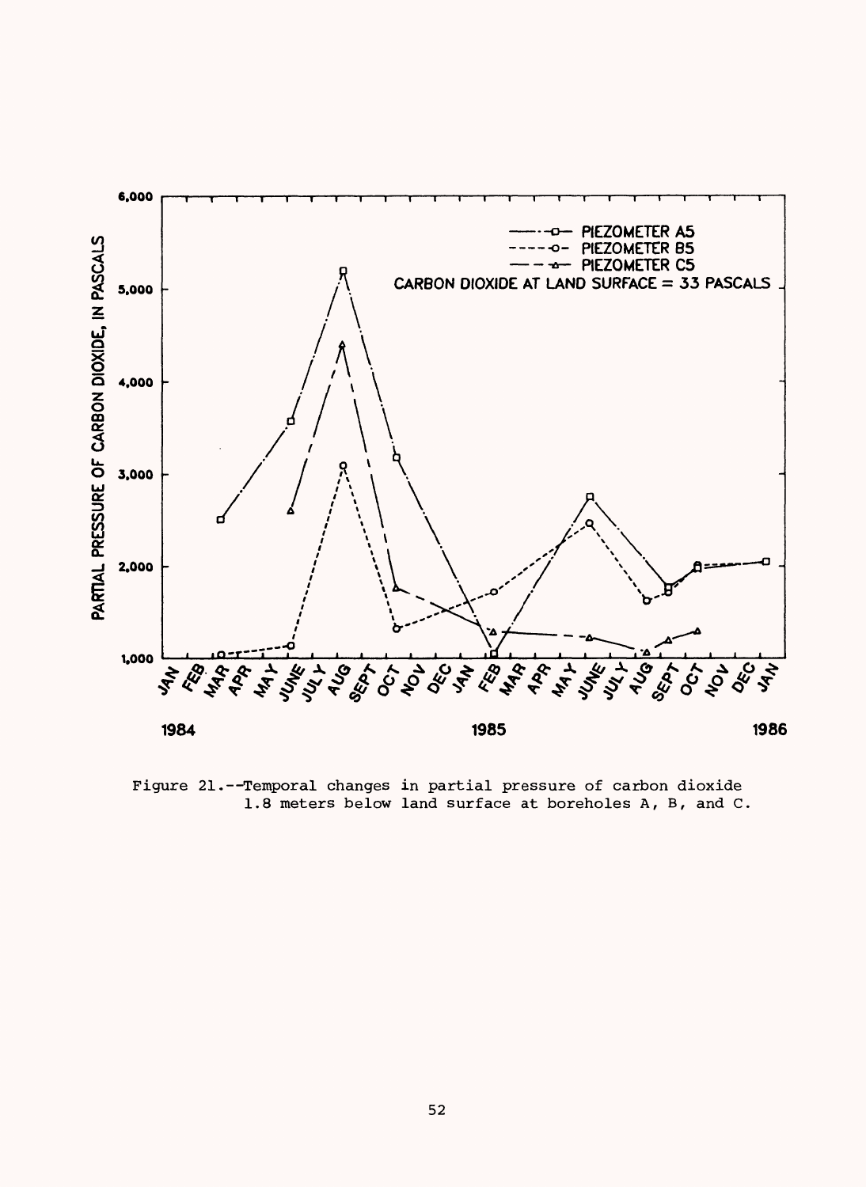Figure 21.--Temporal changes in partial pressure of carbon dioxide 1.8 meters below land surface at boreholes A, B, and C.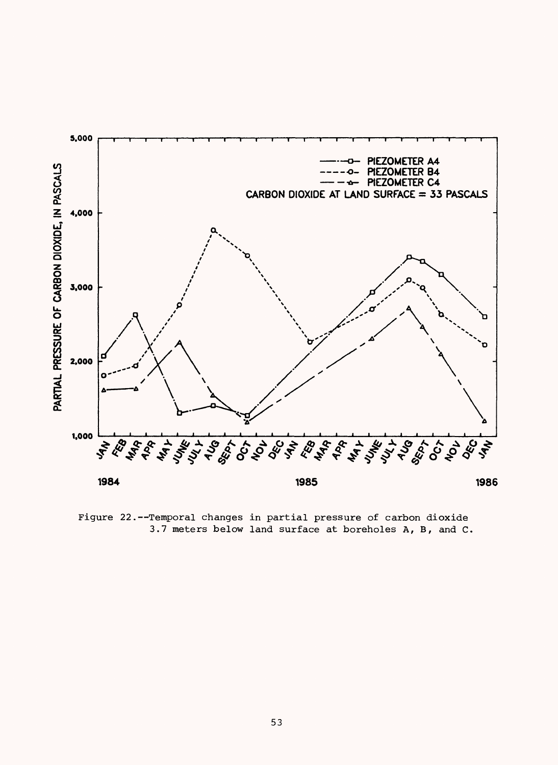Figure 22.--Temporal changes in partial pressure of carbon dioxide 3.7 meters below land surface at boreholes A, B, and C.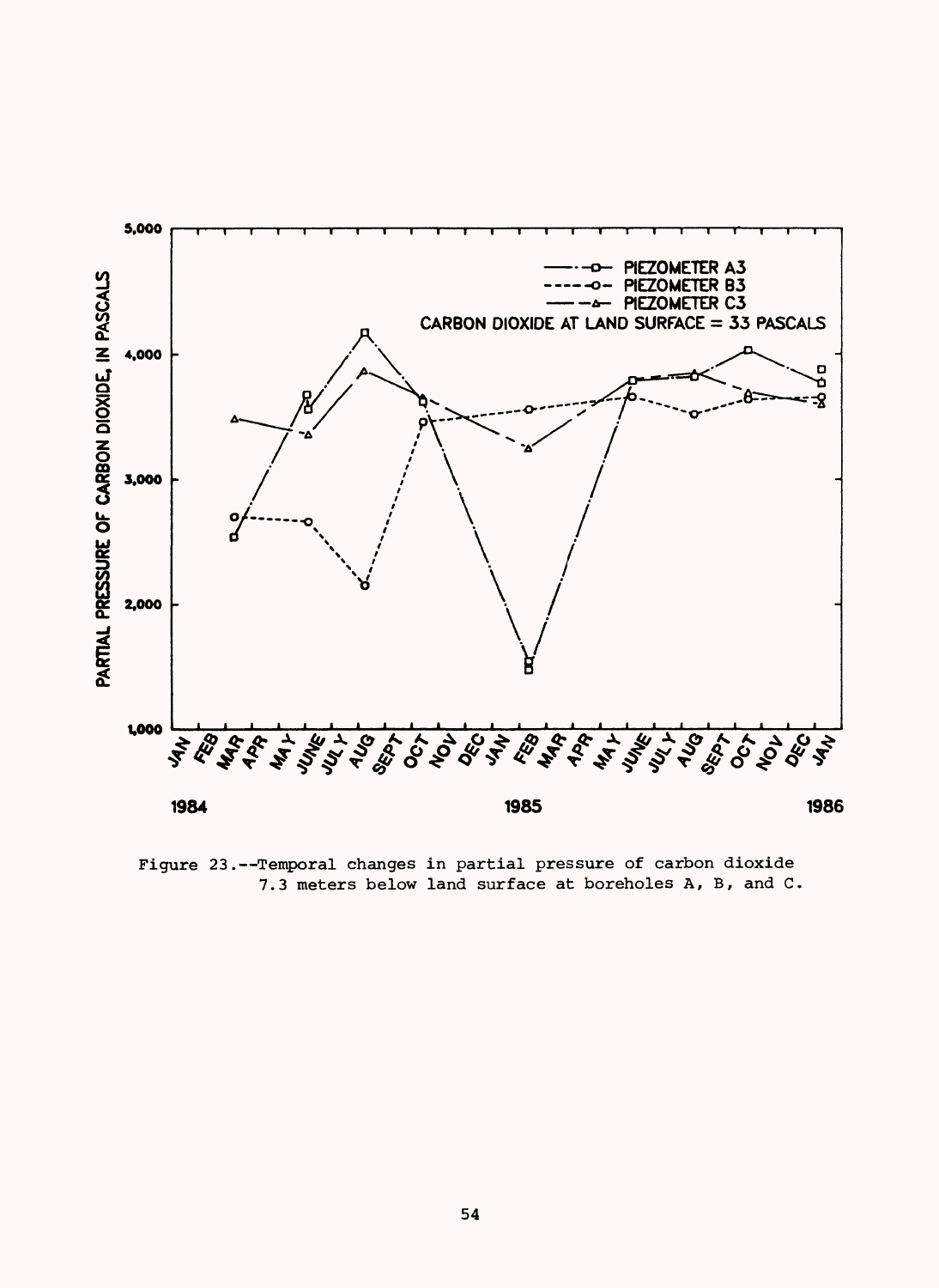Figure 23.--Temporal changes in partial pressure of carbon dioxide 7.3 meters below land surface at boreholes A, B, and C.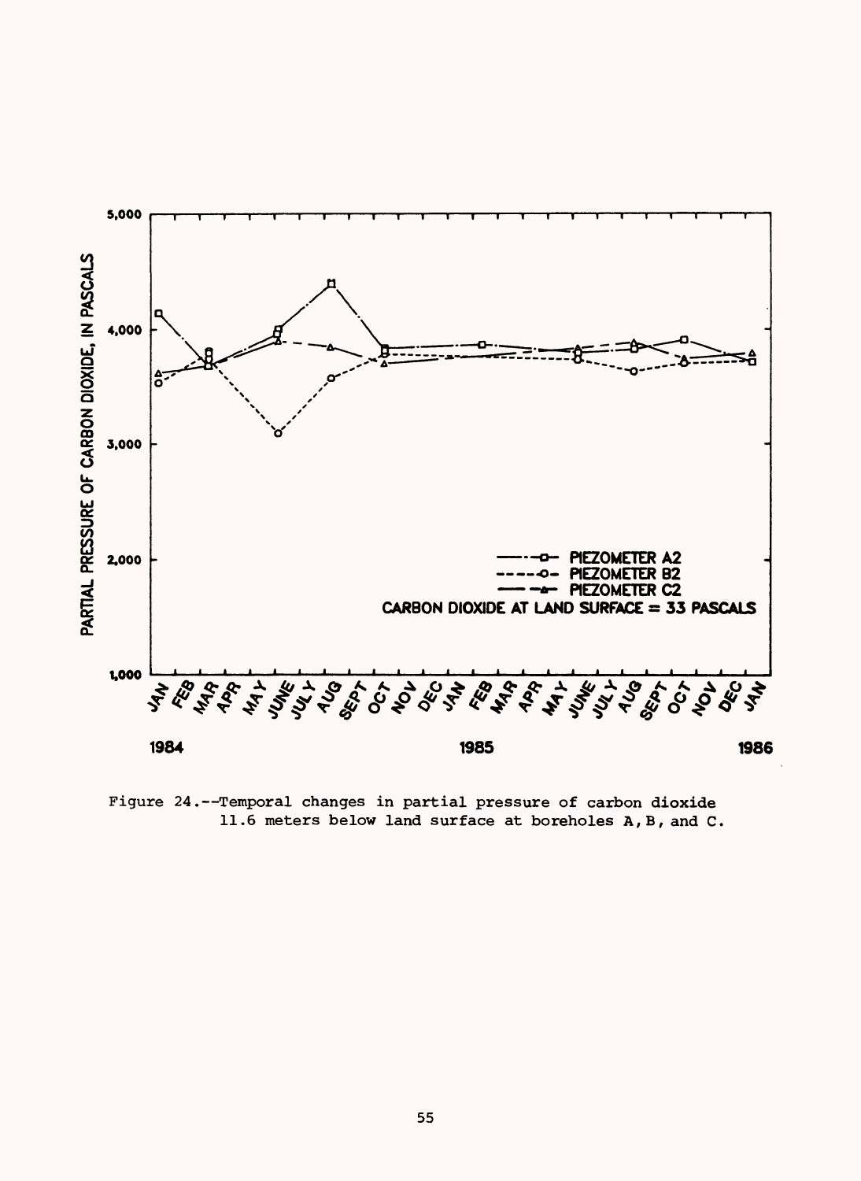Figure 24.--Temporal changes in partial pressure of carbon dioxide 11.6 meters below land surface at boreholes A, B, and C.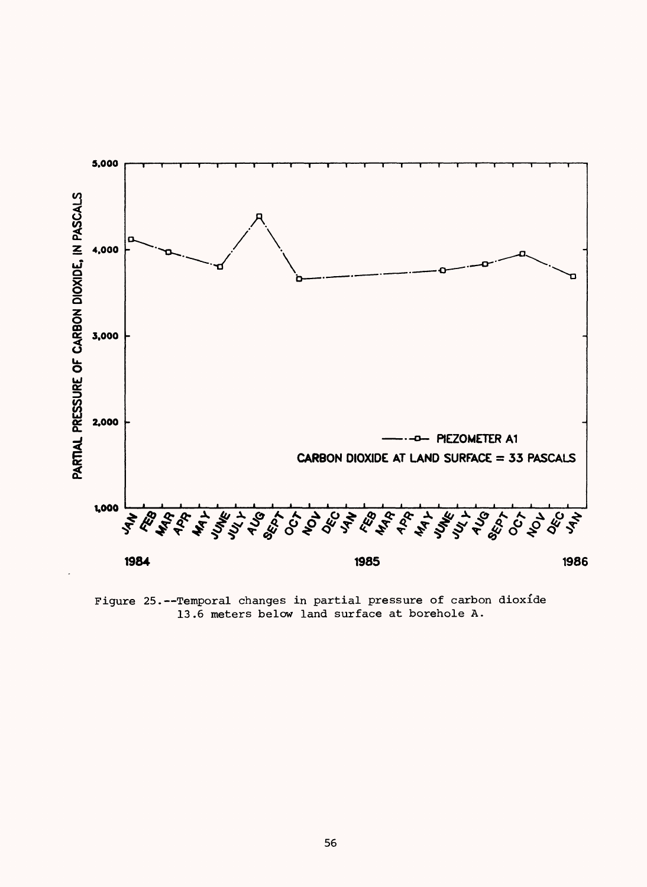Figure 25.--Temporal changes in partial pressure of carbon dioxide 13.6 meters below land surface at borehole A.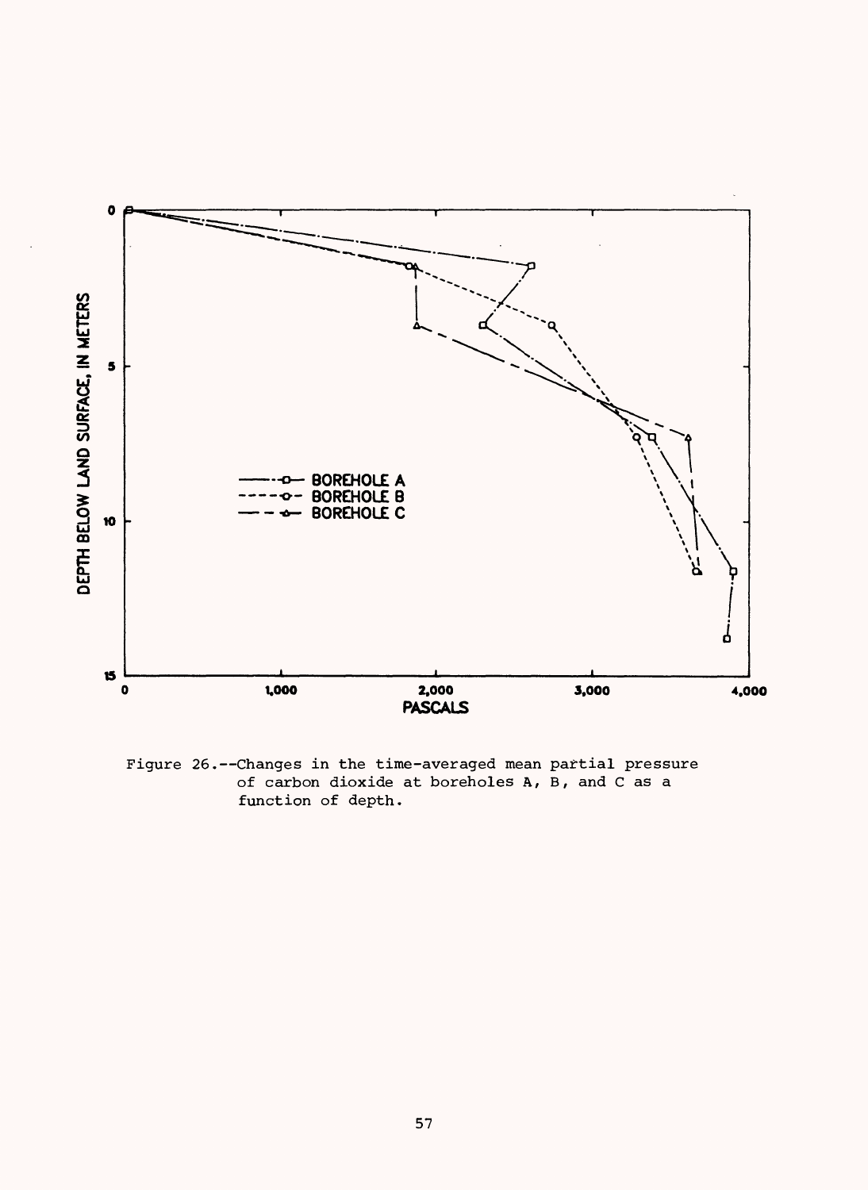Figure 26.--Changes in the time-averaged mean partial pressure of carbon dioxide at boreholes A, B, and C as a function of depth.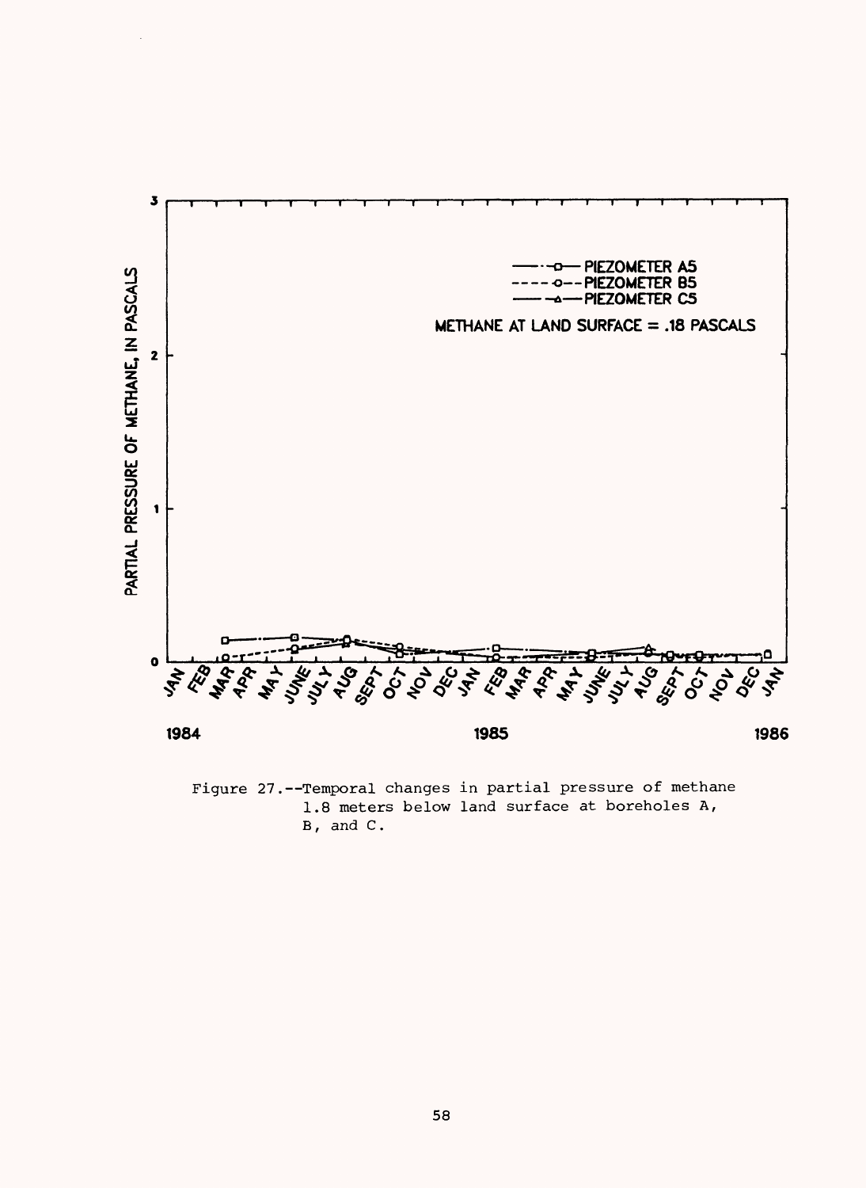Figure 27.--Temporal changes in partial pressure of methane 1.8 meters below land surface at boreholes A, B, and C.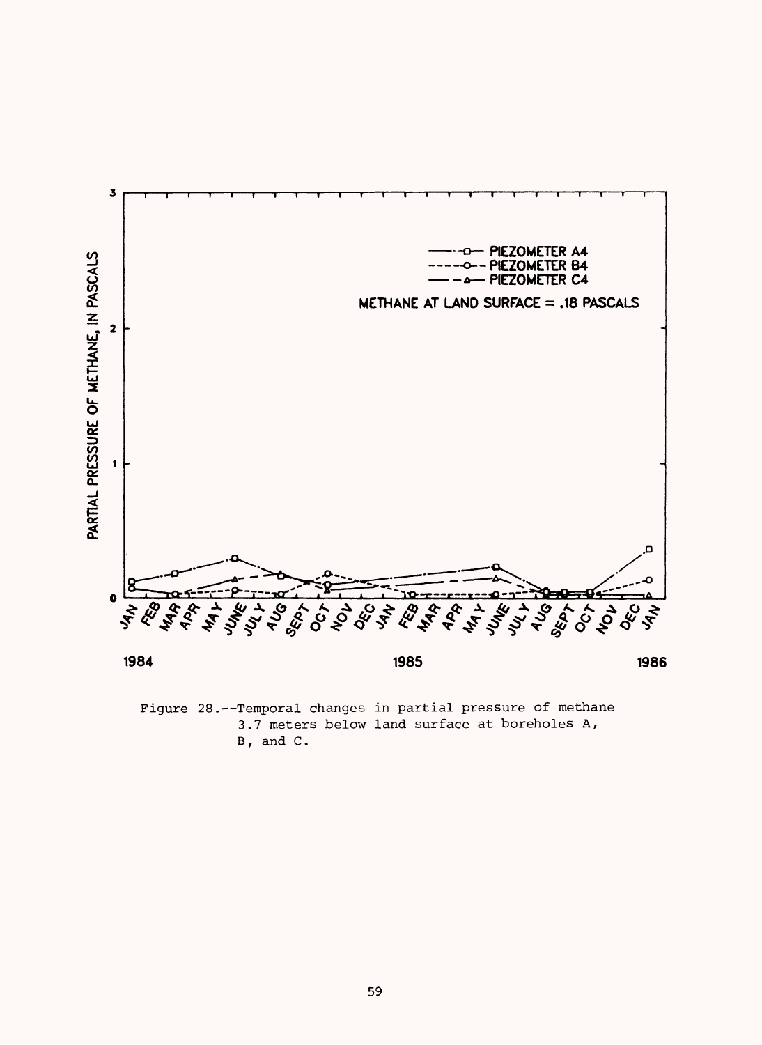Figure 28.--Temporal changes in partial pressure of methane 3.7 meters below land surface at boreholes A, B, and C.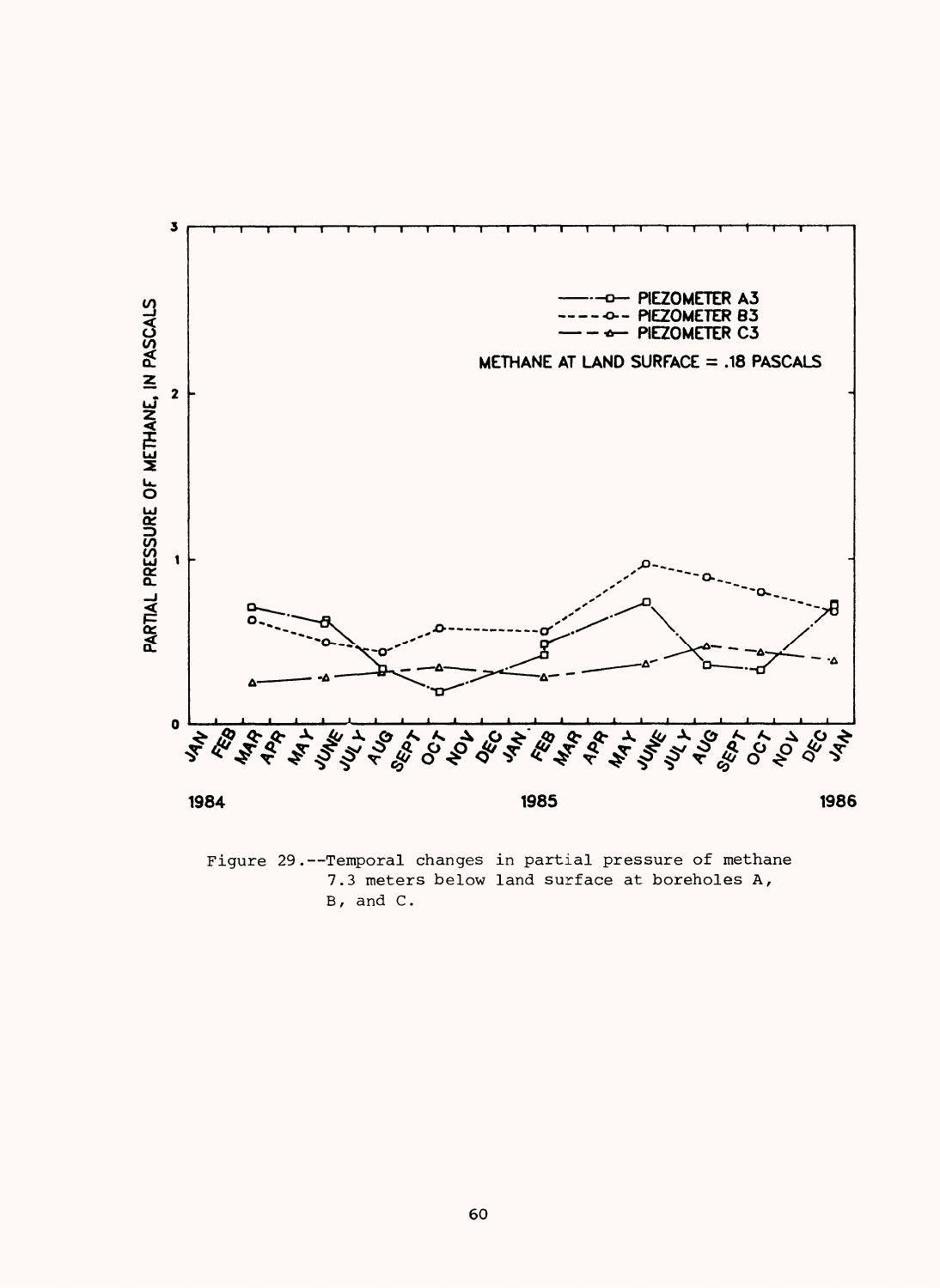Figure 29.--Temporal changes in partial pressure of methane 7.3 meters below land surface at boreholes A, B, and C.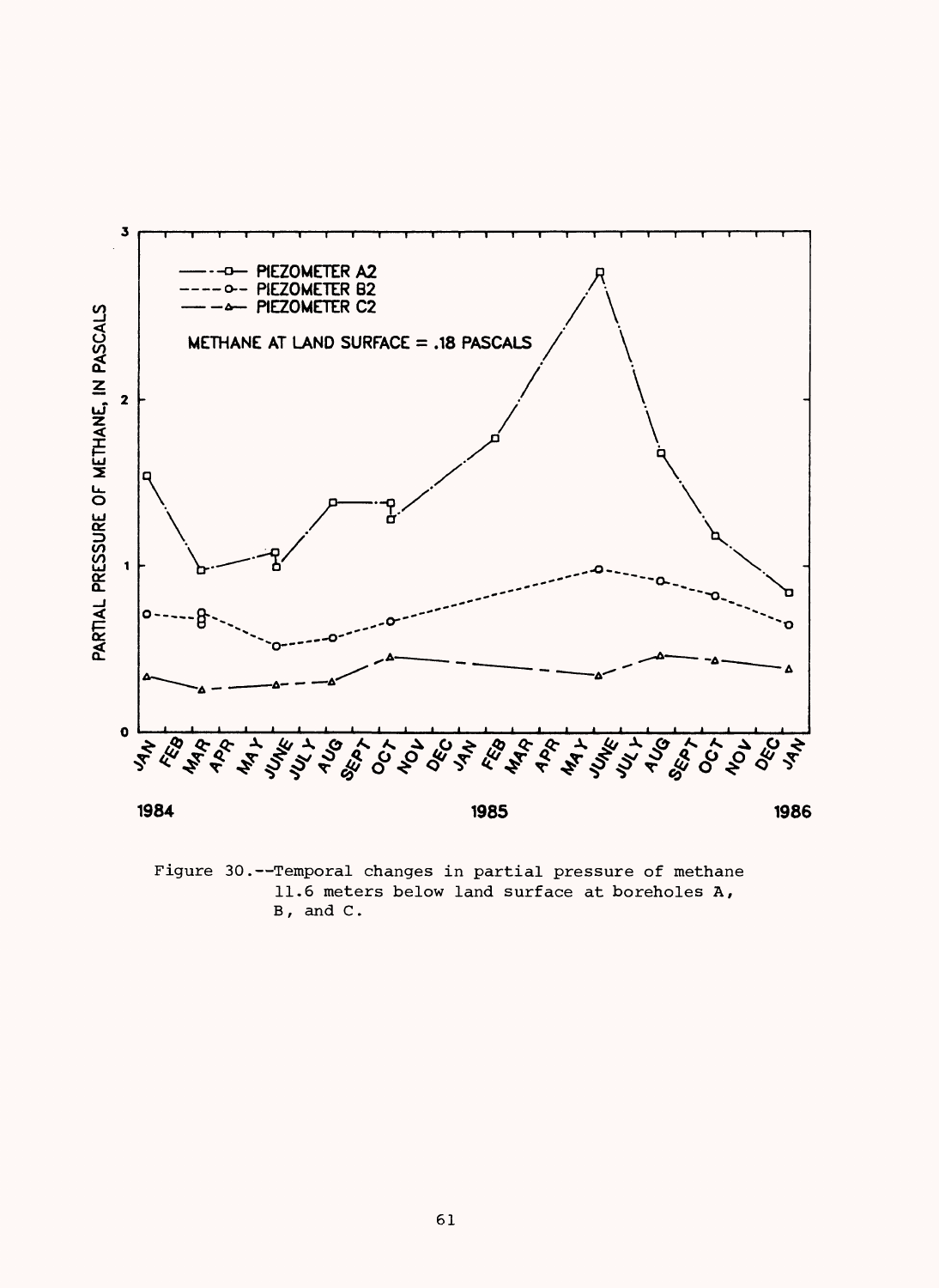Figure 30.--Temporal changes in partial pressure of methane 11.6 meters below land surface at boreholes A, B, and C.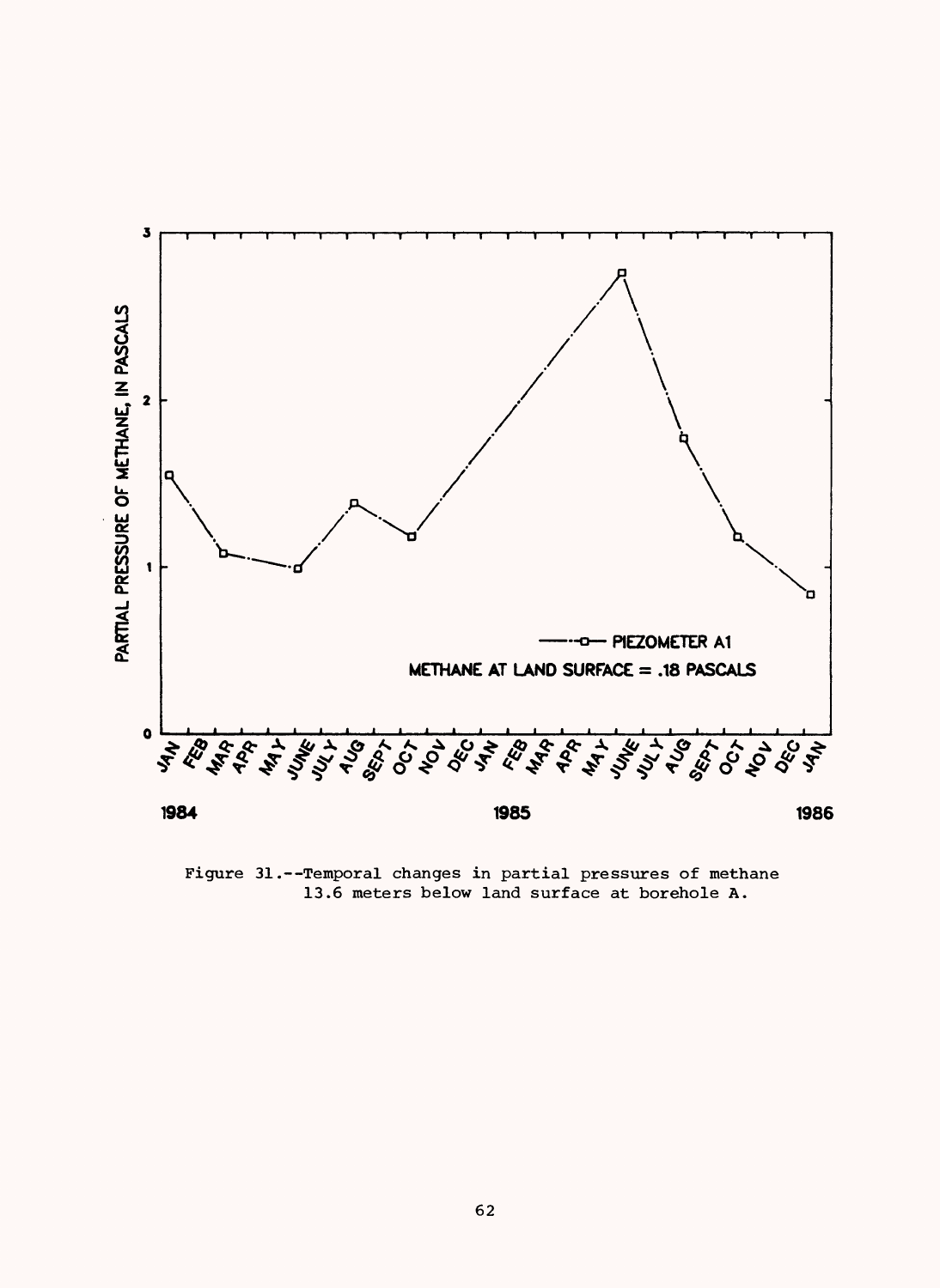Figure 31.--Temporal changes in partial pressures of methane 13.6 meters below land surface at borehole A.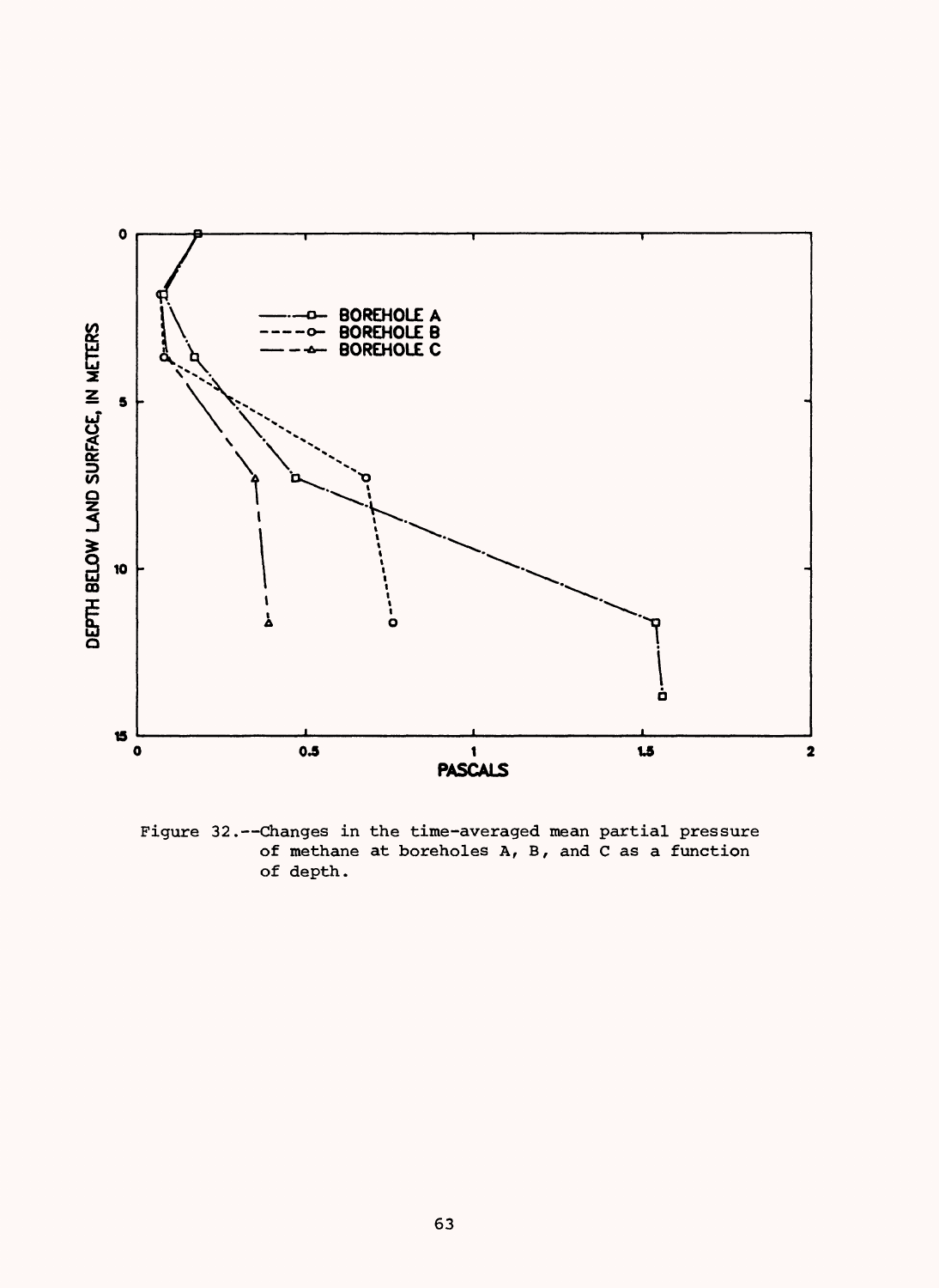Figure 32.--Changes in the time-averaged mean partial pressure of methane at boreholes A, B, and C as a function of depth.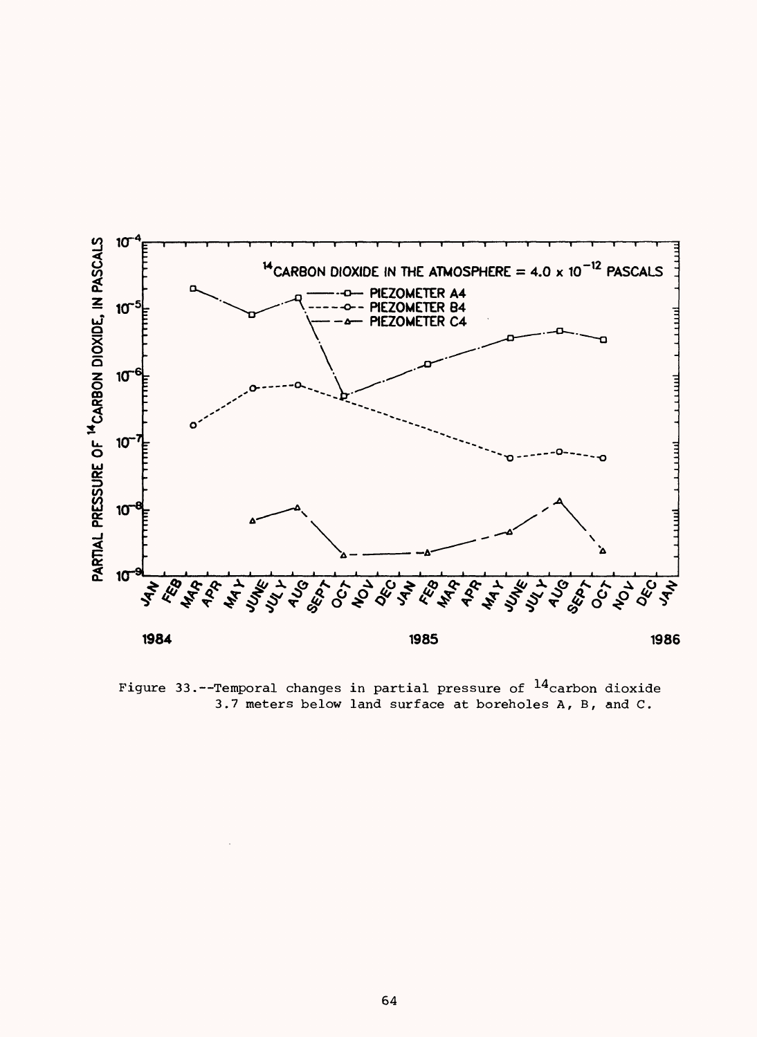Figure 33.--Temporal changes in partial pressure of $^{14}$carbon dioxide 3.7 meters below land surface at boreholes A, B, and C.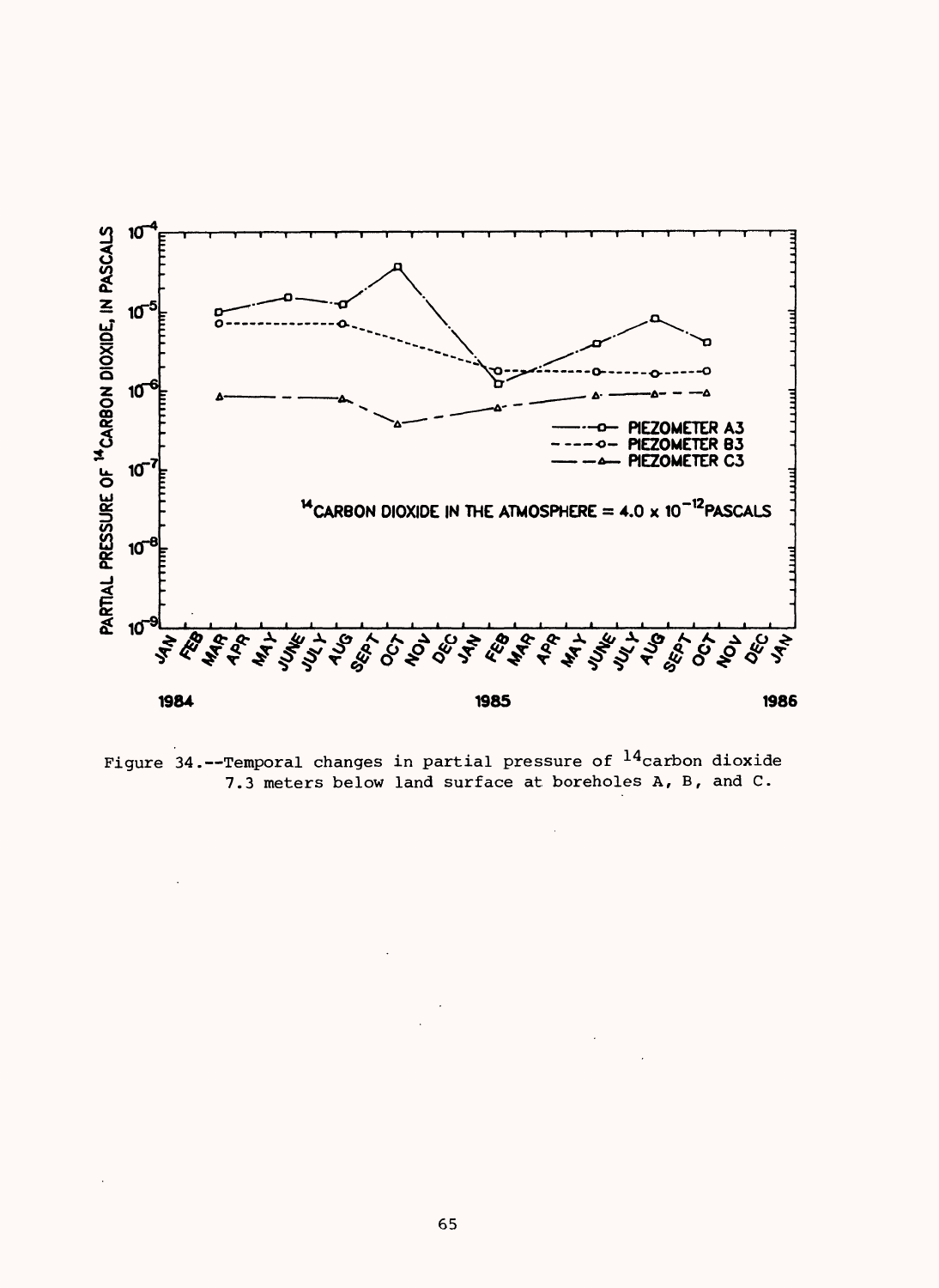Figure 34.--Temporal changes in partial pressure of $^{14}$carbon dioxide 7.3 meters below land surface at boreholes A, B, and C.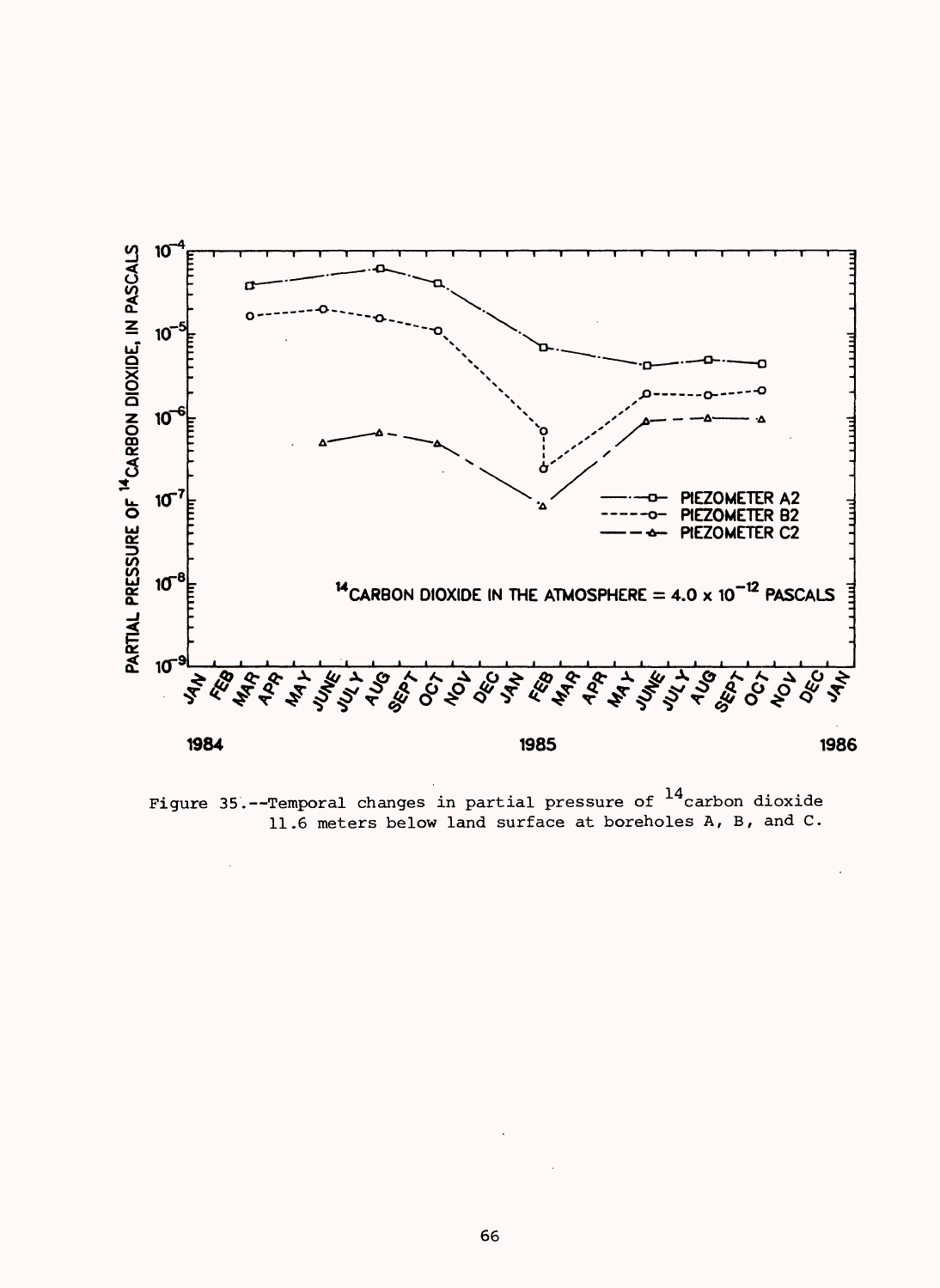Figure 35.--Temporal changes in partial pressure of $^{14}$carbon dioxide 11.6 meters below land surface at boreholes A, B, and C.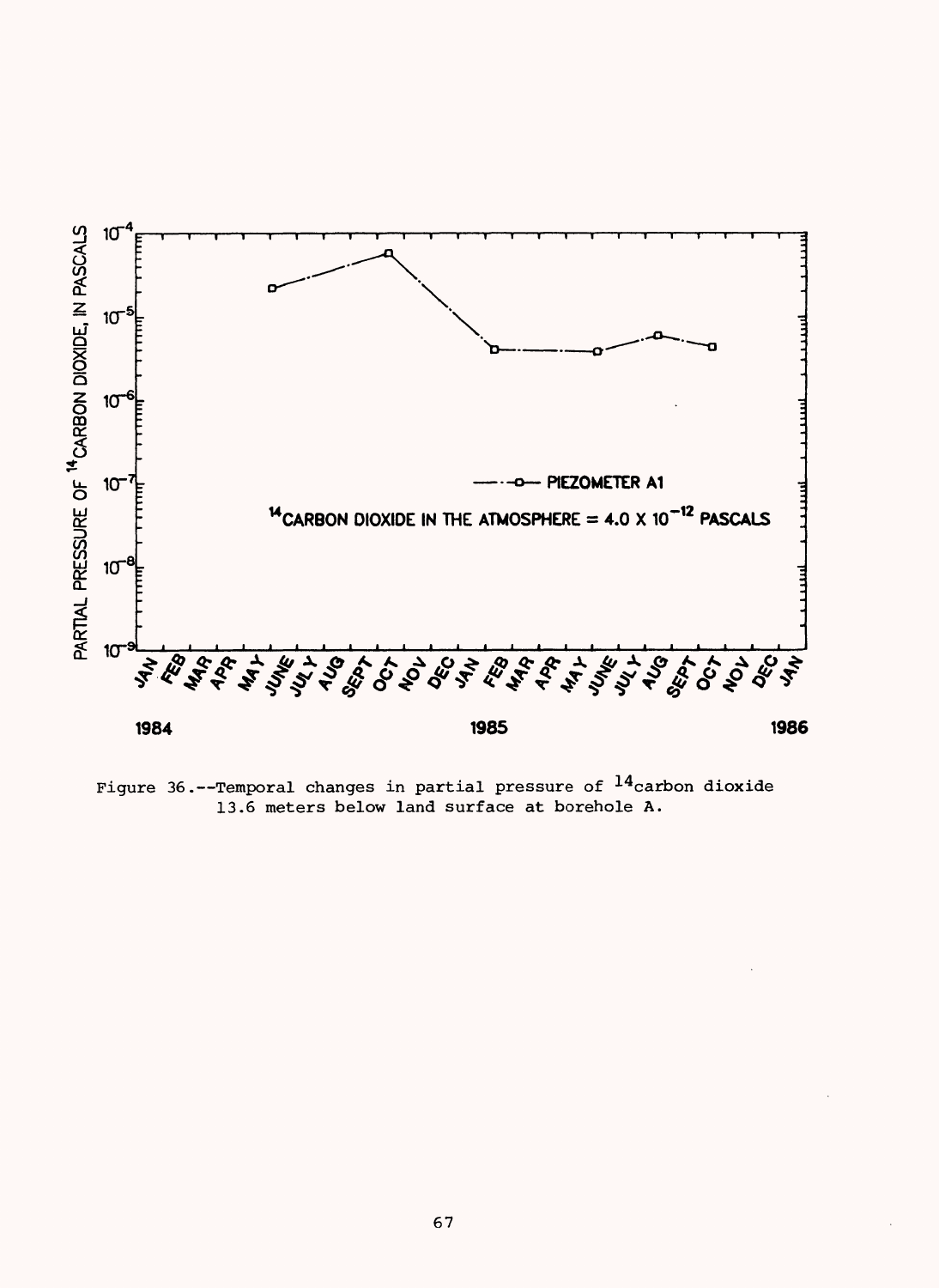Figure 36.--Temporal changes in partial pressure of $^{14}$carbon dioxide 13.6 meters below land surface at borehole A.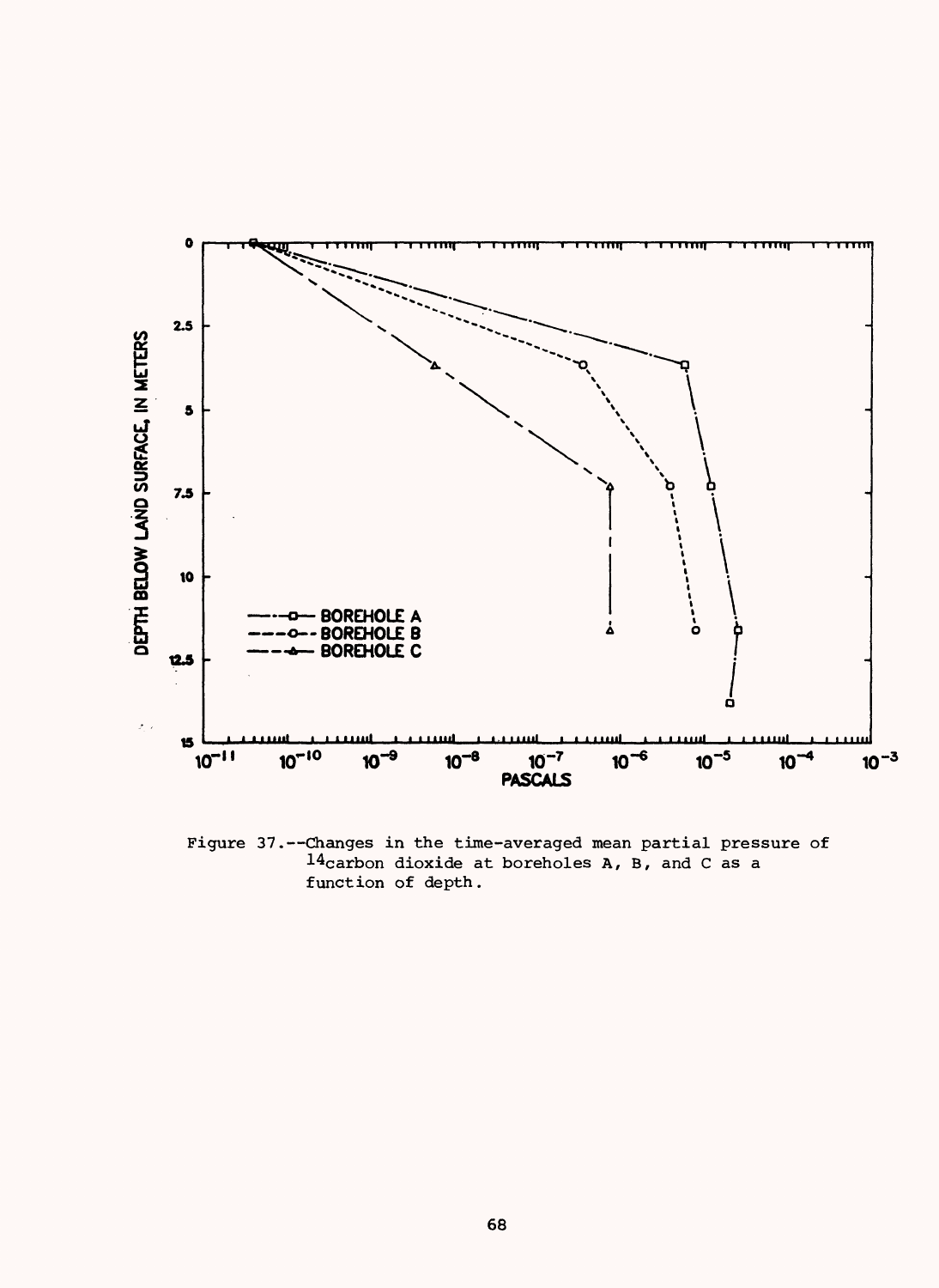Figure 37.--Changes in the time-averaged mean partial pressure of $^{14}$carbon dioxide at boreholes A, B, and C as a function of depth.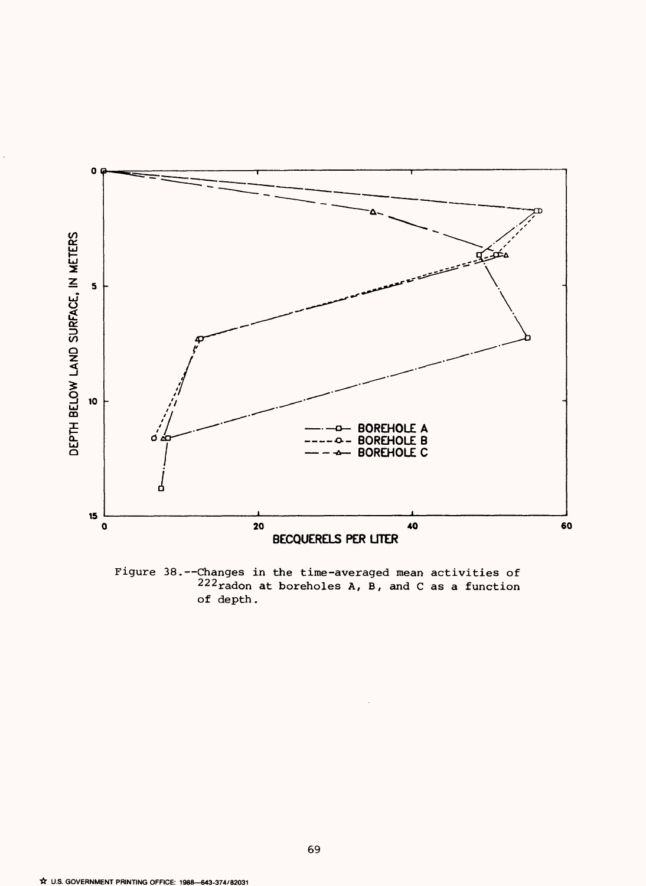DEPTH BELOW LAND SURFACE, IN METERS

0

5

10

15

0

20

40

60

BECQUERELS PER LITER

BOREHOLE A

BOREHOLE B

BOREHOLE C

Figure 38.--Changes in the time-averaged mean activities of $^{222}$radon at boreholes A, B, and C as a function of depth.

☆ U.S. GOVERNMENT PRINTING OFFICE: 1988—643-374/82031